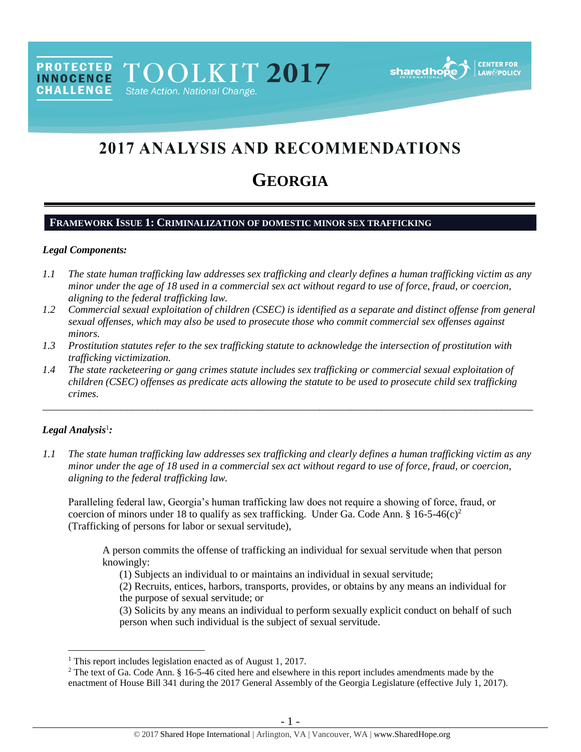PROTECTED INNOCENCE CHALLENGE TOOLKIT 2017 State Action. National Change.

sharedhope INTERNATIONAL | CENTER FOR LAW&POLICY

# 2017 ANALYSIS AND RECOMMENDATIONS

# GEORGIA

## FRAMEWORK ISSUE 1: CRIMINALIZATION OF DOMESTIC MINOR SEX TRAFFICKING

***Legal Components:***

*1.1 The state human trafficking law addresses sex trafficking and clearly defines a human trafficking victim as any minor under the age of 18 used in a commercial sex act without regard to use of force, fraud, or coercion, aligning to the federal trafficking law.*

*1.2 Commercial sexual exploitation of children (CSEC) is identified as a separate and distinct offense from general sexual offenses, which may also be used to prosecute those who commit commercial sex offenses against minors.*

*1.3 Prostitution statutes refer to the sex trafficking statute to acknowledge the intersection of prostitution with trafficking victimization.*

*1.4 The state racketeering or gang crimes statute includes sex trafficking or commercial sexual exploitation of children (CSEC) offenses as predicate acts allowing the statute to be used to prosecute child sex trafficking crimes.*

---

***Legal Analysis***[1]***:***

*1.1 The state human trafficking law addresses sex trafficking and clearly defines a human trafficking victim as any minor under the age of 18 used in a commercial sex act without regard to use of force, fraud, or coercion, aligning to the federal trafficking law.*

Paralleling federal law, Georgia's human trafficking law does not require a showing of force, fraud, or coercion of minors under 18 to qualify as sex trafficking. Under Ga. Code Ann. § 16-5-46(c)[2] (Trafficking of persons for labor or sexual servitude),

> A person commits the offense of trafficking an individual for sexual servitude when that person knowingly:
>
> (1) Subjects an individual to or maintains an individual in sexual servitude;
>
> (2) Recruits, entices, harbors, transports, provides, or obtains by any means an individual for the purpose of sexual servitude; or
>
> (3) Solicits by any means an individual to perform sexually explicit conduct on behalf of such person when such individual is the subject of sexual servitude.

---

[1] This report includes legislation enacted as of August 1, 2017.

[2] The text of Ga. Code Ann. § 16-5-46 cited here and elsewhere in this report includes amendments made by the enactment of House Bill 341 during the 2017 General Assembly of the Georgia Legislature (effective July 1, 2017).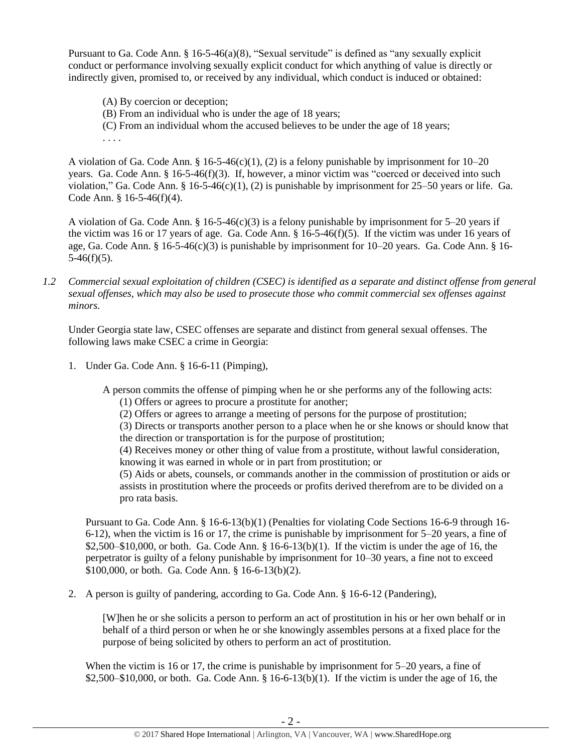Pursuant to Ga. Code Ann. § 16-5-46(a)(8), "Sexual servitude" is defined as "any sexually explicit conduct or performance involving sexually explicit conduct for which anything of value is directly or indirectly given, promised to, or received by any individual, which conduct is induced or obtained:

> (A) By coercion or deception;
> (B) From an individual who is under the age of 18 years;
> (C) From an individual whom the accused believes to be under the age of 18 years;
> . . . .

A violation of Ga. Code Ann. § 16-5-46(c)(1), (2) is a felony punishable by imprisonment for 10–20 years. Ga. Code Ann. § 16-5-46(f)(3). If, however, a minor victim was "coerced or deceived into such violation," Ga. Code Ann. § 16-5-46(c)(1), (2) is punishable by imprisonment for 25–50 years or life. Ga. Code Ann. § 16-5-46(f)(4).

A violation of Ga. Code Ann. § 16-5-46(c)(3) is a felony punishable by imprisonment for 5–20 years if the victim was 16 or 17 years of age. Ga. Code Ann. § 16-5-46(f)(5). If the victim was under 16 years of age, Ga. Code Ann. § 16-5-46(c)(3) is punishable by imprisonment for 10–20 years. Ga. Code Ann. § 16-5-46(f)(5).

*1.2 Commercial sexual exploitation of children (CSEC) is identified as a separate and distinct offense from general sexual offenses, which may also be used to prosecute those who commit commercial sex offenses against minors.*

Under Georgia state law, CSEC offenses are separate and distinct from general sexual offenses. The following laws make CSEC a crime in Georgia:

1. Under Ga. Code Ann. § 16-6-11 (Pimping),

   > A person commits the offense of pimping when he or she performs any of the following acts:
   > (1) Offers or agrees to procure a prostitute for another;
   > (2) Offers or agrees to arrange a meeting of persons for the purpose of prostitution;
   > (3) Directs or transports another person to a place when he or she knows or should know that the direction or transportation is for the purpose of prostitution;
   > (4) Receives money or other thing of value from a prostitute, without lawful consideration, knowing it was earned in whole or in part from prostitution; or
   > (5) Aids or abets, counsels, or commands another in the commission of prostitution or aids or assists in prostitution where the proceeds or profits derived therefrom are to be divided on a pro rata basis.

   Pursuant to Ga. Code Ann. § 16-6-13(b)(1) (Penalties for violating Code Sections 16-6-9 through 16-6-12), when the victim is 16 or 17, the crime is punishable by imprisonment for 5–20 years, a fine of $2,500–$10,000, or both. Ga. Code Ann. § 16-6-13(b)(1). If the victim is under the age of 16, the perpetrator is guilty of a felony punishable by imprisonment for 10–30 years, a fine not to exceed $100,000, or both. Ga. Code Ann. § 16-6-13(b)(2).

2. A person is guilty of pandering, according to Ga. Code Ann. § 16-6-12 (Pandering),

   > [W]hen he or she solicits a person to perform an act of prostitution in his or her own behalf or in behalf of a third person or when he or she knowingly assembles persons at a fixed place for the purpose of being solicited by others to perform an act of prostitution.

   When the victim is 16 or 17, the crime is punishable by imprisonment for 5–20 years, a fine of $2,500–$10,000, or both. Ga. Code Ann. § 16-6-13(b)(1). If the victim is under the age of 16, the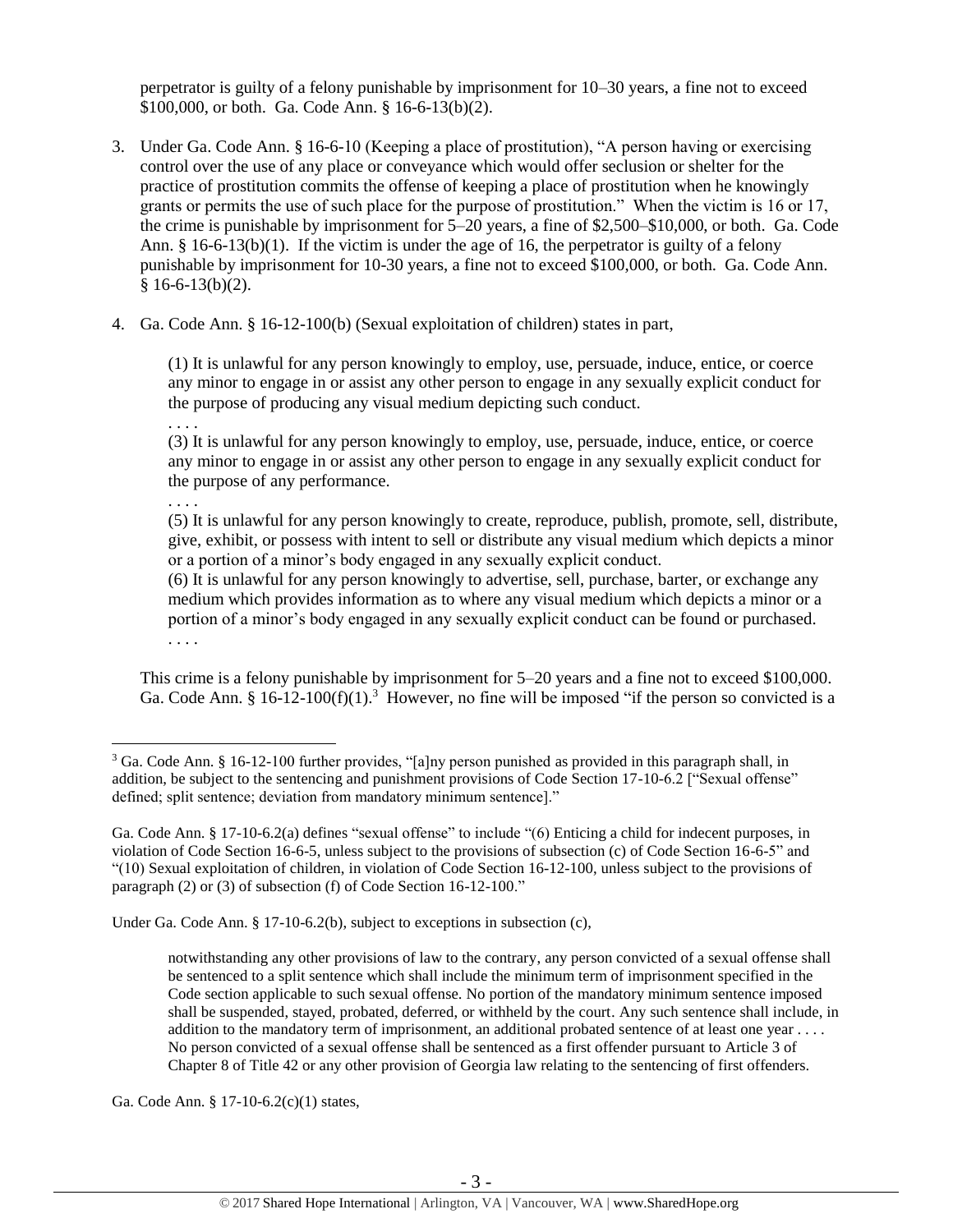perpetrator is guilty of a felony punishable by imprisonment for 10–30 years, a fine not to exceed $100,000, or both. Ga. Code Ann. § 16-6-13(b)(2).

3. Under Ga. Code Ann. § 16-6-10 (Keeping a place of prostitution), "A person having or exercising control over the use of any place or conveyance which would offer seclusion or shelter for the practice of prostitution commits the offense of keeping a place of prostitution when he knowingly grants or permits the use of such place for the purpose of prostitution." When the victim is 16 or 17, the crime is punishable by imprisonment for 5–20 years, a fine of $2,500–$10,000, or both. Ga. Code Ann. § 16-6-13(b)(1). If the victim is under the age of 16, the perpetrator is guilty of a felony punishable by imprisonment for 10-30 years, a fine not to exceed $100,000, or both. Ga. Code Ann. § 16-6-13(b)(2).

4. Ga. Code Ann. § 16-12-100(b) (Sexual exploitation of children) states in part,

   > (1) It is unlawful for any person knowingly to employ, use, persuade, induce, entice, or coerce any minor to engage in or assist any other person to engage in any sexually explicit conduct for the purpose of producing any visual medium depicting such conduct.
   > . . . .
   > (3) It is unlawful for any person knowingly to employ, use, persuade, induce, entice, or coerce any minor to engage in or assist any other person to engage in any sexually explicit conduct for the purpose of any performance.
   > . . . .
   > (5) It is unlawful for any person knowingly to create, reproduce, publish, promote, sell, distribute, give, exhibit, or possess with intent to sell or distribute any visual medium which depicts a minor or a portion of a minor's body engaged in any sexually explicit conduct.
   > (6) It is unlawful for any person knowingly to advertise, sell, purchase, barter, or exchange any medium which provides information as to where any visual medium which depicts a minor or a portion of a minor's body engaged in any sexually explicit conduct can be found or purchased.
   > . . . .

   This crime is a felony punishable by imprisonment for 5–20 years and a fine not to exceed $100,000. Ga. Code Ann. § 16-12-100(f)(1).[3] However, no fine will be imposed "if the person so convicted is a

---

[3] Ga. Code Ann. § 16-12-100 further provides, "[a]ny person punished as provided in this paragraph shall, in addition, be subject to the sentencing and punishment provisions of Code Section 17-10-6.2 ["Sexual offense" defined; split sentence; deviation from mandatory minimum sentence]."

Ga. Code Ann. § 17-10-6.2(a) defines "sexual offense" to include "(6) Enticing a child for indecent purposes, in violation of Code Section 16-6-5, unless subject to the provisions of subsection (c) of Code Section 16-6-5" and "(10) Sexual exploitation of children, in violation of Code Section 16-12-100, unless subject to the provisions of paragraph (2) or (3) of subsection (f) of Code Section 16-12-100."

Under Ga. Code Ann. § 17-10-6.2(b), subject to exceptions in subsection (c),

> notwithstanding any other provisions of law to the contrary, any person convicted of a sexual offense shall be sentenced to a split sentence which shall include the minimum term of imprisonment specified in the Code section applicable to such sexual offense. No portion of the mandatory minimum sentence imposed shall be suspended, stayed, probated, deferred, or withheld by the court. Any such sentence shall include, in addition to the mandatory term of imprisonment, an additional probated sentence of at least one year . . . . No person convicted of a sexual offense shall be sentenced as a first offender pursuant to Article 3 of Chapter 8 of Title 42 or any other provision of Georgia law relating to the sentencing of first offenders.

Ga. Code Ann. § 17-10-6.2(c)(1) states,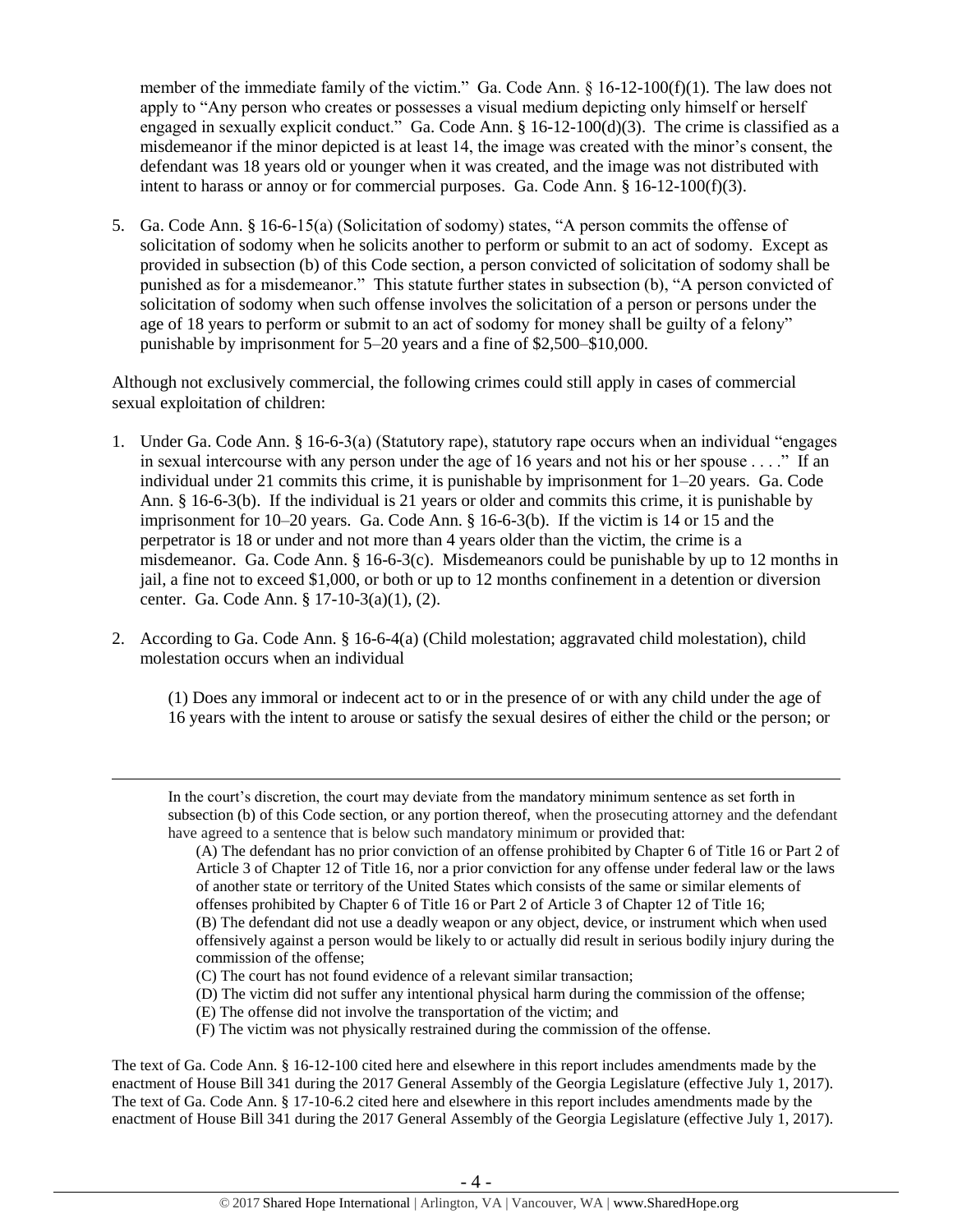member of the immediate family of the victim." Ga. Code Ann. § 16-12-100(f)(1). The law does not apply to "Any person who creates or possesses a visual medium depicting only himself or herself engaged in sexually explicit conduct." Ga. Code Ann. § 16-12-100(d)(3). The crime is classified as a misdemeanor if the minor depicted is at least 14, the image was created with the minor's consent, the defendant was 18 years old or younger when it was created, and the image was not distributed with intent to harass or annoy or for commercial purposes. Ga. Code Ann. § 16-12-100(f)(3).

5. Ga. Code Ann. § 16-6-15(a) (Solicitation of sodomy) states, "A person commits the offense of solicitation of sodomy when he solicits another to perform or submit to an act of sodomy. Except as provided in subsection (b) of this Code section, a person convicted of solicitation of sodomy shall be punished as for a misdemeanor." This statute further states in subsection (b), "A person convicted of solicitation of sodomy when such offense involves the solicitation of a person or persons under the age of 18 years to perform or submit to an act of sodomy for money shall be guilty of a felony" punishable by imprisonment for 5–20 years and a fine of $2,500–$10,000.

Although not exclusively commercial, the following crimes could still apply in cases of commercial sexual exploitation of children:

1. Under Ga. Code Ann. § 16-6-3(a) (Statutory rape), statutory rape occurs when an individual "engages in sexual intercourse with any person under the age of 16 years and not his or her spouse . . . ." If an individual under 21 commits this crime, it is punishable by imprisonment for 1–20 years. Ga. Code Ann. § 16-6-3(b). If the individual is 21 years or older and commits this crime, it is punishable by imprisonment for 10–20 years. Ga. Code Ann. § 16-6-3(b). If the victim is 14 or 15 and the perpetrator is 18 or under and not more than 4 years older than the victim, the crime is a misdemeanor. Ga. Code Ann. § 16-6-3(c). Misdemeanors could be punishable by up to 12 months in jail, a fine not to exceed $1,000, or both or up to 12 months confinement in a detention or diversion center. Ga. Code Ann. § 17-10-3(a)(1), (2).

2. According to Ga. Code Ann. § 16-6-4(a) (Child molestation; aggravated child molestation), child molestation occurs when an individual

   (1) Does any immoral or indecent act to or in the presence of or with any child under the age of 16 years with the intent to arouse or satisfy the sexual desires of either the child or the person; or

---

In the court's discretion, the court may deviate from the mandatory minimum sentence as set forth in subsection (b) of this Code section, or any portion thereof, when the prosecuting attorney and the defendant have agreed to a sentence that is below such mandatory minimum or provided that:

(A) The defendant has no prior conviction of an offense prohibited by Chapter 6 of Title 16 or Part 2 of Article 3 of Chapter 12 of Title 16, nor a prior conviction for any offense under federal law or the laws of another state or territory of the United States which consists of the same or similar elements of offenses prohibited by Chapter 6 of Title 16 or Part 2 of Article 3 of Chapter 12 of Title 16;
(B) The defendant did not use a deadly weapon or any object, device, or instrument which when used offensively against a person would be likely to or actually did result in serious bodily injury during the commission of the offense;
(C) The court has not found evidence of a relevant similar transaction;
(D) The victim did not suffer any intentional physical harm during the commission of the offense;
(E) The offense did not involve the transportation of the victim; and
(F) The victim was not physically restrained during the commission of the offense.

The text of Ga. Code Ann. § 16-12-100 cited here and elsewhere in this report includes amendments made by the enactment of House Bill 341 during the 2017 General Assembly of the Georgia Legislature (effective July 1, 2017). The text of Ga. Code Ann. § 17-10-6.2 cited here and elsewhere in this report includes amendments made by the enactment of House Bill 341 during the 2017 General Assembly of the Georgia Legislature (effective July 1, 2017).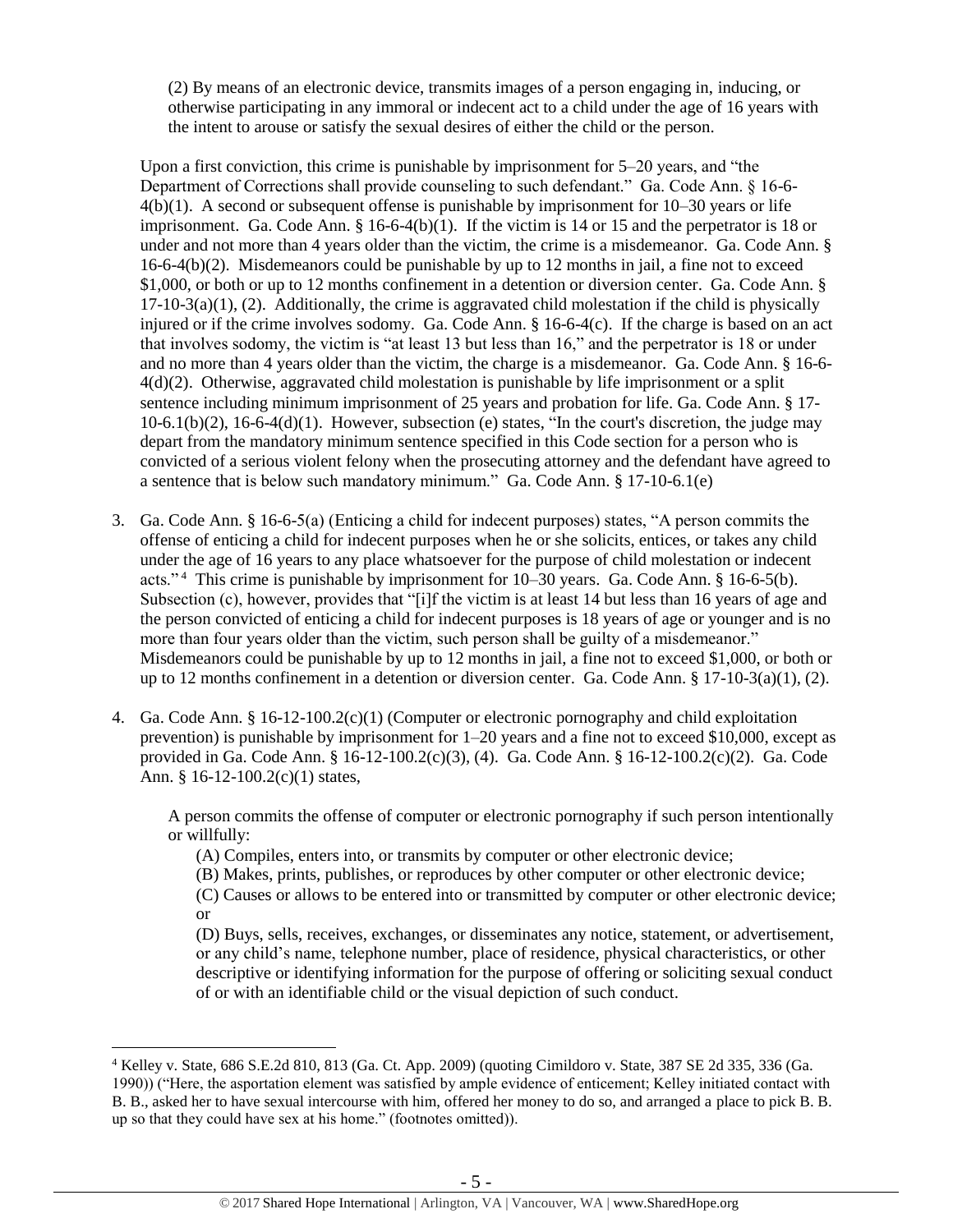(2) By means of an electronic device, transmits images of a person engaging in, inducing, or otherwise participating in any immoral or indecent act to a child under the age of 16 years with the intent to arouse or satisfy the sexual desires of either the child or the person.

Upon a first conviction, this crime is punishable by imprisonment for 5–20 years, and "the Department of Corrections shall provide counseling to such defendant." Ga. Code Ann. § 16-6-4(b)(1). A second or subsequent offense is punishable by imprisonment for 10–30 years or life imprisonment. Ga. Code Ann. § 16-6-4(b)(1). If the victim is 14 or 15 and the perpetrator is 18 or under and not more than 4 years older than the victim, the crime is a misdemeanor. Ga. Code Ann. § 16-6-4(b)(2). Misdemeanors could be punishable by up to 12 months in jail, a fine not to exceed $1,000, or both or up to 12 months confinement in a detention or diversion center. Ga. Code Ann. § 17-10-3(a)(1), (2). Additionally, the crime is aggravated child molestation if the child is physically injured or if the crime involves sodomy. Ga. Code Ann. § 16-6-4(c). If the charge is based on an act that involves sodomy, the victim is "at least 13 but less than 16," and the perpetrator is 18 or under and no more than 4 years older than the victim, the charge is a misdemeanor. Ga. Code Ann. § 16-6-4(d)(2). Otherwise, aggravated child molestation is punishable by life imprisonment or a split sentence including minimum imprisonment of 25 years and probation for life. Ga. Code Ann. § 17-10-6.1(b)(2), 16-6-4(d)(1). However, subsection (e) states, "In the court's discretion, the judge may depart from the mandatory minimum sentence specified in this Code section for a person who is convicted of a serious violent felony when the prosecuting attorney and the defendant have agreed to a sentence that is below such mandatory minimum." Ga. Code Ann. § 17-10-6.1(e)

3. Ga. Code Ann. § 16-6-5(a) (Enticing a child for indecent purposes) states, "A person commits the offense of enticing a child for indecent purposes when he or she solicits, entices, or takes any child under the age of 16 years to any place whatsoever for the purpose of child molestation or indecent acts."[4] This crime is punishable by imprisonment for 10–30 years. Ga. Code Ann. § 16-6-5(b). Subsection (c), however, provides that "[i]f the victim is at least 14 but less than 16 years of age and the person convicted of enticing a child for indecent purposes is 18 years of age or younger and is no more than four years older than the victim, such person shall be guilty of a misdemeanor." Misdemeanors could be punishable by up to 12 months in jail, a fine not to exceed $1,000, or both or up to 12 months confinement in a detention or diversion center. Ga. Code Ann. § 17-10-3(a)(1), (2).

4. Ga. Code Ann. § 16-12-100.2(c)(1) (Computer or electronic pornography and child exploitation prevention) is punishable by imprisonment for 1–20 years and a fine not to exceed $10,000, except as provided in Ga. Code Ann. § 16-12-100.2(c)(3), (4). Ga. Code Ann. § 16-12-100.2(c)(2). Ga. Code Ann. § 16-12-100.2(c)(1) states,

   A person commits the offense of computer or electronic pornography if such person intentionally or willfully:

   (A) Compiles, enters into, or transmits by computer or other electronic device;

   (B) Makes, prints, publishes, or reproduces by other computer or other electronic device;

   (C) Causes or allows to be entered into or transmitted by computer or other electronic device; or

   (D) Buys, sells, receives, exchanges, or disseminates any notice, statement, or advertisement, or any child's name, telephone number, place of residence, physical characteristics, or other descriptive or identifying information for the purpose of offering or soliciting sexual conduct of or with an identifiable child or the visual depiction of such conduct.

---

[4] Kelley v. State, 686 S.E.2d 810, 813 (Ga. Ct. App. 2009) (quoting Cimildoro v. State, 387 SE 2d 335, 336 (Ga. 1990)) ("Here, the asportation element was satisfied by ample evidence of enticement; Kelley initiated contact with B. B., asked her to have sexual intercourse with him, offered her money to do so, and arranged a place to pick B. B. up so that they could have sex at his home." (footnotes omitted)).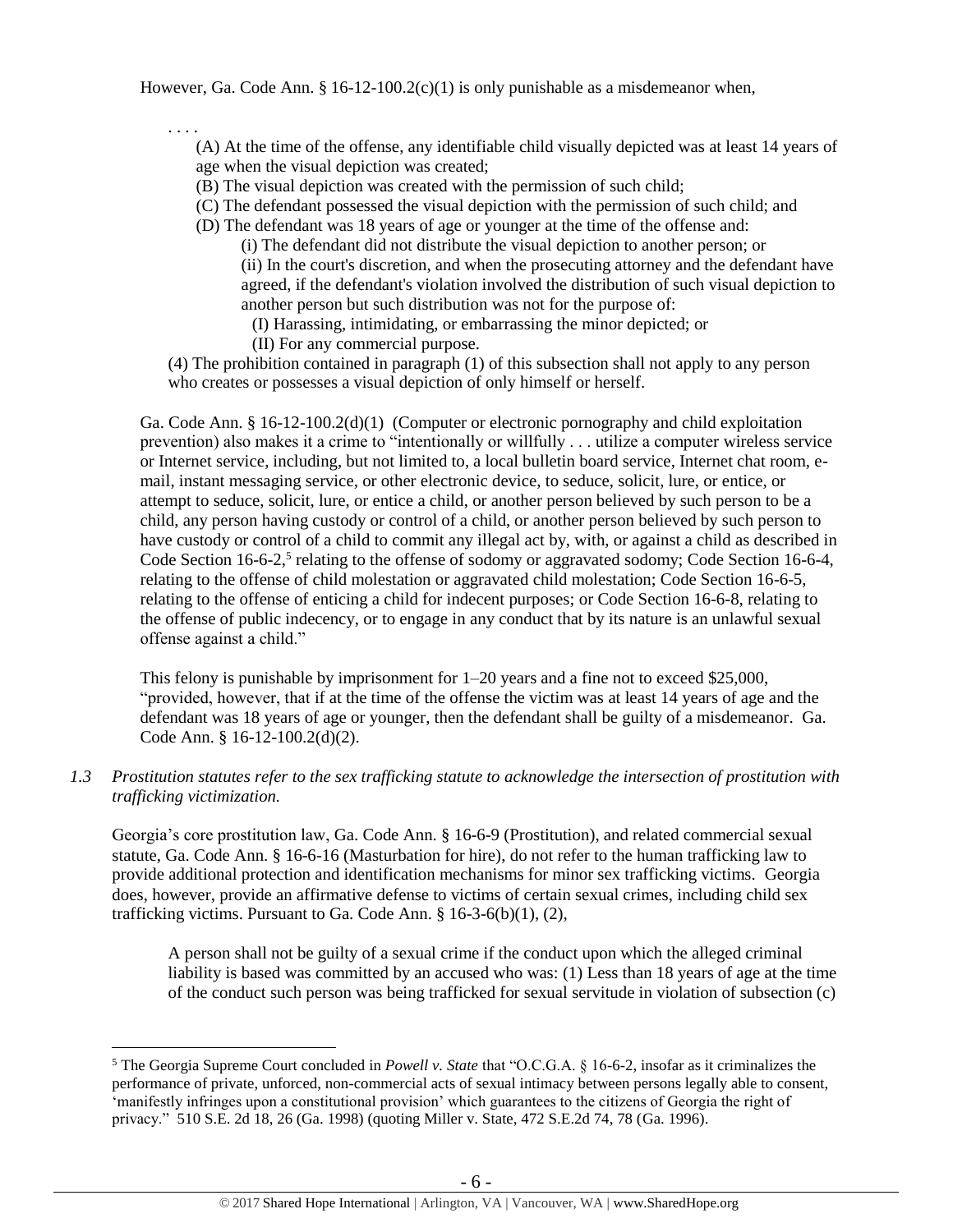However, Ga. Code Ann. § 16-12-100.2(c)(1) is only punishable as a misdemeanor when,

> . . . .
>
> (A) At the time of the offense, any identifiable child visually depicted was at least 14 years of age when the visual depiction was created;
> (B) The visual depiction was created with the permission of such child;
> (C) The defendant possessed the visual depiction with the permission of such child; and
> (D) The defendant was 18 years of age or younger at the time of the offense and:
>
> > (i) The defendant did not distribute the visual depiction to another person; or
> > (ii) In the court's discretion, and when the prosecuting attorney and the defendant have agreed, if the defendant's violation involved the distribution of such visual depiction to another person but such distribution was not for the purpose of:
> >
> > > (I) Harassing, intimidating, or embarrassing the minor depicted; or
> > > (II) For any commercial purpose.
>
> (4) The prohibition contained in paragraph (1) of this subsection shall not apply to any person who creates or possesses a visual depiction of only himself or herself.

Ga. Code Ann. § 16-12-100.2(d)(1) (Computer or electronic pornography and child exploitation prevention) also makes it a crime to "intentionally or willfully . . . utilize a computer wireless service or Internet service, including, but not limited to, a local bulletin board service, Internet chat room, e-mail, instant messaging service, or other electronic device, to seduce, solicit, lure, or entice, or attempt to seduce, solicit, lure, or entice a child, or another person believed by such person to be a child, any person having custody or control of a child, or another person believed by such person to have custody or control of a child to commit any illegal act by, with, or against a child as described in Code Section 16-6-2,[5] relating to the offense of sodomy or aggravated sodomy; Code Section 16-6-4, relating to the offense of child molestation or aggravated child molestation; Code Section 16-6-5, relating to the offense of enticing a child for indecent purposes; or Code Section 16-6-8, relating to the offense of public indecency, or to engage in any conduct that by its nature is an unlawful sexual offense against a child."

This felony is punishable by imprisonment for 1–20 years and a fine not to exceed $25,000, "provided, however, that if at the time of the offense the victim was at least 14 years of age and the defendant was 18 years of age or younger, then the defendant shall be guilty of a misdemeanor. Ga. Code Ann. § 16-12-100.2(d)(2).

*1.3 Prostitution statutes refer to the sex trafficking statute to acknowledge the intersection of prostitution with trafficking victimization.*

Georgia's core prostitution law, Ga. Code Ann. § 16-6-9 (Prostitution), and related commercial sexual statute, Ga. Code Ann. § 16-6-16 (Masturbation for hire), do not refer to the human trafficking law to provide additional protection and identification mechanisms for minor sex trafficking victims. Georgia does, however, provide an affirmative defense to victims of certain sexual crimes, including child sex trafficking victims. Pursuant to Ga. Code Ann. § 16-3-6(b)(1), (2),

> A person shall not be guilty of a sexual crime if the conduct upon which the alleged criminal liability is based was committed by an accused who was: (1) Less than 18 years of age at the time of the conduct such person was being trafficked for sexual servitude in violation of subsection (c)

---

[5] The Georgia Supreme Court concluded in *Powell v. State* that "O.C.G.A. § 16-6-2, insofar as it criminalizes the performance of private, unforced, non-commercial acts of sexual intimacy between persons legally able to consent, 'manifestly infringes upon a constitutional provision' which guarantees to the citizens of Georgia the right of privacy." 510 S.E. 2d 18, 26 (Ga. 1998) (quoting Miller v. State, 472 S.E.2d 74, 78 (Ga. 1996).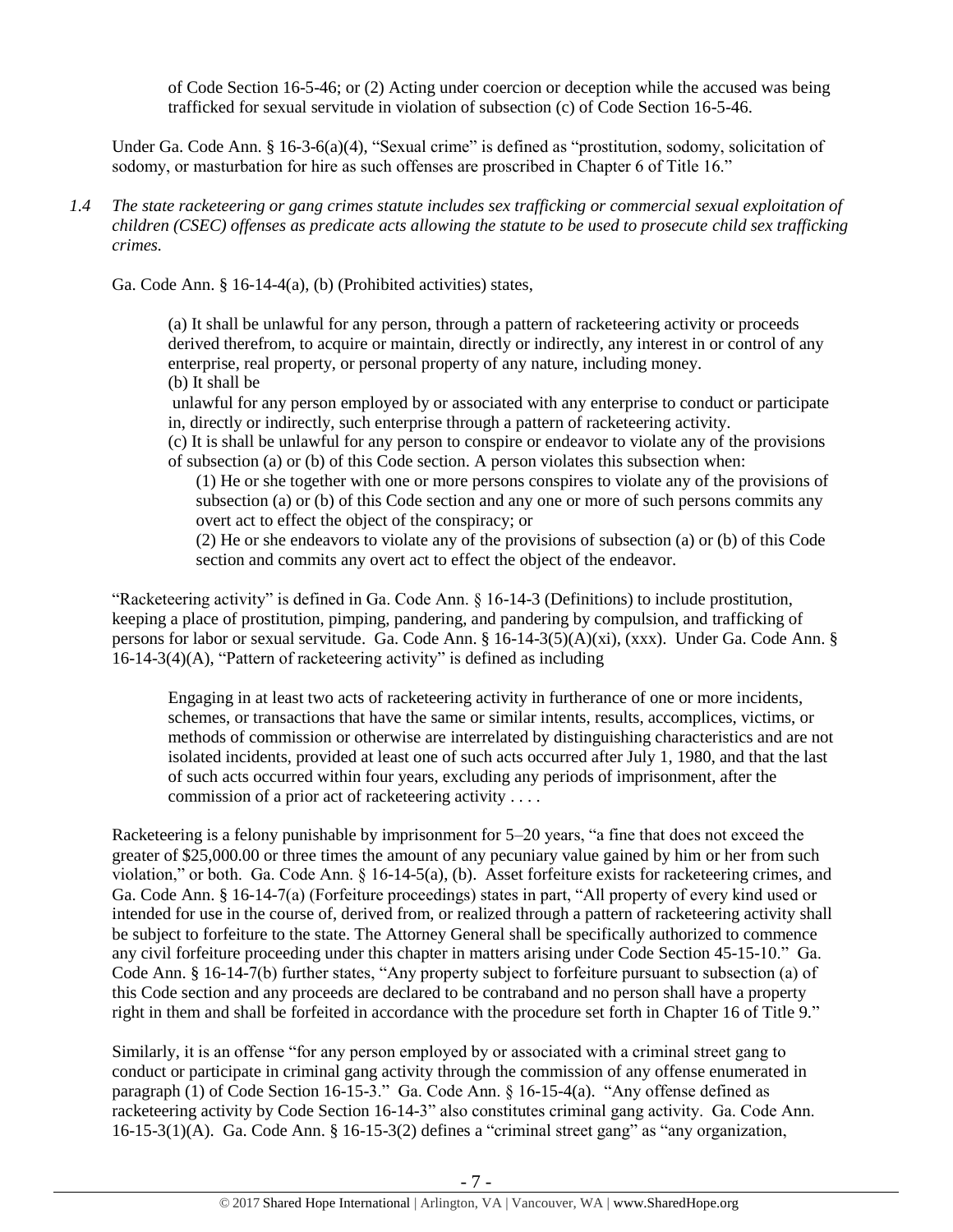of Code Section 16-5-46; or (2) Acting under coercion or deception while the accused was being trafficked for sexual servitude in violation of subsection (c) of Code Section 16-5-46.

Under Ga. Code Ann. § 16-3-6(a)(4), "Sexual crime" is defined as "prostitution, sodomy, solicitation of sodomy, or masturbation for hire as such offenses are proscribed in Chapter 6 of Title 16."

*1.4 The state racketeering or gang crimes statute includes sex trafficking or commercial sexual exploitation of children (CSEC) offenses as predicate acts allowing the statute to be used to prosecute child sex trafficking crimes.*

Ga. Code Ann. § 16-14-4(a), (b) (Prohibited activities) states,

> (a) It shall be unlawful for any person, through a pattern of racketeering activity or proceeds derived therefrom, to acquire or maintain, directly or indirectly, any interest in or control of any enterprise, real property, or personal property of any nature, including money.
> (b) It shall be
> unlawful for any person employed by or associated with any enterprise to conduct or participate in, directly or indirectly, such enterprise through a pattern of racketeering activity.
> (c) It is shall be unlawful for any person to conspire or endeavor to violate any of the provisions of subsection (a) or (b) of this Code section. A person violates this subsection when:
>
> (1) He or she together with one or more persons conspires to violate any of the provisions of subsection (a) or (b) of this Code section and any one or more of such persons commits any overt act to effect the object of the conspiracy; or
>
> (2) He or she endeavors to violate any of the provisions of subsection (a) or (b) of this Code section and commits any overt act to effect the object of the endeavor.

"Racketeering activity" is defined in Ga. Code Ann. § 16-14-3 (Definitions) to include prostitution, keeping a place of prostitution, pimping, pandering, and pandering by compulsion, and trafficking of persons for labor or sexual servitude. Ga. Code Ann. § 16-14-3(5)(A)(xi), (xxx). Under Ga. Code Ann. § 16-14-3(4)(A), "Pattern of racketeering activity" is defined as including

> Engaging in at least two acts of racketeering activity in furtherance of one or more incidents, schemes, or transactions that have the same or similar intents, results, accomplices, victims, or methods of commission or otherwise are interrelated by distinguishing characteristics and are not isolated incidents, provided at least one of such acts occurred after July 1, 1980, and that the last of such acts occurred within four years, excluding any periods of imprisonment, after the commission of a prior act of racketeering activity . . . .

Racketeering is a felony punishable by imprisonment for 5–20 years, "a fine that does not exceed the greater of $25,000.00 or three times the amount of any pecuniary value gained by him or her from such violation," or both. Ga. Code Ann. § 16-14-5(a), (b). Asset forfeiture exists for racketeering crimes, and Ga. Code Ann. § 16-14-7(a) (Forfeiture proceedings) states in part, "All property of every kind used or intended for use in the course of, derived from, or realized through a pattern of racketeering activity shall be subject to forfeiture to the state. The Attorney General shall be specifically authorized to commence any civil forfeiture proceeding under this chapter in matters arising under Code Section 45-15-10." Ga. Code Ann. § 16-14-7(b) further states, "Any property subject to forfeiture pursuant to subsection (a) of this Code section and any proceeds are declared to be contraband and no person shall have a property right in them and shall be forfeited in accordance with the procedure set forth in Chapter 16 of Title 9."

Similarly, it is an offense "for any person employed by or associated with a criminal street gang to conduct or participate in criminal gang activity through the commission of any offense enumerated in paragraph (1) of Code Section 16-15-3." Ga. Code Ann. § 16-15-4(a). "Any offense defined as racketeering activity by Code Section 16-14-3" also constitutes criminal gang activity. Ga. Code Ann. 16-15-3(1)(A). Ga. Code Ann. § 16-15-3(2) defines a "criminal street gang" as "any organization,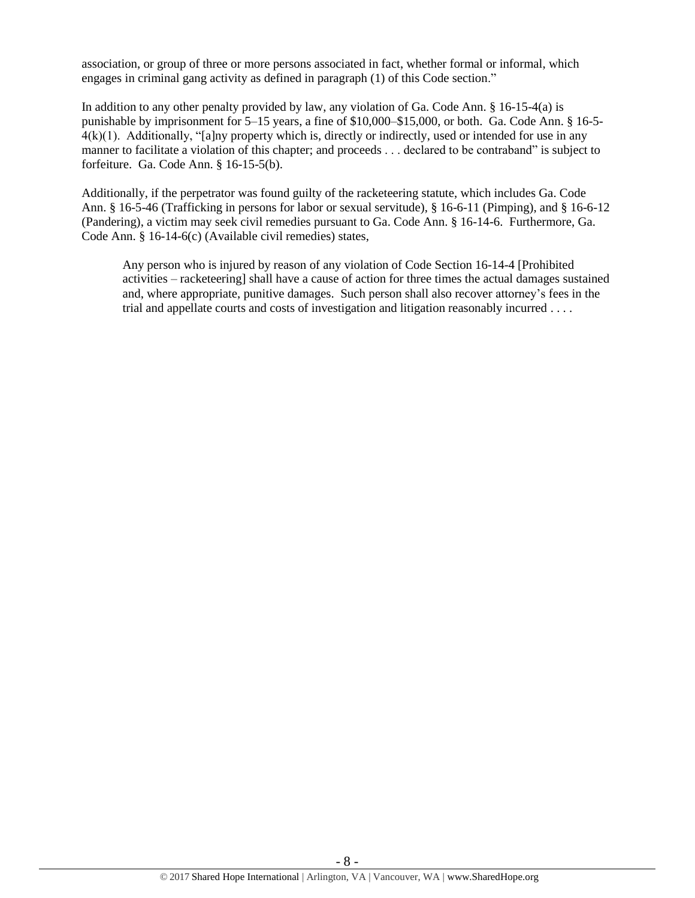association, or group of three or more persons associated in fact, whether formal or informal, which engages in criminal gang activity as defined in paragraph (1) of this Code section."

In addition to any other penalty provided by law, any violation of Ga. Code Ann. § 16-15-4(a) is punishable by imprisonment for 5–15 years, a fine of $10,000–$15,000, or both. Ga. Code Ann. § 16-5-4(k)(1). Additionally, "[a]ny property which is, directly or indirectly, used or intended for use in any manner to facilitate a violation of this chapter; and proceeds . . . declared to be contraband" is subject to forfeiture. Ga. Code Ann. § 16-15-5(b).

Additionally, if the perpetrator was found guilty of the racketeering statute, which includes Ga. Code Ann. § 16-5-46 (Trafficking in persons for labor or sexual servitude), § 16-6-11 (Pimping), and § 16-6-12 (Pandering), a victim may seek civil remedies pursuant to Ga. Code Ann. § 16-14-6. Furthermore, Ga. Code Ann. § 16-14-6(c) (Available civil remedies) states,

> Any person who is injured by reason of any violation of Code Section 16-14-4 [Prohibited activities – racketeering] shall have a cause of action for three times the actual damages sustained and, where appropriate, punitive damages. Such person shall also recover attorney's fees in the trial and appellate courts and costs of investigation and litigation reasonably incurred . . . .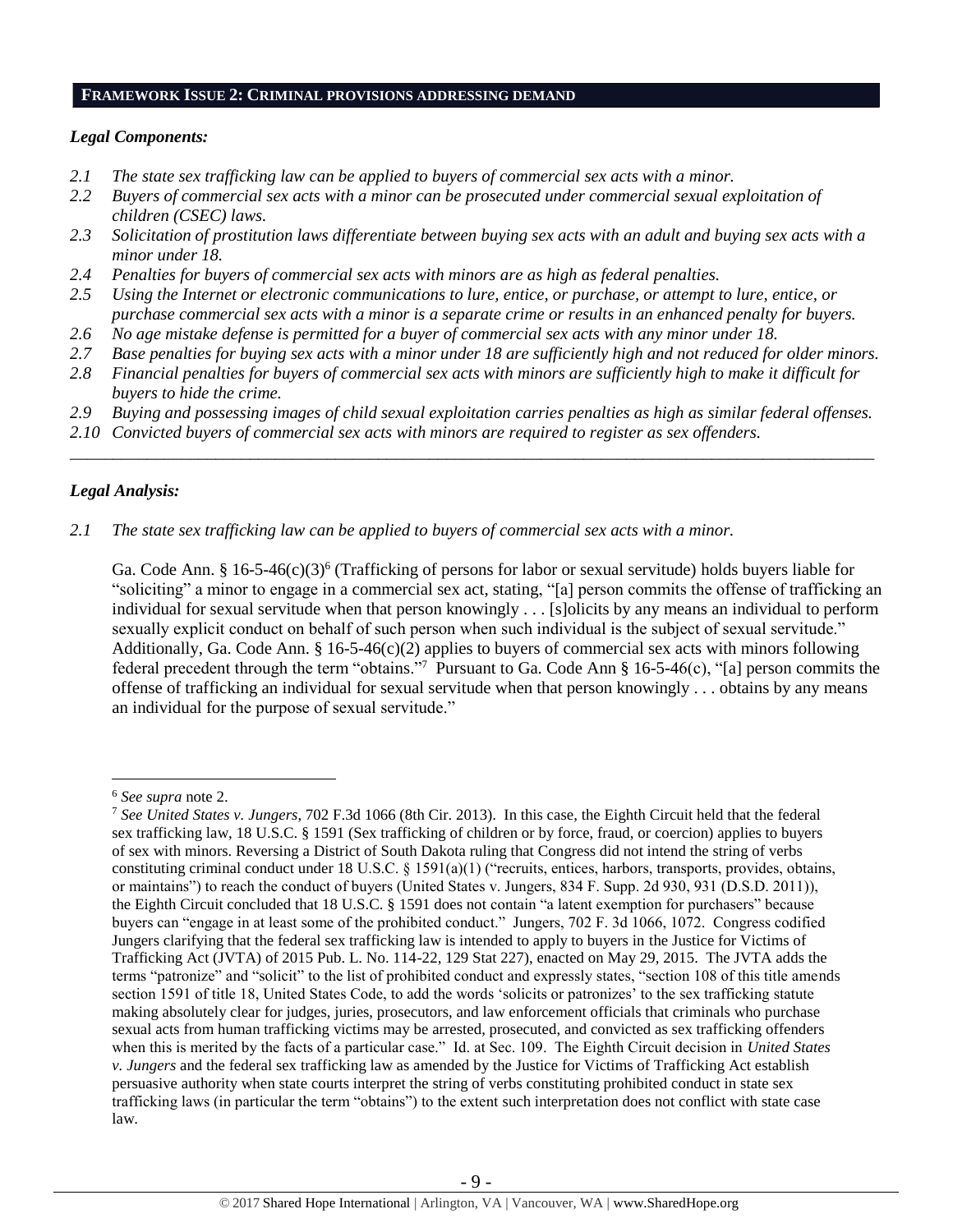## FRAMEWORK ISSUE 2: CRIMINAL PROVISIONS ADDRESSING DEMAND

### *Legal Components:*

*2.1 The state sex trafficking law can be applied to buyers of commercial sex acts with a minor.*
*2.2 Buyers of commercial sex acts with a minor can be prosecuted under commercial sexual exploitation of children (CSEC) laws.*
*2.3 Solicitation of prostitution laws differentiate between buying sex acts with an adult and buying sex acts with a minor under 18.*
*2.4 Penalties for buyers of commercial sex acts with minors are as high as federal penalties.*
*2.5 Using the Internet or electronic communications to lure, entice, or purchase, or attempt to lure, entice, or purchase commercial sex acts with a minor is a separate crime or results in an enhanced penalty for buyers.*
*2.6 No age mistake defense is permitted for a buyer of commercial sex acts with any minor under 18.*
*2.7 Base penalties for buying sex acts with a minor under 18 are sufficiently high and not reduced for older minors.*
*2.8 Financial penalties for buyers of commercial sex acts with minors are sufficiently high to make it difficult for buyers to hide the crime.*
*2.9 Buying and possessing images of child sexual exploitation carries penalties as high as similar federal offenses.*
*2.10 Convicted buyers of commercial sex acts with minors are required to register as sex offenders.*

---

### *Legal Analysis:*

*2.1 The state sex trafficking law can be applied to buyers of commercial sex acts with a minor.*

Ga. Code Ann. § 16-5-46(c)(3)[6] (Trafficking of persons for labor or sexual servitude) holds buyers liable for "soliciting" a minor to engage in a commercial sex act, stating, "[a] person commits the offense of trafficking an individual for sexual servitude when that person knowingly . . . [s]olicits by any means an individual to perform sexually explicit conduct on behalf of such person when such individual is the subject of sexual servitude." Additionally, Ga. Code Ann. § 16-5-46(c)(2) applies to buyers of commercial sex acts with minors following federal precedent through the term "obtains."[7] Pursuant to Ga. Code Ann § 16-5-46(c), "[a] person commits the offense of trafficking an individual for sexual servitude when that person knowingly . . . obtains by any means an individual for the purpose of sexual servitude."

---

[6] *See supra* note 2.

[7] *See United States v. Jungers*, 702 F.3d 1066 (8th Cir. 2013). In this case, the Eighth Circuit held that the federal sex trafficking law, 18 U.S.C. § 1591 (Sex trafficking of children or by force, fraud, or coercion) applies to buyers of sex with minors. Reversing a District of South Dakota ruling that Congress did not intend the string of verbs constituting criminal conduct under 18 U.S.C. § 1591(a)(1) ("recruits, entices, harbors, transports, provides, obtains, or maintains") to reach the conduct of buyers (United States v. Jungers, 834 F. Supp. 2d 930, 931 (D.S.D. 2011)), the Eighth Circuit concluded that 18 U.S.C. § 1591 does not contain "a latent exemption for purchasers" because buyers can "engage in at least some of the prohibited conduct." Jungers, 702 F. 3d 1066, 1072. Congress codified Jungers clarifying that the federal sex trafficking law is intended to apply to buyers in the Justice for Victims of Trafficking Act (JVTA) of 2015 Pub. L. No. 114-22, 129 Stat 227), enacted on May 29, 2015. The JVTA adds the terms "patronize" and "solicit" to the list of prohibited conduct and expressly states, "section 108 of this title amends section 1591 of title 18, United States Code, to add the words 'solicits or patronizes' to the sex trafficking statute making absolutely clear for judges, juries, prosecutors, and law enforcement officials that criminals who purchase sexual acts from human trafficking victims may be arrested, prosecuted, and convicted as sex trafficking offenders when this is merited by the facts of a particular case." Id. at Sec. 109. The Eighth Circuit decision in *United States v. Jungers* and the federal sex trafficking law as amended by the Justice for Victims of Trafficking Act establish persuasive authority when state courts interpret the string of verbs constituting prohibited conduct in state sex trafficking laws (in particular the term "obtains") to the extent such interpretation does not conflict with state case law.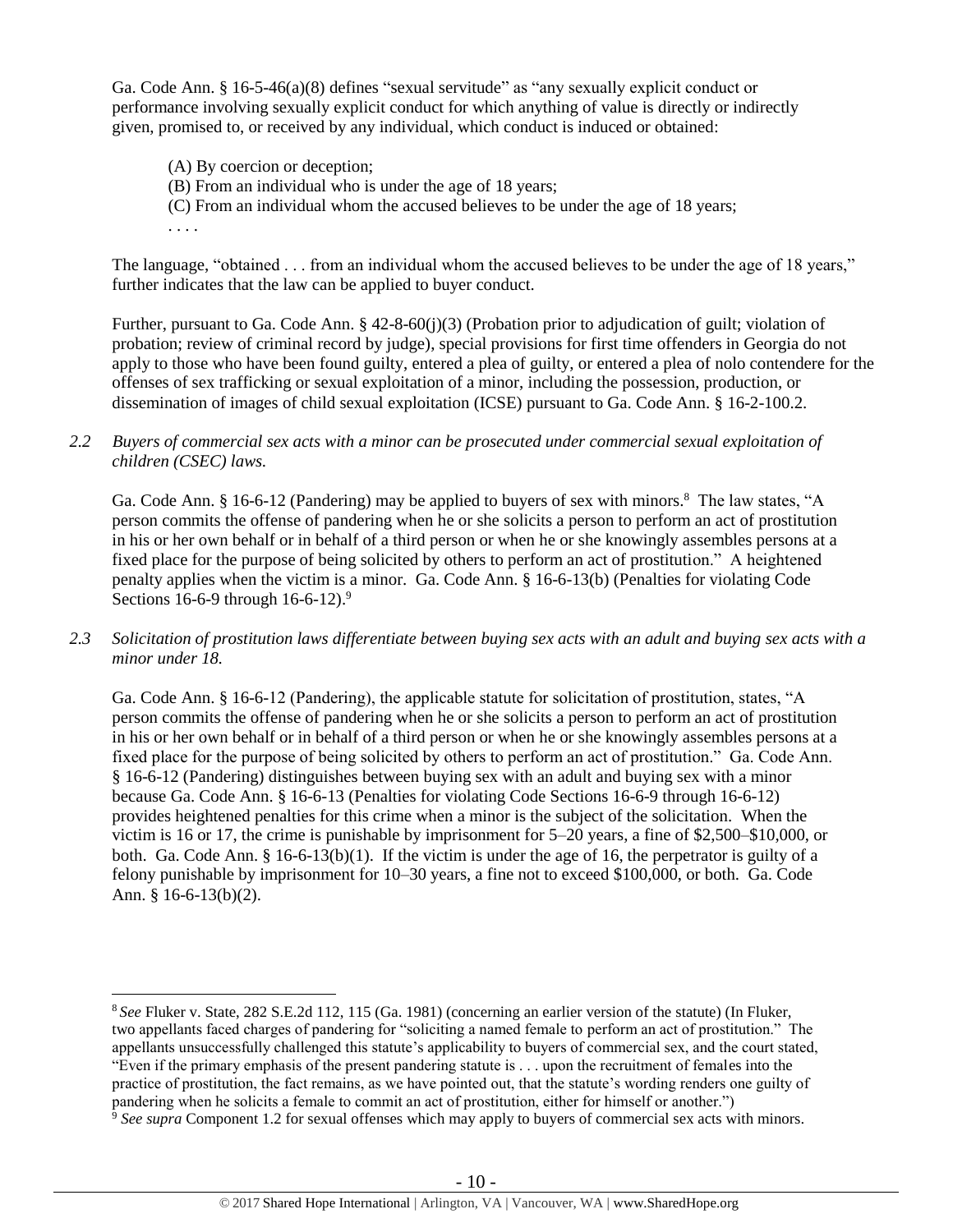Ga. Code Ann. § 16-5-46(a)(8) defines "sexual servitude" as "any sexually explicit conduct or performance involving sexually explicit conduct for which anything of value is directly or indirectly given, promised to, or received by any individual, which conduct is induced or obtained:

> (A) By coercion or deception;
> (B) From an individual who is under the age of 18 years;
> (C) From an individual whom the accused believes to be under the age of 18 years;
> . . . .

The language, "obtained . . . from an individual whom the accused believes to be under the age of 18 years," further indicates that the law can be applied to buyer conduct.

Further, pursuant to Ga. Code Ann. § 42-8-60(j)(3) (Probation prior to adjudication of guilt; violation of probation; review of criminal record by judge), special provisions for first time offenders in Georgia do not apply to those who have been found guilty, entered a plea of guilty, or entered a plea of nolo contendere for the offenses of sex trafficking or sexual exploitation of a minor, including the possession, production, or dissemination of images of child sexual exploitation (ICSE) pursuant to Ga. Code Ann. § 16-2-100.2.

*2.2 Buyers of commercial sex acts with a minor can be prosecuted under commercial sexual exploitation of children (CSEC) laws.*

Ga. Code Ann. § 16-6-12 (Pandering) may be applied to buyers of sex with minors.[8] The law states, "A person commits the offense of pandering when he or she solicits a person to perform an act of prostitution in his or her own behalf or in behalf of a third person or when he or she knowingly assembles persons at a fixed place for the purpose of being solicited by others to perform an act of prostitution." A heightened penalty applies when the victim is a minor. Ga. Code Ann. § 16-6-13(b) (Penalties for violating Code Sections 16-6-9 through 16-6-12).[9]

*2.3 Solicitation of prostitution laws differentiate between buying sex acts with an adult and buying sex acts with a minor under 18.*

Ga. Code Ann. § 16-6-12 (Pandering), the applicable statute for solicitation of prostitution, states, "A person commits the offense of pandering when he or she solicits a person to perform an act of prostitution in his or her own behalf or in behalf of a third person or when he or she knowingly assembles persons at a fixed place for the purpose of being solicited by others to perform an act of prostitution." Ga. Code Ann. § 16-6-12 (Pandering) distinguishes between buying sex with an adult and buying sex with a minor because Ga. Code Ann. § 16-6-13 (Penalties for violating Code Sections 16-6-9 through 16-6-12) provides heightened penalties for this crime when a minor is the subject of the solicitation. When the victim is 16 or 17, the crime is punishable by imprisonment for 5–20 years, a fine of $2,500–$10,000, or both. Ga. Code Ann. § 16-6-13(b)(1). If the victim is under the age of 16, the perpetrator is guilty of a felony punishable by imprisonment for 10–30 years, a fine not to exceed $100,000, or both. Ga. Code Ann. § 16-6-13(b)(2).

---

[8] *See* Fluker v. State, 282 S.E.2d 112, 115 (Ga. 1981) (concerning an earlier version of the statute) (In Fluker, two appellants faced charges of pandering for "soliciting a named female to perform an act of prostitution." The appellants unsuccessfully challenged this statute's applicability to buyers of commercial sex, and the court stated, "Even if the primary emphasis of the present pandering statute is . . . upon the recruitment of females into the practice of prostitution, the fact remains, as we have pointed out, that the statute's wording renders one guilty of pandering when he solicits a female to commit an act of prostitution, either for himself or another.")

[9] *See supra* Component 1.2 for sexual offenses which may apply to buyers of commercial sex acts with minors.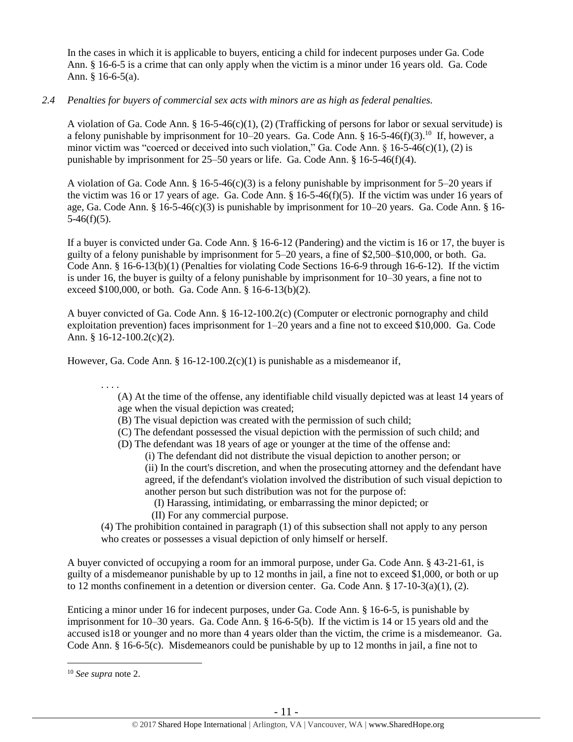In the cases in which it is applicable to buyers, enticing a child for indecent purposes under Ga. Code Ann. § 16-6-5 is a crime that can only apply when the victim is a minor under 16 years old. Ga. Code Ann. § 16-6-5(a).

*2.4 Penalties for buyers of commercial sex acts with minors are as high as federal penalties.*

A violation of Ga. Code Ann. § 16-5-46(c)(1), (2) (Trafficking of persons for labor or sexual servitude) is a felony punishable by imprisonment for 10–20 years. Ga. Code Ann. § 16-5-46(f)(3).[10] If, however, a minor victim was "coerced or deceived into such violation," Ga. Code Ann. § 16-5-46(c)(1), (2) is punishable by imprisonment for 25–50 years or life. Ga. Code Ann. § 16-5-46(f)(4).

A violation of Ga. Code Ann. § 16-5-46(c)(3) is a felony punishable by imprisonment for 5–20 years if the victim was 16 or 17 years of age. Ga. Code Ann. § 16-5-46(f)(5). If the victim was under 16 years of age, Ga. Code Ann. § 16-5-46(c)(3) is punishable by imprisonment for 10–20 years. Ga. Code Ann. § 16-5-46(f)(5).

If a buyer is convicted under Ga. Code Ann. § 16-6-12 (Pandering) and the victim is 16 or 17, the buyer is guilty of a felony punishable by imprisonment for 5–20 years, a fine of $2,500–$10,000, or both. Ga. Code Ann. § 16-6-13(b)(1) (Penalties for violating Code Sections 16-6-9 through 16-6-12). If the victim is under 16, the buyer is guilty of a felony punishable by imprisonment for 10–30 years, a fine not to exceed $100,000, or both. Ga. Code Ann. § 16-6-13(b)(2).

A buyer convicted of Ga. Code Ann. § 16-12-100.2(c) (Computer or electronic pornography and child exploitation prevention) faces imprisonment for 1–20 years and a fine not to exceed $10,000. Ga. Code Ann. § 16-12-100.2(c)(2).

However, Ga. Code Ann. § 16-12-100.2(c)(1) is punishable as a misdemeanor if,

> . . . .
> (A) At the time of the offense, any identifiable child visually depicted was at least 14 years of age when the visual depiction was created;
> (B) The visual depiction was created with the permission of such child;
> (C) The defendant possessed the visual depiction with the permission of such child; and
> (D) The defendant was 18 years of age or younger at the time of the offense and:
>
> (i) The defendant did not distribute the visual depiction to another person; or
>
> (ii) In the court's discretion, and when the prosecuting attorney and the defendant have agreed, if the defendant's violation involved the distribution of such visual depiction to another person but such distribution was not for the purpose of:
>
> (I) Harassing, intimidating, or embarrassing the minor depicted; or
>
> (II) For any commercial purpose.
>
> (4) The prohibition contained in paragraph (1) of this subsection shall not apply to any person who creates or possesses a visual depiction of only himself or herself.

A buyer convicted of occupying a room for an immoral purpose, under Ga. Code Ann. § 43-21-61, is guilty of a misdemeanor punishable by up to 12 months in jail, a fine not to exceed $1,000, or both or up to 12 months confinement in a detention or diversion center. Ga. Code Ann. § 17-10-3(a)(1), (2).

Enticing a minor under 16 for indecent purposes, under Ga. Code Ann. § 16-6-5, is punishable by imprisonment for 10–30 years. Ga. Code Ann. § 16-6-5(b). If the victim is 14 or 15 years old and the accused is18 or younger and no more than 4 years older than the victim, the crime is a misdemeanor. Ga. Code Ann. § 16-6-5(c). Misdemeanors could be punishable by up to 12 months in jail, a fine not to

[10] *See supra* note 2.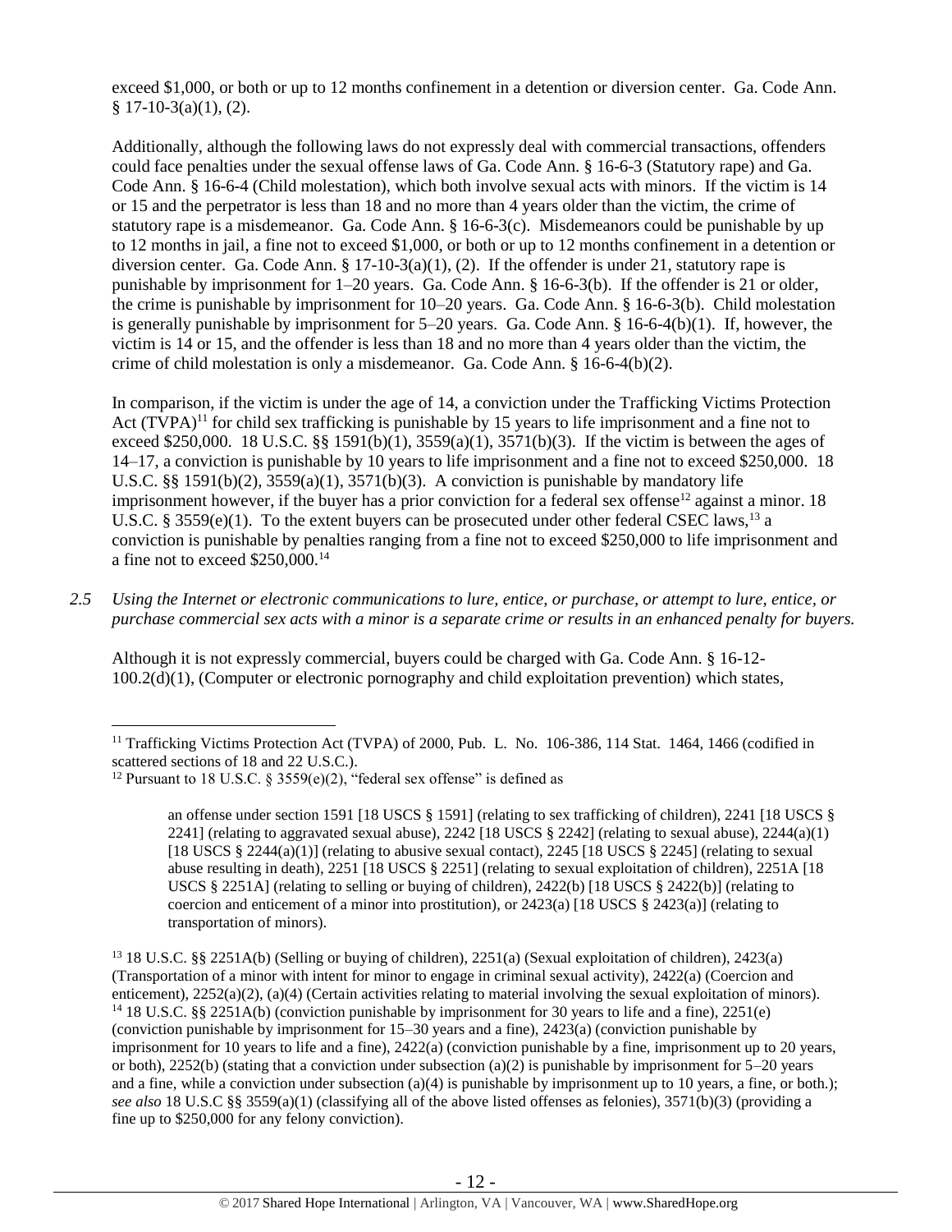exceed $1,000, or both or up to 12 months confinement in a detention or diversion center. Ga. Code Ann. § 17-10-3(a)(1), (2).

Additionally, although the following laws do not expressly deal with commercial transactions, offenders could face penalties under the sexual offense laws of Ga. Code Ann. § 16-6-3 (Statutory rape) and Ga. Code Ann. § 16-6-4 (Child molestation), which both involve sexual acts with minors. If the victim is 14 or 15 and the perpetrator is less than 18 and no more than 4 years older than the victim, the crime of statutory rape is a misdemeanor. Ga. Code Ann. § 16-6-3(c). Misdemeanors could be punishable by up to 12 months in jail, a fine not to exceed $1,000, or both or up to 12 months confinement in a detention or diversion center. Ga. Code Ann. § 17-10-3(a)(1), (2). If the offender is under 21, statutory rape is punishable by imprisonment for 1–20 years. Ga. Code Ann. § 16-6-3(b). If the offender is 21 or older, the crime is punishable by imprisonment for 10–20 years. Ga. Code Ann. § 16-6-3(b). Child molestation is generally punishable by imprisonment for 5–20 years. Ga. Code Ann. § 16-6-4(b)(1). If, however, the victim is 14 or 15, and the offender is less than 18 and no more than 4 years older than the victim, the crime of child molestation is only a misdemeanor. Ga. Code Ann. § 16-6-4(b)(2).

In comparison, if the victim is under the age of 14, a conviction under the Trafficking Victims Protection Act (TVPA)[11] for child sex trafficking is punishable by 15 years to life imprisonment and a fine not to exceed $250,000. 18 U.S.C. §§ 1591(b)(1), 3559(a)(1), 3571(b)(3). If the victim is between the ages of 14–17, a conviction is punishable by 10 years to life imprisonment and a fine not to exceed $250,000. 18 U.S.C. §§ 1591(b)(2), 3559(a)(1), 3571(b)(3). A conviction is punishable by mandatory life imprisonment however, if the buyer has a prior conviction for a federal sex offense[12] against a minor. 18 U.S.C. § 3559(e)(1). To the extent buyers can be prosecuted under other federal CSEC laws,[13] a conviction is punishable by penalties ranging from a fine not to exceed $250,000 to life imprisonment and a fine not to exceed $250,000.[14]

*2.5 Using the Internet or electronic communications to lure, entice, or purchase, or attempt to lure, entice, or purchase commercial sex acts with a minor is a separate crime or results in an enhanced penalty for buyers.*

Although it is not expressly commercial, buyers could be charged with Ga. Code Ann. § 16-12-100.2(d)(1), (Computer or electronic pornography and child exploitation prevention) which states,

---

[11] Trafficking Victims Protection Act (TVPA) of 2000, Pub. L. No. 106-386, 114 Stat. 1464, 1466 (codified in scattered sections of 18 and 22 U.S.C.).

[12] Pursuant to 18 U.S.C. § 3559(e)(2), "federal sex offense" is defined as

> an offense under section 1591 [18 USCS § 1591] (relating to sex trafficking of children), 2241 [18 USCS § 2241] (relating to aggravated sexual abuse), 2242 [18 USCS § 2242] (relating to sexual abuse), 2244(a)(1) [18 USCS § 2244(a)(1)] (relating to abusive sexual contact), 2245 [18 USCS § 2245] (relating to sexual abuse resulting in death), 2251 [18 USCS § 2251] (relating to sexual exploitation of children), 2251A [18 USCS § 2251A] (relating to selling or buying of children), 2422(b) [18 USCS § 2422(b)] (relating to coercion and enticement of a minor into prostitution), or 2423(a) [18 USCS § 2423(a)] (relating to transportation of minors).

[13] 18 U.S.C. §§ 2251A(b) (Selling or buying of children), 2251(a) (Sexual exploitation of children), 2423(a) (Transportation of a minor with intent for minor to engage in criminal sexual activity), 2422(a) (Coercion and enticement), 2252(a)(2), (a)(4) (Certain activities relating to material involving the sexual exploitation of minors).

[14] 18 U.S.C. §§ 2251A(b) (conviction punishable by imprisonment for 30 years to life and a fine), 2251(e) (conviction punishable by imprisonment for 15–30 years and a fine), 2423(a) (conviction punishable by imprisonment for 10 years to life and a fine), 2422(a) (conviction punishable by a fine, imprisonment up to 20 years, or both), 2252(b) (stating that a conviction under subsection (a)(2) is punishable by imprisonment for 5–20 years and a fine, while a conviction under subsection (a)(4) is punishable by imprisonment up to 10 years, a fine, or both.); *see also* 18 U.S.C §§ 3559(a)(1) (classifying all of the above listed offenses as felonies), 3571(b)(3) (providing a fine up to $250,000 for any felony conviction).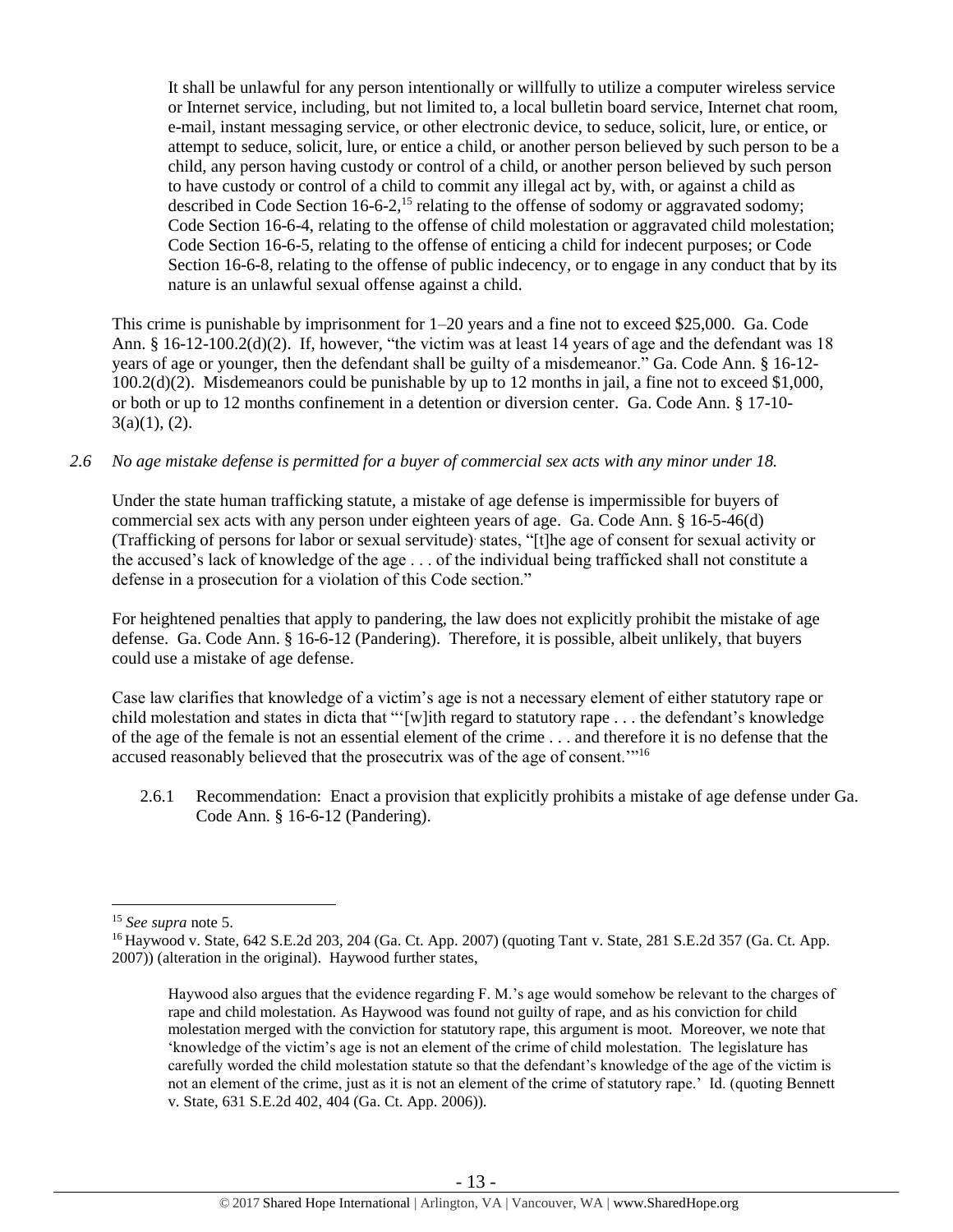> It shall be unlawful for any person intentionally or willfully to utilize a computer wireless service or Internet service, including, but not limited to, a local bulletin board service, Internet chat room, e-mail, instant messaging service, or other electronic device, to seduce, solicit, lure, or entice, or attempt to seduce, solicit, lure, or entice a child, or another person believed by such person to be a child, any person having custody or control of a child, or another person believed by such person to have custody or control of a child to commit any illegal act by, with, or against a child as described in Code Section 16-6-2,[15] relating to the offense of sodomy or aggravated sodomy; Code Section 16-6-4, relating to the offense of child molestation or aggravated child molestation; Code Section 16-6-5, relating to the offense of enticing a child for indecent purposes; or Code Section 16-6-8, relating to the offense of public indecency, or to engage in any conduct that by its nature is an unlawful sexual offense against a child.

This crime is punishable by imprisonment for 1–20 years and a fine not to exceed $25,000. Ga. Code Ann. § 16-12-100.2(d)(2). If, however, "the victim was at least 14 years of age and the defendant was 18 years of age or younger, then the defendant shall be guilty of a misdemeanor." Ga. Code Ann. § 16-12-100.2(d)(2). Misdemeanors could be punishable by up to 12 months in jail, a fine not to exceed $1,000, or both or up to 12 months confinement in a detention or diversion center. Ga. Code Ann. § 17-10-3(a)(1), (2).

*2.6 No age mistake defense is permitted for a buyer of commercial sex acts with any minor under 18.*

Under the state human trafficking statute, a mistake of age defense is impermissible for buyers of commercial sex acts with any person under eighteen years of age. Ga. Code Ann. § 16-5-46(d) (Trafficking of persons for labor or sexual servitude) states, "[t]he age of consent for sexual activity or the accused's lack of knowledge of the age . . . of the individual being trafficked shall not constitute a defense in a prosecution for a violation of this Code section."

For heightened penalties that apply to pandering, the law does not explicitly prohibit the mistake of age defense. Ga. Code Ann. § 16-6-12 (Pandering). Therefore, it is possible, albeit unlikely, that buyers could use a mistake of age defense.

Case law clarifies that knowledge of a victim's age is not a necessary element of either statutory rape or child molestation and states in dicta that "'[w]ith regard to statutory rape . . . the defendant's knowledge of the age of the female is not an essential element of the crime . . . and therefore it is no defense that the accused reasonably believed that the prosecutrix was of the age of consent.'"[16]

2.6.1 Recommendation: Enact a provision that explicitly prohibits a mistake of age defense under Ga. Code Ann. § 16-6-12 (Pandering).

---

[15] *See supra* note 5.

[16] Haywood v. State, 642 S.E.2d 203, 204 (Ga. Ct. App. 2007) (quoting Tant v. State, 281 S.E.2d 357 (Ga. Ct. App. 2007)) (alteration in the original). Haywood further states,

> Haywood also argues that the evidence regarding F. M.'s age would somehow be relevant to the charges of rape and child molestation. As Haywood was found not guilty of rape, and as his conviction for child molestation merged with the conviction for statutory rape, this argument is moot. Moreover, we note that 'knowledge of the victim's age is not an element of the crime of child molestation. The legislature has carefully worded the child molestation statute so that the defendant's knowledge of the age of the victim is not an element of the crime, just as it is not an element of the crime of statutory rape.' Id. (quoting Bennett v. State, 631 S.E.2d 402, 404 (Ga. Ct. App. 2006)).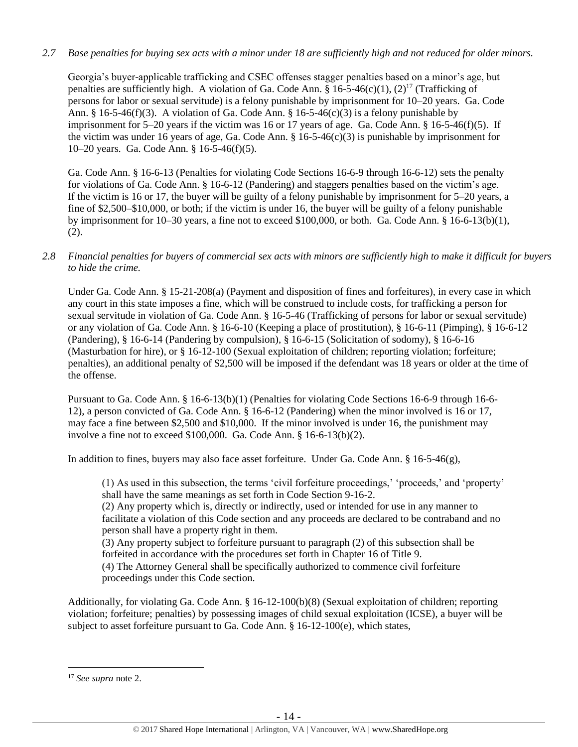*2.7 Base penalties for buying sex acts with a minor under 18 are sufficiently high and not reduced for older minors.*

Georgia's buyer-applicable trafficking and CSEC offenses stagger penalties based on a minor's age, but penalties are sufficiently high. A violation of Ga. Code Ann. § 16-5-46(c)(1), (2)[17] (Trafficking of persons for labor or sexual servitude) is a felony punishable by imprisonment for 10–20 years. Ga. Code Ann. § 16-5-46(f)(3). A violation of Ga. Code Ann. § 16-5-46(c)(3) is a felony punishable by imprisonment for 5–20 years if the victim was 16 or 17 years of age. Ga. Code Ann. § 16-5-46(f)(5). If the victim was under 16 years of age, Ga. Code Ann. § 16-5-46(c)(3) is punishable by imprisonment for 10–20 years. Ga. Code Ann. § 16-5-46(f)(5).

Ga. Code Ann. § 16-6-13 (Penalties for violating Code Sections 16-6-9 through 16-6-12) sets the penalty for violations of Ga. Code Ann. § 16-6-12 (Pandering) and staggers penalties based on the victim's age. If the victim is 16 or 17, the buyer will be guilty of a felony punishable by imprisonment for 5–20 years, a fine of $2,500–$10,000, or both; if the victim is under 16, the buyer will be guilty of a felony punishable by imprisonment for 10–30 years, a fine not to exceed $100,000, or both. Ga. Code Ann. § 16-6-13(b)(1), (2).

*2.8 Financial penalties for buyers of commercial sex acts with minors are sufficiently high to make it difficult for buyers to hide the crime.*

Under Ga. Code Ann. § 15-21-208(a) (Payment and disposition of fines and forfeitures), in every case in which any court in this state imposes a fine, which will be construed to include costs, for trafficking a person for sexual servitude in violation of Ga. Code Ann. § 16-5-46 (Trafficking of persons for labor or sexual servitude) or any violation of Ga. Code Ann. § 16-6-10 (Keeping a place of prostitution), § 16-6-11 (Pimping), § 16-6-12 (Pandering), § 16-6-14 (Pandering by compulsion), § 16-6-15 (Solicitation of sodomy), § 16-6-16 (Masturbation for hire), or § 16-12-100 (Sexual exploitation of children; reporting violation; forfeiture; penalties), an additional penalty of $2,500 will be imposed if the defendant was 18 years or older at the time of the offense.

Pursuant to Ga. Code Ann. § 16-6-13(b)(1) (Penalties for violating Code Sections 16-6-9 through 16-6-12), a person convicted of Ga. Code Ann. § 16-6-12 (Pandering) when the minor involved is 16 or 17, may face a fine between $2,500 and $10,000. If the minor involved is under 16, the punishment may involve a fine not to exceed $100,000. Ga. Code Ann. § 16-6-13(b)(2).

In addition to fines, buyers may also face asset forfeiture. Under Ga. Code Ann. § 16-5-46(g),

> (1) As used in this subsection, the terms 'civil forfeiture proceedings,' 'proceeds,' and 'property' shall have the same meanings as set forth in Code Section 9-16-2.
> (2) Any property which is, directly or indirectly, used or intended for use in any manner to facilitate a violation of this Code section and any proceeds are declared to be contraband and no person shall have a property right in them.
> (3) Any property subject to forfeiture pursuant to paragraph (2) of this subsection shall be forfeited in accordance with the procedures set forth in Chapter 16 of Title 9.
> (4) The Attorney General shall be specifically authorized to commence civil forfeiture proceedings under this Code section.

Additionally, for violating Ga. Code Ann. § 16-12-100(b)(8) (Sexual exploitation of children; reporting violation; forfeiture; penalties) by possessing images of child sexual exploitation (ICSE), a buyer will be subject to asset forfeiture pursuant to Ga. Code Ann. § 16-12-100(e), which states,

---

[17] *See supra* note 2.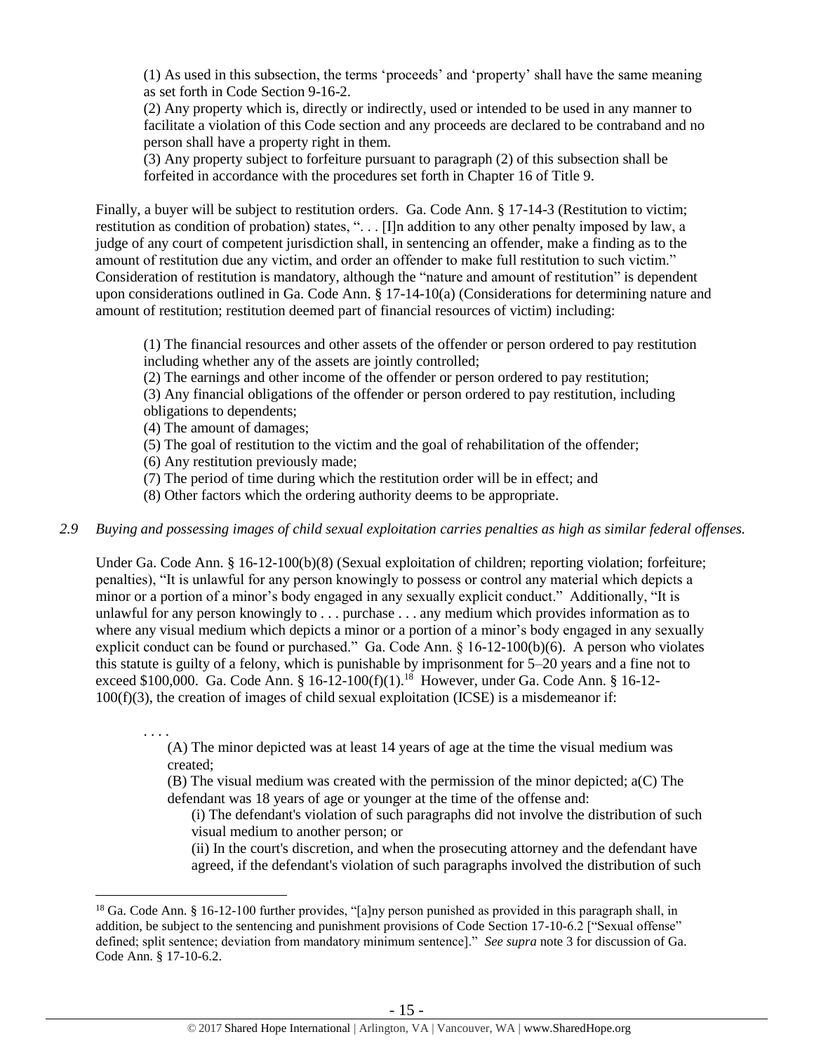(1) As used in this subsection, the terms 'proceeds' and 'property' shall have the same meaning as set forth in Code Section 9-16-2.

(2) Any property which is, directly or indirectly, used or intended to be used in any manner to facilitate a violation of this Code section and any proceeds are declared to be contraband and no person shall have a property right in them.

(3) Any property subject to forfeiture pursuant to paragraph (2) of this subsection shall be forfeited in accordance with the procedures set forth in Chapter 16 of Title 9.

Finally, a buyer will be subject to restitution orders. Ga. Code Ann. § 17-14-3 (Restitution to victim; restitution as condition of probation) states, ". . . [I]n addition to any other penalty imposed by law, a judge of any court of competent jurisdiction shall, in sentencing an offender, make a finding as to the amount of restitution due any victim, and order an offender to make full restitution to such victim." Consideration of restitution is mandatory, although the "nature and amount of restitution" is dependent upon considerations outlined in Ga. Code Ann. § 17-14-10(a) (Considerations for determining nature and amount of restitution; restitution deemed part of financial resources of victim) including:

(1) The financial resources and other assets of the offender or person ordered to pay restitution including whether any of the assets are jointly controlled;

(2) The earnings and other income of the offender or person ordered to pay restitution;

(3) Any financial obligations of the offender or person ordered to pay restitution, including obligations to dependents;

(4) The amount of damages;

(5) The goal of restitution to the victim and the goal of rehabilitation of the offender;

(6) Any restitution previously made;

(7) The period of time during which the restitution order will be in effect; and

(8) Other factors which the ordering authority deems to be appropriate.

*2.9 Buying and possessing images of child sexual exploitation carries penalties as high as similar federal offenses.*

Under Ga. Code Ann. § 16-12-100(b)(8) (Sexual exploitation of children; reporting violation; forfeiture; penalties), "It is unlawful for any person knowingly to possess or control any material which depicts a minor or a portion of a minor's body engaged in any sexually explicit conduct." Additionally, "It is unlawful for any person knowingly to . . . purchase . . . any medium which provides information as to where any visual medium which depicts a minor or a portion of a minor's body engaged in any sexually explicit conduct can be found or purchased." Ga. Code Ann. § 16-12-100(b)(6). A person who violates this statute is guilty of a felony, which is punishable by imprisonment for 5–20 years and a fine not to exceed $100,000. Ga. Code Ann. § 16-12-100(f)(1).[18] However, under Ga. Code Ann. § 16-12-100(f)(3), the creation of images of child sexual exploitation (ICSE) is a misdemeanor if:

. . . .

(A) The minor depicted was at least 14 years of age at the time the visual medium was created;

(B) The visual medium was created with the permission of the minor depicted; a(C) The defendant was 18 years of age or younger at the time of the offense and:

(i) The defendant's violation of such paragraphs did not involve the distribution of such visual medium to another person; or

(ii) In the court's discretion, and when the prosecuting attorney and the defendant have agreed, if the defendant's violation of such paragraphs involved the distribution of such

---

[18] Ga. Code Ann. § 16-12-100 further provides, "[a]ny person punished as provided in this paragraph shall, in addition, be subject to the sentencing and punishment provisions of Code Section 17-10-6.2 ["Sexual offense" defined; split sentence; deviation from mandatory minimum sentence]." *See supra* note 3 for discussion of Ga. Code Ann. § 17-10-6.2.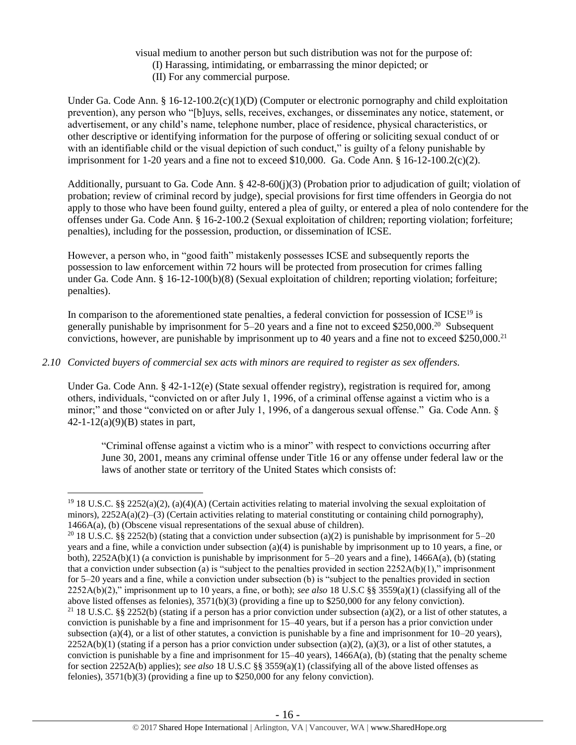visual medium to another person but such distribution was not for the purpose of:
  (I) Harassing, intimidating, or embarrassing the minor depicted; or
  (II) For any commercial purpose.

Under Ga. Code Ann. § 16-12-100.2(c)(1)(D) (Computer or electronic pornography and child exploitation prevention), any person who "[b]uys, sells, receives, exchanges, or disseminates any notice, statement, or advertisement, or any child's name, telephone number, place of residence, physical characteristics, or other descriptive or identifying information for the purpose of offering or soliciting sexual conduct of or with an identifiable child or the visual depiction of such conduct," is guilty of a felony punishable by imprisonment for 1-20 years and a fine not to exceed $10,000. Ga. Code Ann. § 16-12-100.2(c)(2).

Additionally, pursuant to Ga. Code Ann. § 42-8-60(j)(3) (Probation prior to adjudication of guilt; violation of probation; review of criminal record by judge), special provisions for first time offenders in Georgia do not apply to those who have been found guilty, entered a plea of guilty, or entered a plea of nolo contendere for the offenses under Ga. Code Ann. § 16-2-100.2 (Sexual exploitation of children; reporting violation; forfeiture; penalties), including for the possession, production, or dissemination of ICSE.

However, a person who, in "good faith" mistakenly possesses ICSE and subsequently reports the possession to law enforcement within 72 hours will be protected from prosecution for crimes falling under Ga. Code Ann. § 16-12-100(b)(8) (Sexual exploitation of children; reporting violation; forfeiture; penalties).

In comparison to the aforementioned state penalties, a federal conviction for possession of ICSE[19] is generally punishable by imprisonment for 5–20 years and a fine not to exceed $250,000.[20] Subsequent convictions, however, are punishable by imprisonment up to 40 years and a fine not to exceed $250,000.[21]

*2.10 Convicted buyers of commercial sex acts with minors are required to register as sex offenders.*

Under Ga. Code Ann. § 42-1-12(e) (State sexual offender registry), registration is required for, among others, individuals, "convicted on or after July 1, 1996, of a criminal offense against a victim who is a minor;" and those "convicted on or after July 1, 1996, of a dangerous sexual offense." Ga. Code Ann. § 42-1-12(a)(9)(B) states in part,

> "Criminal offense against a victim who is a minor" with respect to convictions occurring after June 30, 2001, means any criminal offense under Title 16 or any offense under federal law or the laws of another state or territory of the United States which consists of:

---

[19] 18 U.S.C. §§ 2252(a)(2), (a)(4)(A) (Certain activities relating to material involving the sexual exploitation of minors), 2252A(a)(2)–(3) (Certain activities relating to material constituting or containing child pornography), 1466A(a), (b) (Obscene visual representations of the sexual abuse of children).

[20] 18 U.S.C. §§ 2252(b) (stating that a conviction under subsection (a)(2) is punishable by imprisonment for 5–20 years and a fine, while a conviction under subsection (a)(4) is punishable by imprisonment up to 10 years, a fine, or both), 2252A(b)(1) (a conviction is punishable by imprisonment for 5–20 years and a fine), 1466A(a), (b) (stating that a conviction under subsection (a) is "subject to the penalties provided in section 2252A(b)(1)," imprisonment for 5–20 years and a fine, while a conviction under subsection (b) is "subject to the penalties provided in section 2252A(b)(2)," imprisonment up to 10 years, a fine, or both); *see also* 18 U.S.C §§ 3559(a)(1) (classifying all of the above listed offenses as felonies), 3571(b)(3) (providing a fine up to $250,000 for any felony conviction).

[21] 18 U.S.C. §§ 2252(b) (stating if a person has a prior conviction under subsection (a)(2), or a list of other statutes, a conviction is punishable by a fine and imprisonment for 15–40 years, but if a person has a prior conviction under subsection (a)(4), or a list of other statutes, a conviction is punishable by a fine and imprisonment for 10–20 years), 2252A(b)(1) (stating if a person has a prior conviction under subsection (a)(2), (a)(3), or a list of other statutes, a conviction is punishable by a fine and imprisonment for 15–40 years), 1466A(a), (b) (stating that the penalty scheme for section 2252A(b) applies); *see also* 18 U.S.C §§ 3559(a)(1) (classifying all of the above listed offenses as felonies), 3571(b)(3) (providing a fine up to $250,000 for any felony conviction).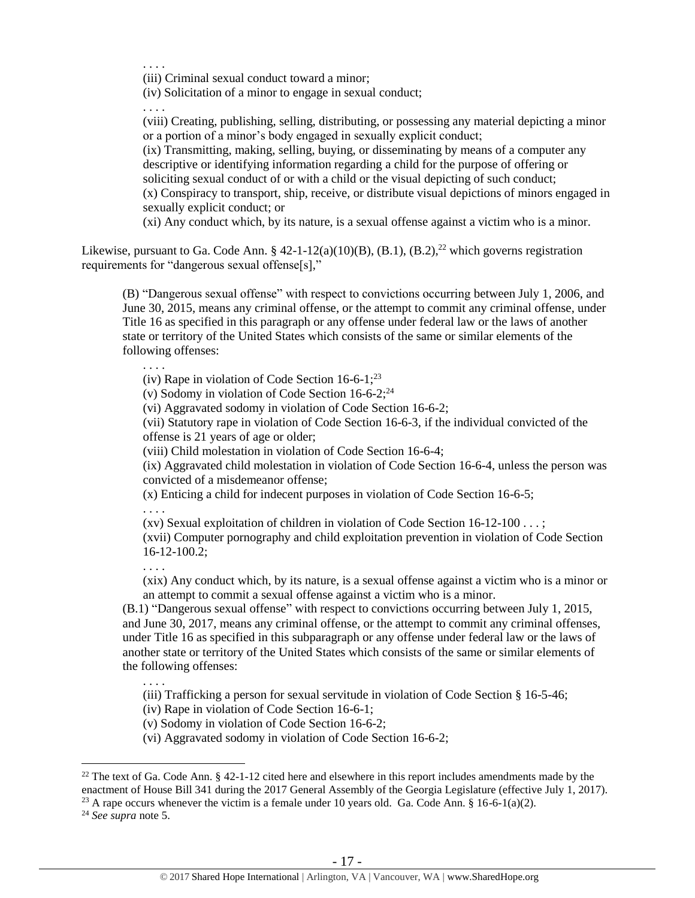. . . .

(iii) Criminal sexual conduct toward a minor;

(iv) Solicitation of a minor to engage in sexual conduct;

. . . .

(viii) Creating, publishing, selling, distributing, or possessing any material depicting a minor or a portion of a minor's body engaged in sexually explicit conduct;

(ix) Transmitting, making, selling, buying, or disseminating by means of a computer any descriptive or identifying information regarding a child for the purpose of offering or soliciting sexual conduct of or with a child or the visual depicting of such conduct;

(x) Conspiracy to transport, ship, receive, or distribute visual depictions of minors engaged in sexually explicit conduct; or

(xi) Any conduct which, by its nature, is a sexual offense against a victim who is a minor.

Likewise, pursuant to Ga. Code Ann. § 42-1-12(a)(10)(B), (B.1), (B.2),[22] which governs registration requirements for "dangerous sexual offense[s],"

> (B) "Dangerous sexual offense" with respect to convictions occurring between July 1, 2006, and June 30, 2015, means any criminal offense, or the attempt to commit any criminal offense, under Title 16 as specified in this paragraph or any offense under federal law or the laws of another state or territory of the United States which consists of the same or similar elements of the following offenses:
>
> . . . .
>
> (iv) Rape in violation of Code Section 16-6-1;[23]
>
> (v) Sodomy in violation of Code Section 16-6-2;[24]
>
> (vi) Aggravated sodomy in violation of Code Section 16-6-2;
>
> (vii) Statutory rape in violation of Code Section 16-6-3, if the individual convicted of the offense is 21 years of age or older;
>
> (viii) Child molestation in violation of Code Section 16-6-4;
>
> (ix) Aggravated child molestation in violation of Code Section 16-6-4, unless the person was convicted of a misdemeanor offense;
>
> (x) Enticing a child for indecent purposes in violation of Code Section 16-6-5;
>
> . . . .
>
> (xv) Sexual exploitation of children in violation of Code Section 16-12-100 . . . ;
>
> (xvii) Computer pornography and child exploitation prevention in violation of Code Section 16-12-100.2;
>
> . . . .
>
> (xix) Any conduct which, by its nature, is a sexual offense against a victim who is a minor or an attempt to commit a sexual offense against a victim who is a minor.
>
> (B.1) "Dangerous sexual offense" with respect to convictions occurring between July 1, 2015, and June 30, 2017, means any criminal offense, or the attempt to commit any criminal offenses, under Title 16 as specified in this subparagraph or any offense under federal law or the laws of another state or territory of the United States which consists of the same or similar elements of the following offenses:
>
> . . . .
>
> (iii) Trafficking a person for sexual servitude in violation of Code Section § 16-5-46;
>
> (iv) Rape in violation of Code Section 16-6-1;
>
> (v) Sodomy in violation of Code Section 16-6-2;
>
> (vi) Aggravated sodomy in violation of Code Section 16-6-2;

---

[22] The text of Ga. Code Ann. § 42-1-12 cited here and elsewhere in this report includes amendments made by the enactment of House Bill 341 during the 2017 General Assembly of the Georgia Legislature (effective July 1, 2017).

[23] A rape occurs whenever the victim is a female under 10 years old. Ga. Code Ann. § 16-6-1(a)(2).

[24] *See supra* note 5.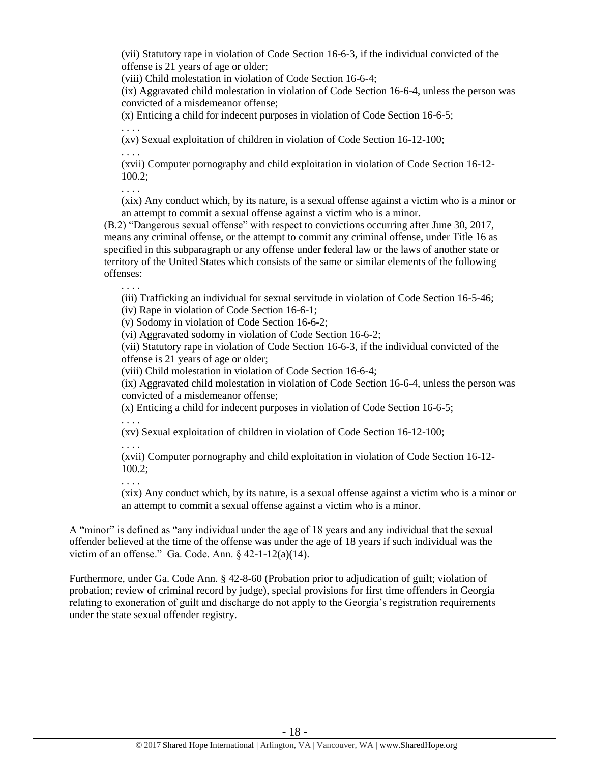(vii) Statutory rape in violation of Code Section 16-6-3, if the individual convicted of the offense is 21 years of age or older;

(viii) Child molestation in violation of Code Section 16-6-4;

(ix) Aggravated child molestation in violation of Code Section 16-6-4, unless the person was convicted of a misdemeanor offense;

(x) Enticing a child for indecent purposes in violation of Code Section 16-6-5;

. . . .

(xv) Sexual exploitation of children in violation of Code Section 16-12-100;

. . . .

(xvii) Computer pornography and child exploitation in violation of Code Section 16-12-100.2;

. . . .

(xix) Any conduct which, by its nature, is a sexual offense against a victim who is a minor or an attempt to commit a sexual offense against a victim who is a minor.

(B.2) "Dangerous sexual offense" with respect to convictions occurring after June 30, 2017, means any criminal offense, or the attempt to commit any criminal offense, under Title 16 as specified in this subparagraph or any offense under federal law or the laws of another state or territory of the United States which consists of the same or similar elements of the following offenses:

. . . .

(iii) Trafficking an individual for sexual servitude in violation of Code Section 16-5-46;

(iv) Rape in violation of Code Section 16-6-1;

(v) Sodomy in violation of Code Section 16-6-2;

(vi) Aggravated sodomy in violation of Code Section 16-6-2;

(vii) Statutory rape in violation of Code Section 16-6-3, if the individual convicted of the offense is 21 years of age or older;

(viii) Child molestation in violation of Code Section 16-6-4;

(ix) Aggravated child molestation in violation of Code Section 16-6-4, unless the person was convicted of a misdemeanor offense;

(x) Enticing a child for indecent purposes in violation of Code Section 16-6-5;

. . . .

(xv) Sexual exploitation of children in violation of Code Section 16-12-100;

. . . .

(xvii) Computer pornography and child exploitation in violation of Code Section 16-12-100.2;

. . . .

(xix) Any conduct which, by its nature, is a sexual offense against a victim who is a minor or an attempt to commit a sexual offense against a victim who is a minor.

A "minor" is defined as "any individual under the age of 18 years and any individual that the sexual offender believed at the time of the offense was under the age of 18 years if such individual was the victim of an offense." Ga. Code. Ann. § 42-1-12(a)(14).

Furthermore, under Ga. Code Ann. § 42-8-60 (Probation prior to adjudication of guilt; violation of probation; review of criminal record by judge), special provisions for first time offenders in Georgia relating to exoneration of guilt and discharge do not apply to the Georgia's registration requirements under the state sexual offender registry.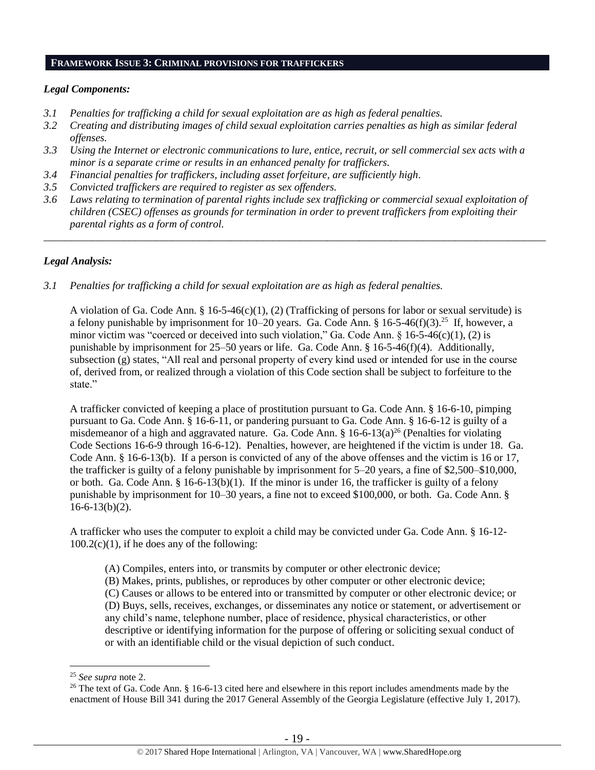## FRAMEWORK ISSUE 3: CRIMINAL PROVISIONS FOR TRAFFICKERS

### *Legal Components:*

*3.1 Penalties for trafficking a child for sexual exploitation are as high as federal penalties.*

*3.2 Creating and distributing images of child sexual exploitation carries penalties as high as similar federal offenses.*

*3.3 Using the Internet or electronic communications to lure, entice, recruit, or sell commercial sex acts with a minor is a separate crime or results in an enhanced penalty for traffickers.*

*3.4 Financial penalties for traffickers, including asset forfeiture, are sufficiently high.*

*3.5 Convicted traffickers are required to register as sex offenders.*

*3.6 Laws relating to termination of parental rights include sex trafficking or commercial sexual exploitation of children (CSEC) offenses as grounds for termination in order to prevent traffickers from exploiting their parental rights as a form of control.*

---

### *Legal Analysis:*

*3.1 Penalties for trafficking a child for sexual exploitation are as high as federal penalties.*

A violation of Ga. Code Ann. § 16-5-46(c)(1), (2) (Trafficking of persons for labor or sexual servitude) is a felony punishable by imprisonment for 10–20 years. Ga. Code Ann. § 16-5-46(f)(3).[25] If, however, a minor victim was "coerced or deceived into such violation," Ga. Code Ann. § 16-5-46(c)(1), (2) is punishable by imprisonment for 25–50 years or life. Ga. Code Ann. § 16-5-46(f)(4). Additionally, subsection (g) states, "All real and personal property of every kind used or intended for use in the course of, derived from, or realized through a violation of this Code section shall be subject to forfeiture to the state."

A trafficker convicted of keeping a place of prostitution pursuant to Ga. Code Ann. § 16-6-10, pimping pursuant to Ga. Code Ann. § 16-6-11, or pandering pursuant to Ga. Code Ann. § 16-6-12 is guilty of a misdemeanor of a high and aggravated nature. Ga. Code Ann. § 16-6-13(a)[26] (Penalties for violating Code Sections 16-6-9 through 16-6-12). Penalties, however, are heightened if the victim is under 18. Ga. Code Ann. § 16-6-13(b). If a person is convicted of any of the above offenses and the victim is 16 or 17, the trafficker is guilty of a felony punishable by imprisonment for 5–20 years, a fine of $2,500–$10,000, or both. Ga. Code Ann. § 16-6-13(b)(1). If the minor is under 16, the trafficker is guilty of a felony punishable by imprisonment for 10–30 years, a fine not to exceed $100,000, or both. Ga. Code Ann. § 16-6-13(b)(2).

A trafficker who uses the computer to exploit a child may be convicted under Ga. Code Ann. § 16-12-100.2(c)(1), if he does any of the following:

> (A) Compiles, enters into, or transmits by computer or other electronic device;
> (B) Makes, prints, publishes, or reproduces by other computer or other electronic device;
> (C) Causes or allows to be entered into or transmitted by computer or other electronic device; or
> (D) Buys, sells, receives, exchanges, or disseminates any notice or statement, or advertisement or any child's name, telephone number, place of residence, physical characteristics, or other descriptive or identifying information for the purpose of offering or soliciting sexual conduct of or with an identifiable child or the visual depiction of such conduct.

---

[25] *See supra* note 2.

[26] The text of Ga. Code Ann. § 16-6-13 cited here and elsewhere in this report includes amendments made by the enactment of House Bill 341 during the 2017 General Assembly of the Georgia Legislature (effective July 1, 2017).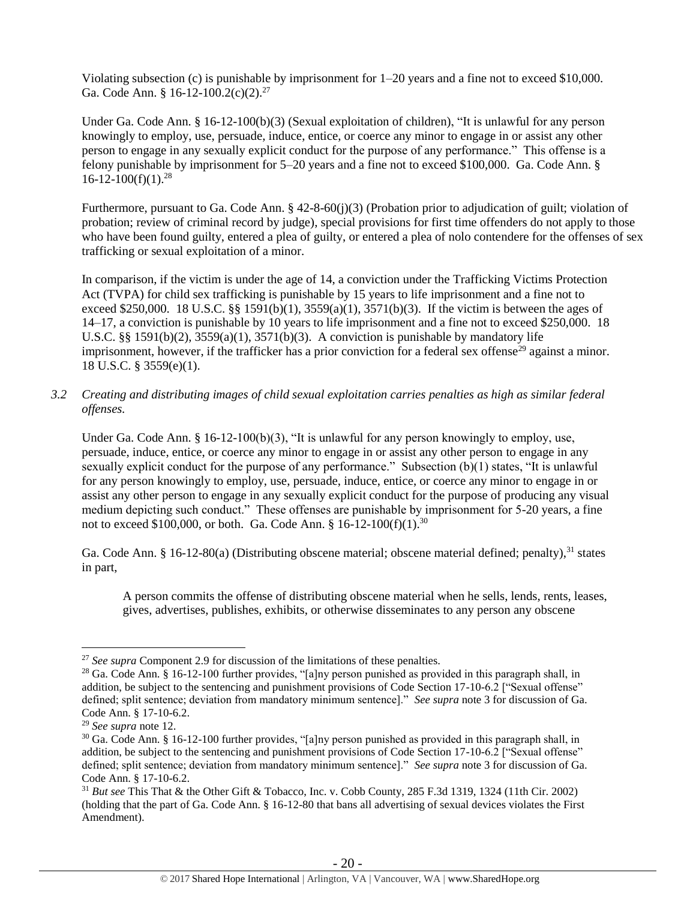Violating subsection (c) is punishable by imprisonment for 1–20 years and a fine not to exceed $10,000. Ga. Code Ann. § 16-12-100.2(c)(2).[27]

Under Ga. Code Ann. § 16-12-100(b)(3) (Sexual exploitation of children), "It is unlawful for any person knowingly to employ, use, persuade, induce, entice, or coerce any minor to engage in or assist any other person to engage in any sexually explicit conduct for the purpose of any performance." This offense is a felony punishable by imprisonment for 5–20 years and a fine not to exceed $100,000. Ga. Code Ann. § 16-12-100(f)(1).[28]

Furthermore, pursuant to Ga. Code Ann. § 42-8-60(j)(3) (Probation prior to adjudication of guilt; violation of probation; review of criminal record by judge), special provisions for first time offenders do not apply to those who have been found guilty, entered a plea of guilty, or entered a plea of nolo contendere for the offenses of sex trafficking or sexual exploitation of a minor.

In comparison, if the victim is under the age of 14, a conviction under the Trafficking Victims Protection Act (TVPA) for child sex trafficking is punishable by 15 years to life imprisonment and a fine not to exceed $250,000. 18 U.S.C. §§ 1591(b)(1), 3559(a)(1), 3571(b)(3). If the victim is between the ages of 14–17, a conviction is punishable by 10 years to life imprisonment and a fine not to exceed $250,000. 18 U.S.C. §§ 1591(b)(2), 3559(a)(1), 3571(b)(3). A conviction is punishable by mandatory life imprisonment, however, if the trafficker has a prior conviction for a federal sex offense[29] against a minor. 18 U.S.C. § 3559(e)(1).

*3.2 Creating and distributing images of child sexual exploitation carries penalties as high as similar federal offenses.*

Under Ga. Code Ann. § 16-12-100(b)(3), "It is unlawful for any person knowingly to employ, use, persuade, induce, entice, or coerce any minor to engage in or assist any other person to engage in any sexually explicit conduct for the purpose of any performance." Subsection (b)(1) states, "It is unlawful for any person knowingly to employ, use, persuade, induce, entice, or coerce any minor to engage in or assist any other person to engage in any sexually explicit conduct for the purpose of producing any visual medium depicting such conduct." These offenses are punishable by imprisonment for 5-20 years, a fine not to exceed $100,000, or both. Ga. Code Ann. § 16-12-100(f)(1).[30]

Ga. Code Ann. § 16-12-80(a) (Distributing obscene material; obscene material defined; penalty),[31] states in part,

> A person commits the offense of distributing obscene material when he sells, lends, rents, leases, gives, advertises, publishes, exhibits, or otherwise disseminates to any person any obscene

---

[27] *See supra* Component 2.9 for discussion of the limitations of these penalties.

[28] Ga. Code Ann. § 16-12-100 further provides, "[a]ny person punished as provided in this paragraph shall, in addition, be subject to the sentencing and punishment provisions of Code Section 17-10-6.2 ["Sexual offense" defined; split sentence; deviation from mandatory minimum sentence]." *See supra* note 3 for discussion of Ga. Code Ann. § 17-10-6.2.

[29] *See supra* note 12.

[30] Ga. Code Ann. § 16-12-100 further provides, "[a]ny person punished as provided in this paragraph shall, in addition, be subject to the sentencing and punishment provisions of Code Section 17-10-6.2 ["Sexual offense" defined; split sentence; deviation from mandatory minimum sentence]." *See supra* note 3 for discussion of Ga. Code Ann. § 17-10-6.2.

[31] *But see* This That & the Other Gift & Tobacco, Inc. v. Cobb County, 285 F.3d 1319, 1324 (11th Cir. 2002) (holding that the part of Ga. Code Ann. § 16-12-80 that bans all advertising of sexual devices violates the First Amendment).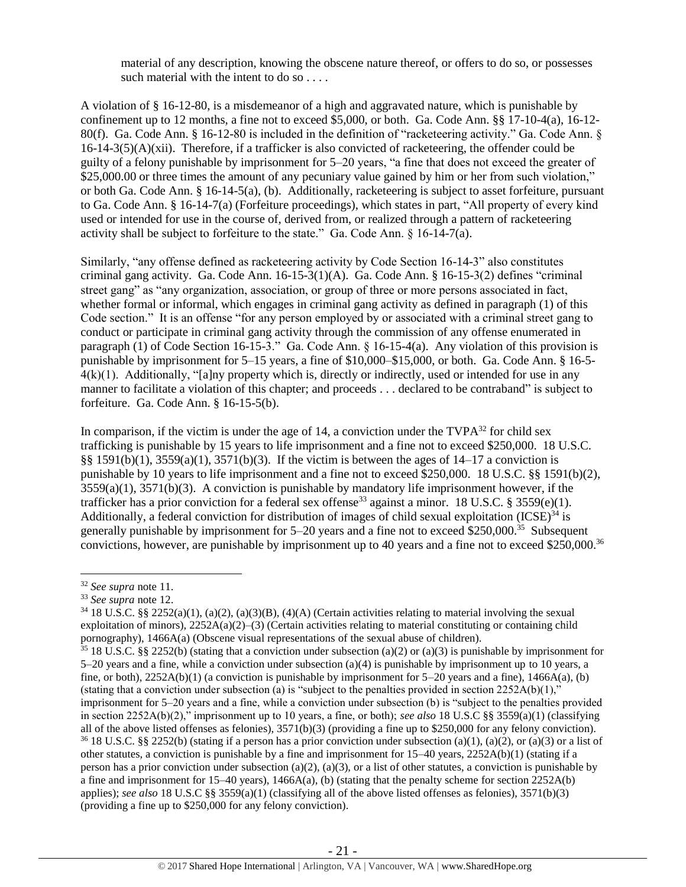material of any description, knowing the obscene nature thereof, or offers to do so, or possesses such material with the intent to do so . . . .

A violation of § 16-12-80, is a misdemeanor of a high and aggravated nature, which is punishable by confinement up to 12 months, a fine not to exceed $5,000, or both. Ga. Code Ann. §§ 17-10-4(a), 16-12-80(f). Ga. Code Ann. § 16-12-80 is included in the definition of "racketeering activity." Ga. Code Ann. § 16-14-3(5)(A)(xii). Therefore, if a trafficker is also convicted of racketeering, the offender could be guilty of a felony punishable by imprisonment for 5–20 years, "a fine that does not exceed the greater of $25,000.00 or three times the amount of any pecuniary value gained by him or her from such violation," or both Ga. Code Ann. § 16-14-5(a), (b). Additionally, racketeering is subject to asset forfeiture, pursuant to Ga. Code Ann. § 16-14-7(a) (Forfeiture proceedings), which states in part, "All property of every kind used or intended for use in the course of, derived from, or realized through a pattern of racketeering activity shall be subject to forfeiture to the state." Ga. Code Ann. § 16-14-7(a).

Similarly, "any offense defined as racketeering activity by Code Section 16-14-3" also constitutes criminal gang activity. Ga. Code Ann. 16-15-3(1)(A). Ga. Code Ann. § 16-15-3(2) defines "criminal street gang" as "any organization, association, or group of three or more persons associated in fact, whether formal or informal, which engages in criminal gang activity as defined in paragraph (1) of this Code section." It is an offense "for any person employed by or associated with a criminal street gang to conduct or participate in criminal gang activity through the commission of any offense enumerated in paragraph (1) of Code Section 16-15-3." Ga. Code Ann. § 16-15-4(a). Any violation of this provision is punishable by imprisonment for 5–15 years, a fine of $10,000–$15,000, or both. Ga. Code Ann. § 16-5-4(k)(1). Additionally, "[a]ny property which is, directly or indirectly, used or intended for use in any manner to facilitate a violation of this chapter; and proceeds . . . declared to be contraband" is subject to forfeiture. Ga. Code Ann. § 16-15-5(b).

In comparison, if the victim is under the age of 14, a conviction under the TVPA[32] for child sex trafficking is punishable by 15 years to life imprisonment and a fine not to exceed $250,000. 18 U.S.C. §§ 1591(b)(1), 3559(a)(1), 3571(b)(3). If the victim is between the ages of 14–17 a conviction is punishable by 10 years to life imprisonment and a fine not to exceed $250,000. 18 U.S.C. §§ 1591(b)(2), 3559(a)(1), 3571(b)(3). A conviction is punishable by mandatory life imprisonment however, if the trafficker has a prior conviction for a federal sex offense[33] against a minor. 18 U.S.C. § 3559(e)(1). Additionally, a federal conviction for distribution of images of child sexual exploitation (ICSE)[34] is generally punishable by imprisonment for 5–20 years and a fine not to exceed $250,000.[35] Subsequent convictions, however, are punishable by imprisonment up to 40 years and a fine not to exceed $250,000.[36]

---

[32] *See supra* note 11.

[33] *See supra* note 12.

[34] 18 U.S.C. §§ 2252(a)(1), (a)(2), (a)(3)(B), (4)(A) (Certain activities relating to material involving the sexual exploitation of minors), 2252A(a)(2)–(3) (Certain activities relating to material constituting or containing child pornography), 1466A(a) (Obscene visual representations of the sexual abuse of children).

[35] 18 U.S.C. §§ 2252(b) (stating that a conviction under subsection (a)(2) or (a)(3) is punishable by imprisonment for 5–20 years and a fine, while a conviction under subsection (a)(4) is punishable by imprisonment up to 10 years, a fine, or both), 2252A(b)(1) (a conviction is punishable by imprisonment for 5–20 years and a fine), 1466A(a), (b) (stating that a conviction under subsection (a) is "subject to the penalties provided in section 2252A(b)(1)," imprisonment for 5–20 years and a fine, while a conviction under subsection (b) is "subject to the penalties provided in section 2252A(b)(2)," imprisonment up to 10 years, a fine, or both); *see also* 18 U.S.C §§ 3559(a)(1) (classifying all of the above listed offenses as felonies), 3571(b)(3) (providing a fine up to $250,000 for any felony conviction).

[36] 18 U.S.C. §§ 2252(b) (stating if a person has a prior conviction under subsection (a)(1), (a)(2), or (a)(3) or a list of other statutes, a conviction is punishable by a fine and imprisonment for 15–40 years, 2252A(b)(1) (stating if a person has a prior conviction under subsection (a)(2), (a)(3), or a list of other statutes, a conviction is punishable by a fine and imprisonment for 15–40 years), 1466A(a), (b) (stating that the penalty scheme for section 2252A(b) applies); *see also* 18 U.S.C §§ 3559(a)(1) (classifying all of the above listed offenses as felonies), 3571(b)(3) (providing a fine up to $250,000 for any felony conviction).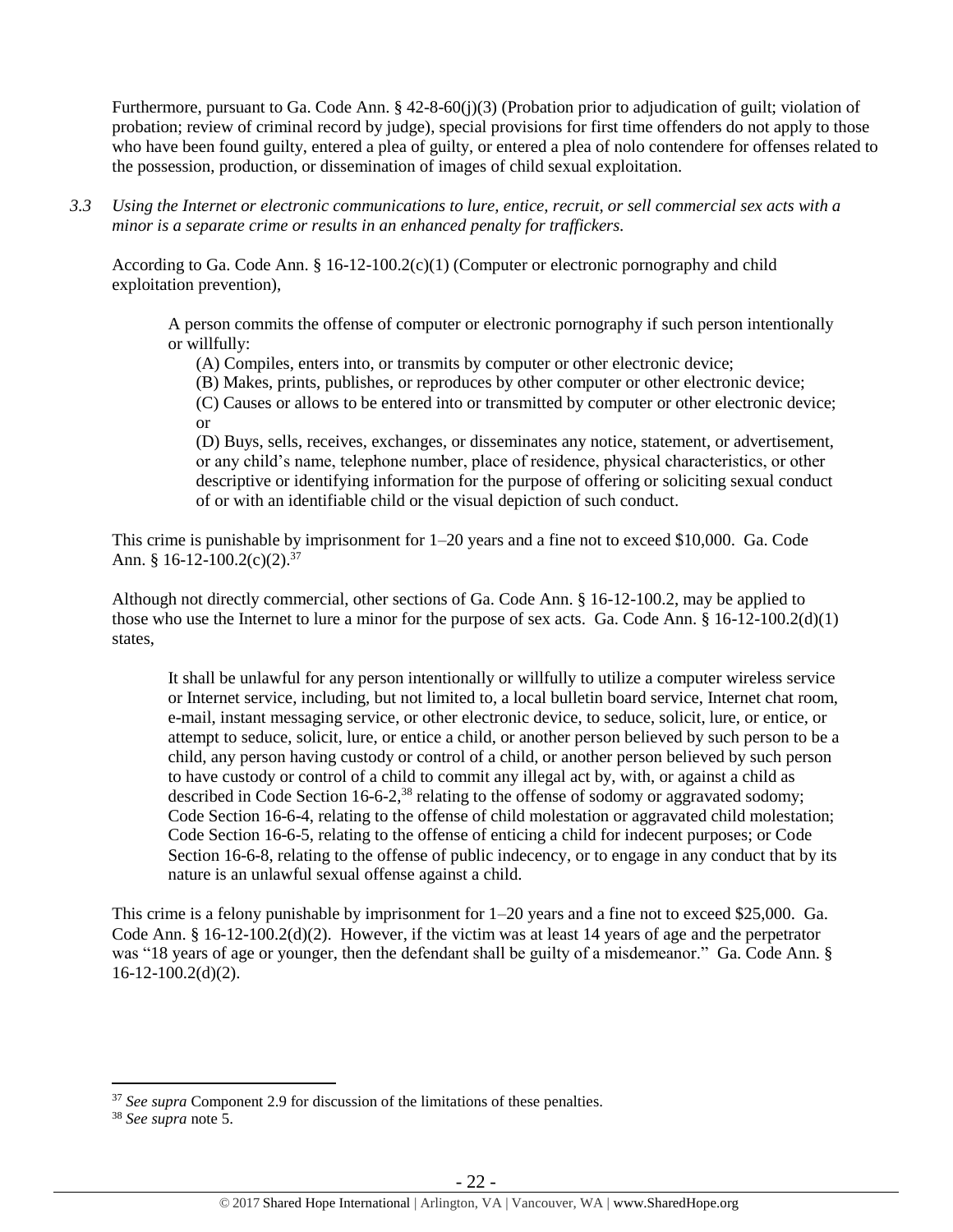Furthermore, pursuant to Ga. Code Ann. § 42-8-60(j)(3) (Probation prior to adjudication of guilt; violation of probation; review of criminal record by judge), special provisions for first time offenders do not apply to those who have been found guilty, entered a plea of guilty, or entered a plea of nolo contendere for offenses related to the possession, production, or dissemination of images of child sexual exploitation.

*3.3 Using the Internet or electronic communications to lure, entice, recruit, or sell commercial sex acts with a minor is a separate crime or results in an enhanced penalty for traffickers.*

According to Ga. Code Ann. § 16-12-100.2(c)(1) (Computer or electronic pornography and child exploitation prevention),

> A person commits the offense of computer or electronic pornography if such person intentionally or willfully:
>
> (A) Compiles, enters into, or transmits by computer or other electronic device;
>
> (B) Makes, prints, publishes, or reproduces by other computer or other electronic device;
>
> (C) Causes or allows to be entered into or transmitted by computer or other electronic device; or
>
> (D) Buys, sells, receives, exchanges, or disseminates any notice, statement, or advertisement, or any child's name, telephone number, place of residence, physical characteristics, or other descriptive or identifying information for the purpose of offering or soliciting sexual conduct of or with an identifiable child or the visual depiction of such conduct.

This crime is punishable by imprisonment for 1–20 years and a fine not to exceed $10,000. Ga. Code Ann. § 16-12-100.2(c)(2).[37]

Although not directly commercial, other sections of Ga. Code Ann. § 16-12-100.2, may be applied to those who use the Internet to lure a minor for the purpose of sex acts. Ga. Code Ann. § 16-12-100.2(d)(1) states,

> It shall be unlawful for any person intentionally or willfully to utilize a computer wireless service or Internet service, including, but not limited to, a local bulletin board service, Internet chat room, e-mail, instant messaging service, or other electronic device, to seduce, solicit, lure, or entice, or attempt to seduce, solicit, lure, or entice a child, or another person believed by such person to be a child, any person having custody or control of a child, or another person believed by such person to have custody or control of a child to commit any illegal act by, with, or against a child as described in Code Section 16-6-2,[38] relating to the offense of sodomy or aggravated sodomy; Code Section 16-6-4, relating to the offense of child molestation or aggravated child molestation; Code Section 16-6-5, relating to the offense of enticing a child for indecent purposes; or Code Section 16-6-8, relating to the offense of public indecency, or to engage in any conduct that by its nature is an unlawful sexual offense against a child.

This crime is a felony punishable by imprisonment for 1–20 years and a fine not to exceed $25,000. Ga. Code Ann. § 16-12-100.2(d)(2). However, if the victim was at least 14 years of age and the perpetrator was "18 years of age or younger, then the defendant shall be guilty of a misdemeanor." Ga. Code Ann. § 16-12-100.2(d)(2).

---

[37] *See supra* Component 2.9 for discussion of the limitations of these penalties.

[38] *See supra* note 5.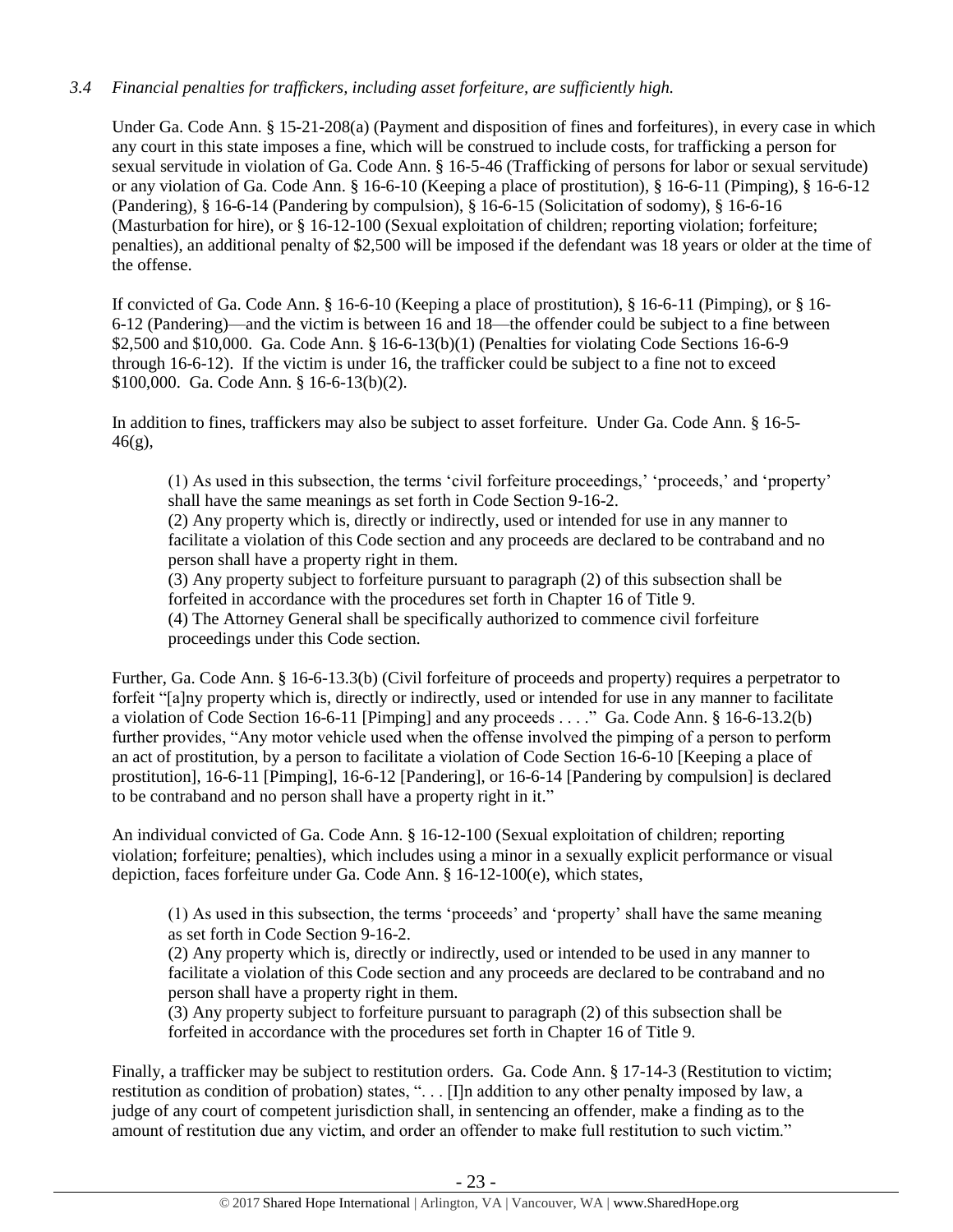*3.4 Financial penalties for traffickers, including asset forfeiture, are sufficiently high.*

Under Ga. Code Ann. § 15-21-208(a) (Payment and disposition of fines and forfeitures), in every case in which any court in this state imposes a fine, which will be construed to include costs, for trafficking a person for sexual servitude in violation of Ga. Code Ann. § 16-5-46 (Trafficking of persons for labor or sexual servitude) or any violation of Ga. Code Ann. § 16-6-10 (Keeping a place of prostitution), § 16-6-11 (Pimping), § 16-6-12 (Pandering), § 16-6-14 (Pandering by compulsion), § 16-6-15 (Solicitation of sodomy), § 16-6-16 (Masturbation for hire), or § 16-12-100 (Sexual exploitation of children; reporting violation; forfeiture; penalties), an additional penalty of $2,500 will be imposed if the defendant was 18 years or older at the time of the offense.

If convicted of Ga. Code Ann. § 16-6-10 (Keeping a place of prostitution), § 16-6-11 (Pimping), or § 16-6-12 (Pandering)—and the victim is between 16 and 18—the offender could be subject to a fine between $2,500 and $10,000. Ga. Code Ann. § 16-6-13(b)(1) (Penalties for violating Code Sections 16-6-9 through 16-6-12). If the victim is under 16, the trafficker could be subject to a fine not to exceed $100,000. Ga. Code Ann. § 16-6-13(b)(2).

In addition to fines, traffickers may also be subject to asset forfeiture. Under Ga. Code Ann. § 16-5-46(g),

> (1) As used in this subsection, the terms 'civil forfeiture proceedings,' 'proceeds,' and 'property' shall have the same meanings as set forth in Code Section 9-16-2.
> (2) Any property which is, directly or indirectly, used or intended for use in any manner to facilitate a violation of this Code section and any proceeds are declared to be contraband and no person shall have a property right in them.
> (3) Any property subject to forfeiture pursuant to paragraph (2) of this subsection shall be forfeited in accordance with the procedures set forth in Chapter 16 of Title 9.
> (4) The Attorney General shall be specifically authorized to commence civil forfeiture proceedings under this Code section.

Further, Ga. Code Ann. § 16-6-13.3(b) (Civil forfeiture of proceeds and property) requires a perpetrator to forfeit "[a]ny property which is, directly or indirectly, used or intended for use in any manner to facilitate a violation of Code Section 16-6-11 [Pimping] and any proceeds . . . ." Ga. Code Ann. § 16-6-13.2(b) further provides, "Any motor vehicle used when the offense involved the pimping of a person to perform an act of prostitution, by a person to facilitate a violation of Code Section 16-6-10 [Keeping a place of prostitution], 16-6-11 [Pimping], 16-6-12 [Pandering], or 16-6-14 [Pandering by compulsion] is declared to be contraband and no person shall have a property right in it."

An individual convicted of Ga. Code Ann. § 16-12-100 (Sexual exploitation of children; reporting violation; forfeiture; penalties), which includes using a minor in a sexually explicit performance or visual depiction, faces forfeiture under Ga. Code Ann. § 16-12-100(e), which states,

> (1) As used in this subsection, the terms 'proceeds' and 'property' shall have the same meaning as set forth in Code Section 9-16-2.
> (2) Any property which is, directly or indirectly, used or intended to be used in any manner to facilitate a violation of this Code section and any proceeds are declared to be contraband and no person shall have a property right in them.
> (3) Any property subject to forfeiture pursuant to paragraph (2) of this subsection shall be forfeited in accordance with the procedures set forth in Chapter 16 of Title 9.

Finally, a trafficker may be subject to restitution orders. Ga. Code Ann. § 17-14-3 (Restitution to victim; restitution as condition of probation) states, ". . . [I]n addition to any other penalty imposed by law, a judge of any court of competent jurisdiction shall, in sentencing an offender, make a finding as to the amount of restitution due any victim, and order an offender to make full restitution to such victim."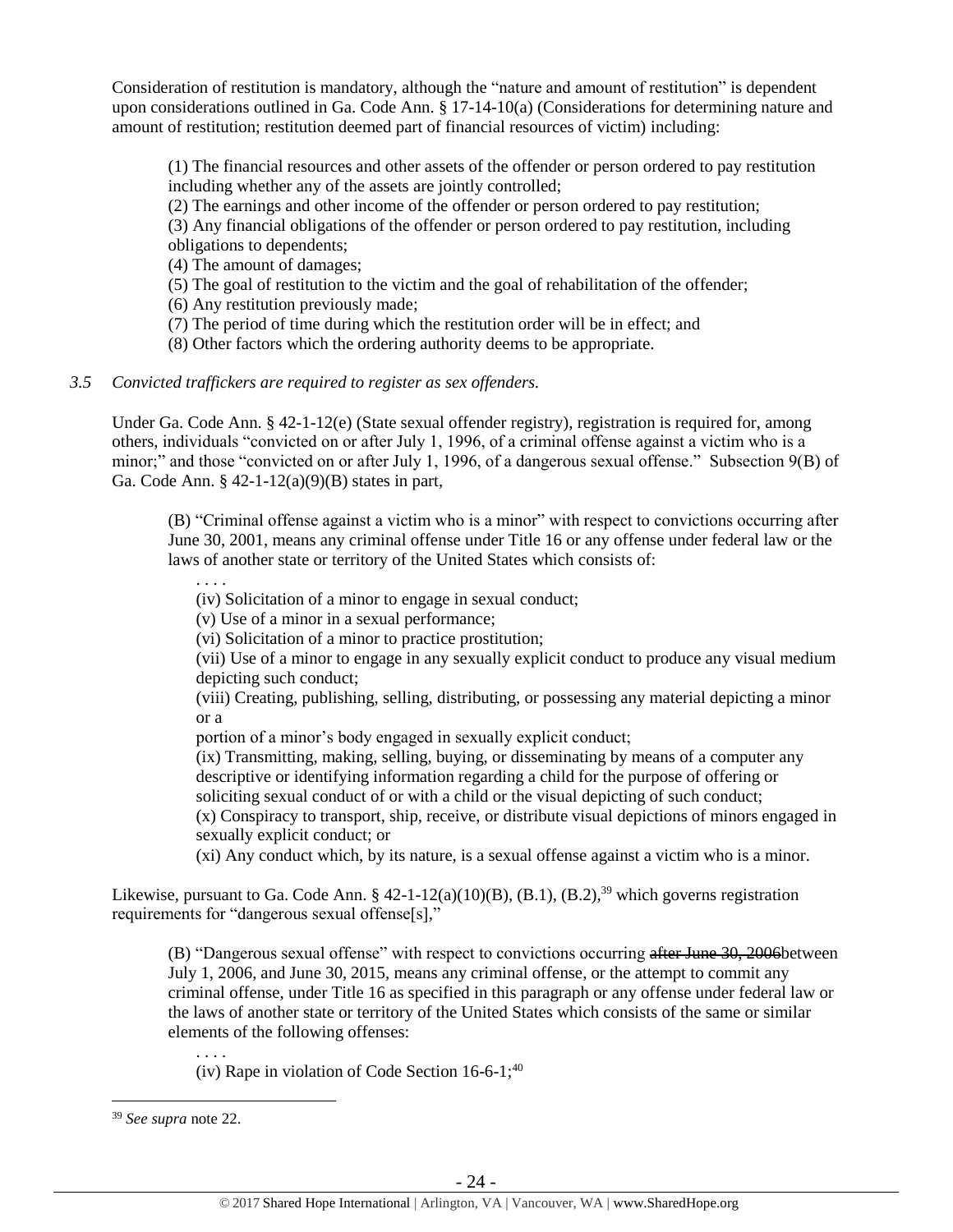Consideration of restitution is mandatory, although the "nature and amount of restitution" is dependent upon considerations outlined in Ga. Code Ann. § 17-14-10(a) (Considerations for determining nature and amount of restitution; restitution deemed part of financial resources of victim) including:

> (1) The financial resources and other assets of the offender or person ordered to pay restitution including whether any of the assets are jointly controlled;
> (2) The earnings and other income of the offender or person ordered to pay restitution;
> (3) Any financial obligations of the offender or person ordered to pay restitution, including obligations to dependents;
> (4) The amount of damages;
> (5) The goal of restitution to the victim and the goal of rehabilitation of the offender;
> (6) Any restitution previously made;
> (7) The period of time during which the restitution order will be in effect; and
> (8) Other factors which the ordering authority deems to be appropriate.

*3.5 Convicted traffickers are required to register as sex offenders.*

Under Ga. Code Ann. § 42-1-12(e) (State sexual offender registry), registration is required for, among others, individuals "convicted on or after July 1, 1996, of a criminal offense against a victim who is a minor;" and those "convicted on or after July 1, 1996, of a dangerous sexual offense." Subsection 9(B) of Ga. Code Ann. § 42-1-12(a)(9)(B) states in part,

> (B) "Criminal offense against a victim who is a minor" with respect to convictions occurring after June 30, 2001, means any criminal offense under Title 16 or any offense under federal law or the laws of another state or territory of the United States which consists of:
>
> . . . .
> (iv) Solicitation of a minor to engage in sexual conduct;
> (v) Use of a minor in a sexual performance;
> (vi) Solicitation of a minor to practice prostitution;
> (vii) Use of a minor to engage in any sexually explicit conduct to produce any visual medium depicting such conduct;
> (viii) Creating, publishing, selling, distributing, or possessing any material depicting a minor or a
> portion of a minor's body engaged in sexually explicit conduct;
> (ix) Transmitting, making, selling, buying, or disseminating by means of a computer any descriptive or identifying information regarding a child for the purpose of offering or soliciting sexual conduct of or with a child or the visual depicting of such conduct;
> (x) Conspiracy to transport, ship, receive, or distribute visual depictions of minors engaged in sexually explicit conduct; or
> (xi) Any conduct which, by its nature, is a sexual offense against a victim who is a minor.

Likewise, pursuant to Ga. Code Ann. § 42-1-12(a)(10)(B), (B.1), (B.2),[39] which governs registration requirements for "dangerous sexual offense[s],"

> (B) "Dangerous sexual offense" with respect to convictions occurring ~~after June 30, 2006~~between July 1, 2006, and June 30, 2015, means any criminal offense, or the attempt to commit any criminal offense, under Title 16 as specified in this paragraph or any offense under federal law or the laws of another state or territory of the United States which consists of the same or similar elements of the following offenses:
>
> . . . .
> (iv) Rape in violation of Code Section 16-6-1;[40]

[39] *See supra* note 22.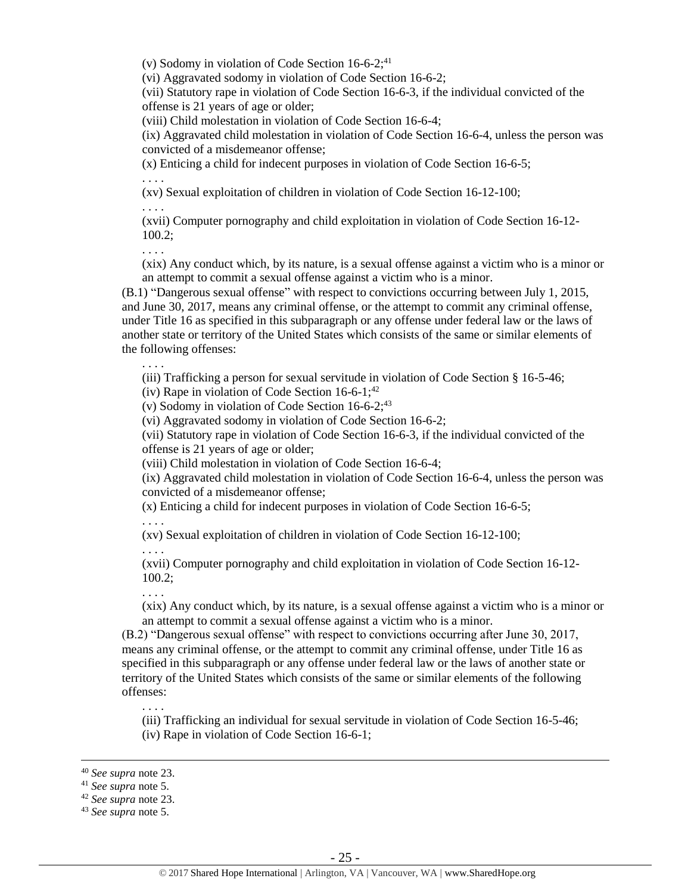(v) Sodomy in violation of Code Section 16-6-2;[41]

(vi) Aggravated sodomy in violation of Code Section 16-6-2;

(vii) Statutory rape in violation of Code Section 16-6-3, if the individual convicted of the offense is 21 years of age or older;

(viii) Child molestation in violation of Code Section 16-6-4;

(ix) Aggravated child molestation in violation of Code Section 16-6-4, unless the person was convicted of a misdemeanor offense;

(x) Enticing a child for indecent purposes in violation of Code Section 16-6-5;

. . . .

(xv) Sexual exploitation of children in violation of Code Section 16-12-100;

. . . .

(xvii) Computer pornography and child exploitation in violation of Code Section 16-12-100.2;

. . . .

(xix) Any conduct which, by its nature, is a sexual offense against a victim who is a minor or an attempt to commit a sexual offense against a victim who is a minor.

(B.1) "Dangerous sexual offense" with respect to convictions occurring between July 1, 2015, and June 30, 2017, means any criminal offense, or the attempt to commit any criminal offense, under Title 16 as specified in this subparagraph or any offense under federal law or the laws of another state or territory of the United States which consists of the same or similar elements of the following offenses:

. . . .

(iii) Trafficking a person for sexual servitude in violation of Code Section § 16-5-46;

(iv) Rape in violation of Code Section 16-6-1;[42]

(v) Sodomy in violation of Code Section 16-6-2;[43]

(vi) Aggravated sodomy in violation of Code Section 16-6-2;

(vii) Statutory rape in violation of Code Section 16-6-3, if the individual convicted of the offense is 21 years of age or older;

(viii) Child molestation in violation of Code Section 16-6-4;

(ix) Aggravated child molestation in violation of Code Section 16-6-4, unless the person was convicted of a misdemeanor offense;

(x) Enticing a child for indecent purposes in violation of Code Section 16-6-5;

. . . .

(xv) Sexual exploitation of children in violation of Code Section 16-12-100;

. . . .

(xvii) Computer pornography and child exploitation in violation of Code Section 16-12-100.2;

. . . .

(xix) Any conduct which, by its nature, is a sexual offense against a victim who is a minor or an attempt to commit a sexual offense against a victim who is a minor.

(B.2) "Dangerous sexual offense" with respect to convictions occurring after June 30, 2017, means any criminal offense, or the attempt to commit any criminal offense, under Title 16 as specified in this subparagraph or any offense under federal law or the laws of another state or territory of the United States which consists of the same or similar elements of the following offenses:

. . . .

(iii) Trafficking an individual for sexual servitude in violation of Code Section 16-5-46;

(iv) Rape in violation of Code Section 16-6-1;

---

[40] *See supra* note 23.

[41] *See supra* note 5.

[42] *See supra* note 23.

[43] *See supra* note 5.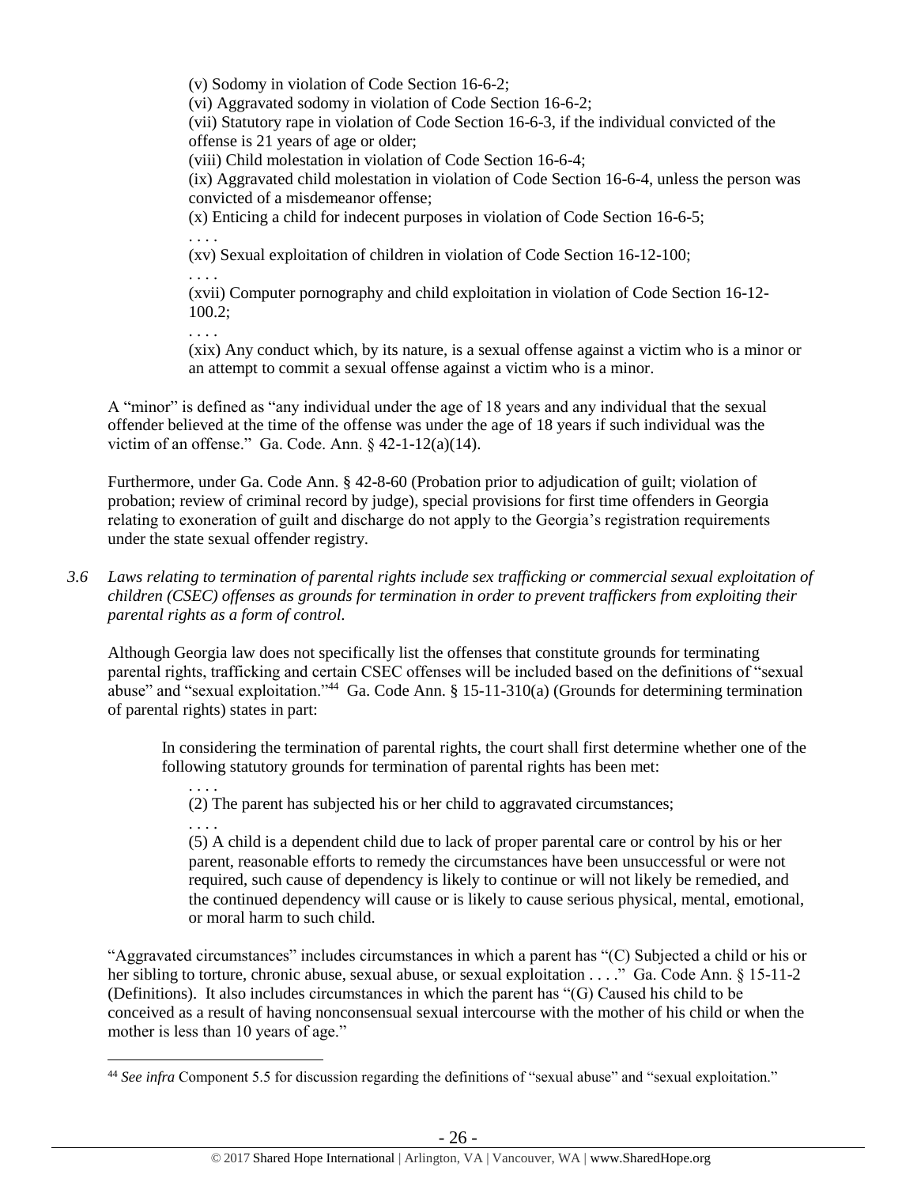> (v) Sodomy in violation of Code Section 16-6-2;
> (vi) Aggravated sodomy in violation of Code Section 16-6-2;
> (vii) Statutory rape in violation of Code Section 16-6-3, if the individual convicted of the offense is 21 years of age or older;
> (viii) Child molestation in violation of Code Section 16-6-4;
> (ix) Aggravated child molestation in violation of Code Section 16-6-4, unless the person was convicted of a misdemeanor offense;
> (x) Enticing a child for indecent purposes in violation of Code Section 16-6-5;
> . . . .
> (xv) Sexual exploitation of children in violation of Code Section 16-12-100;
> . . . .
> (xvii) Computer pornography and child exploitation in violation of Code Section 16-12-100.2;
> . . . .
> (xix) Any conduct which, by its nature, is a sexual offense against a victim who is a minor or an attempt to commit a sexual offense against a victim who is a minor.

A "minor" is defined as "any individual under the age of 18 years and any individual that the sexual offender believed at the time of the offense was under the age of 18 years if such individual was the victim of an offense." Ga. Code Ann. § 42-1-12(a)(14).

Furthermore, under Ga. Code Ann. § 42-8-60 (Probation prior to adjudication of guilt; violation of probation; review of criminal record by judge), special provisions for first time offenders in Georgia relating to exoneration of guilt and discharge do not apply to the Georgia's registration requirements under the state sexual offender registry.

*3.6 Laws relating to termination of parental rights include sex trafficking or commercial sexual exploitation of children (CSEC) offenses as grounds for termination in order to prevent traffickers from exploiting their parental rights as a form of control.*

Although Georgia law does not specifically list the offenses that constitute grounds for terminating parental rights, trafficking and certain CSEC offenses will be included based on the definitions of "sexual abuse" and "sexual exploitation."[44] Ga. Code Ann. § 15-11-310(a) (Grounds for determining termination of parental rights) states in part:

> In considering the termination of parental rights, the court shall first determine whether one of the following statutory grounds for termination of parental rights has been met:
> . . . .
> (2) The parent has subjected his or her child to aggravated circumstances;
> . . . .
> (5) A child is a dependent child due to lack of proper parental care or control by his or her parent, reasonable efforts to remedy the circumstances have been unsuccessful or were not required, such cause of dependency is likely to continue or will not likely be remedied, and the continued dependency will cause or is likely to cause serious physical, mental, emotional, or moral harm to such child.

"Aggravated circumstances" includes circumstances in which a parent has "(C) Subjected a child or his or her sibling to torture, chronic abuse, sexual abuse, or sexual exploitation . . . ." Ga. Code Ann. § 15-11-2 (Definitions). It also includes circumstances in which the parent has "(G) Caused his child to be conceived as a result of having nonconsensual sexual intercourse with the mother of his child or when the mother is less than 10 years of age."

---

[44] *See infra* Component 5.5 for discussion regarding the definitions of "sexual abuse" and "sexual exploitation."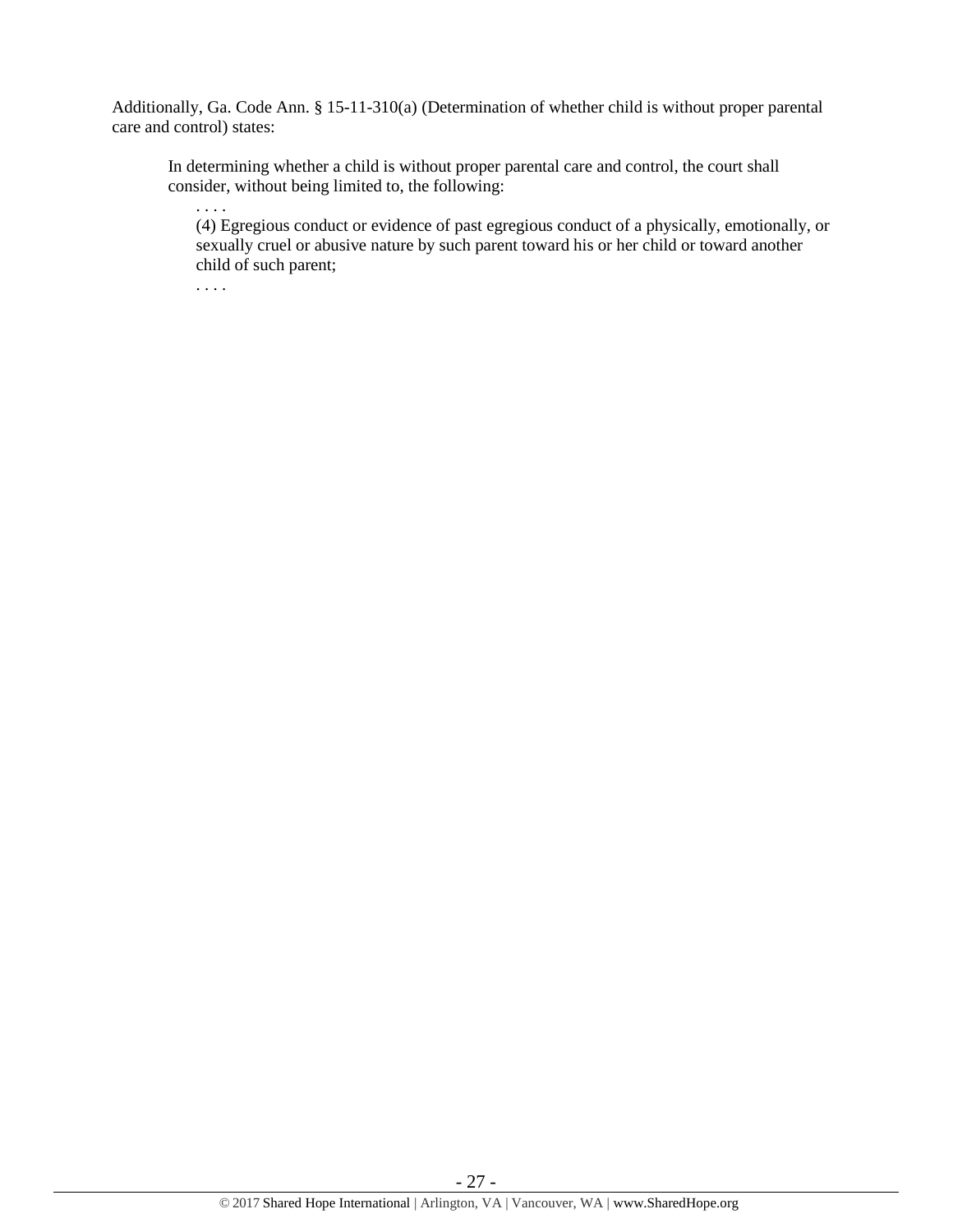Additionally, Ga. Code Ann. § 15-11-310(a) (Determination of whether child is without proper parental care and control) states:

> In determining whether a child is without proper parental care and control, the court shall consider, without being limited to, the following:
>
> . . . .
>
> (4) Egregious conduct or evidence of past egregious conduct of a physically, emotionally, or sexually cruel or abusive nature by such parent toward his or her child or toward another child of such parent;
>
> . . . .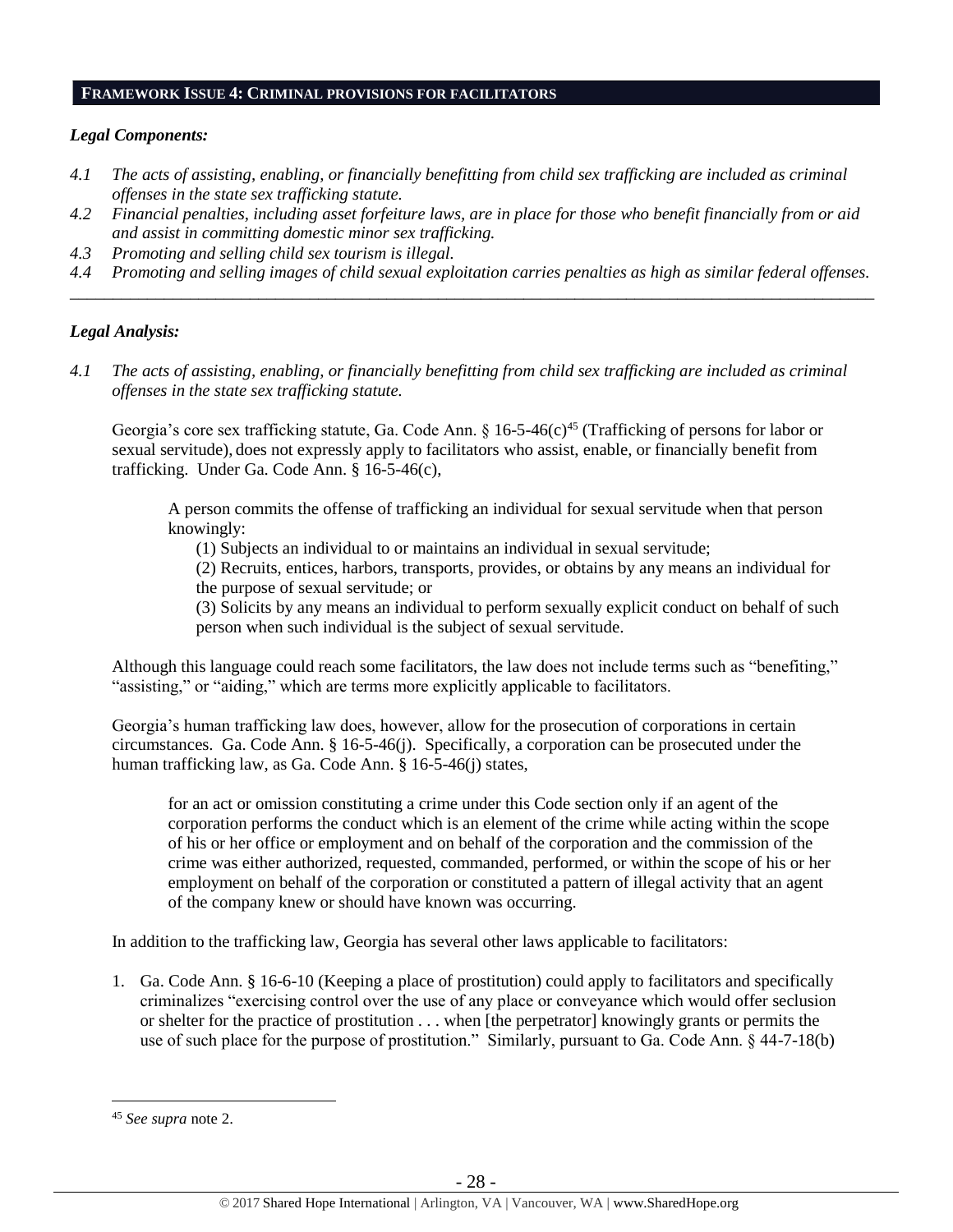## FRAMEWORK ISSUE 4: CRIMINAL PROVISIONS FOR FACILITATORS

### *Legal Components:*

*4.1 The acts of assisting, enabling, or financially benefitting from child sex trafficking are included as criminal offenses in the state sex trafficking statute.*

*4.2 Financial penalties, including asset forfeiture laws, are in place for those who benefit financially from or aid and assist in committing domestic minor sex trafficking.*

*4.3 Promoting and selling child sex tourism is illegal.*

*4.4 Promoting and selling images of child sexual exploitation carries penalties as high as similar federal offenses.*

---

### *Legal Analysis:*

*4.1 The acts of assisting, enabling, or financially benefitting from child sex trafficking are included as criminal offenses in the state sex trafficking statute.*

Georgia's core sex trafficking statute, Ga. Code Ann. § 16-5-46(c)[45] (Trafficking of persons for labor or sexual servitude), does not expressly apply to facilitators who assist, enable, or financially benefit from trafficking. Under Ga. Code Ann. § 16-5-46(c),

> A person commits the offense of trafficking an individual for sexual servitude when that person knowingly:
>
> (1) Subjects an individual to or maintains an individual in sexual servitude;
>
> (2) Recruits, entices, harbors, transports, provides, or obtains by any means an individual for the purpose of sexual servitude; or
>
> (3) Solicits by any means an individual to perform sexually explicit conduct on behalf of such person when such individual is the subject of sexual servitude.

Although this language could reach some facilitators, the law does not include terms such as "benefiting," "assisting," or "aiding," which are terms more explicitly applicable to facilitators.

Georgia's human trafficking law does, however, allow for the prosecution of corporations in certain circumstances. Ga. Code Ann. § 16-5-46(j). Specifically, a corporation can be prosecuted under the human trafficking law, as Ga. Code Ann. § 16-5-46(j) states,

> for an act or omission constituting a crime under this Code section only if an agent of the corporation performs the conduct which is an element of the crime while acting within the scope of his or her office or employment and on behalf of the corporation and the commission of the crime was either authorized, requested, commanded, performed, or within the scope of his or her employment on behalf of the corporation or constituted a pattern of illegal activity that an agent of the company knew or should have known was occurring.

In addition to the trafficking law, Georgia has several other laws applicable to facilitators:

1. Ga. Code Ann. § 16-6-10 (Keeping a place of prostitution) could apply to facilitators and specifically criminalizes "exercising control over the use of any place or conveyance which would offer seclusion or shelter for the practice of prostitution . . . when [the perpetrator] knowingly grants or permits the use of such place for the purpose of prostitution." Similarly, pursuant to Ga. Code Ann. § 44-7-18(b)

---

[45] *See supra* note 2.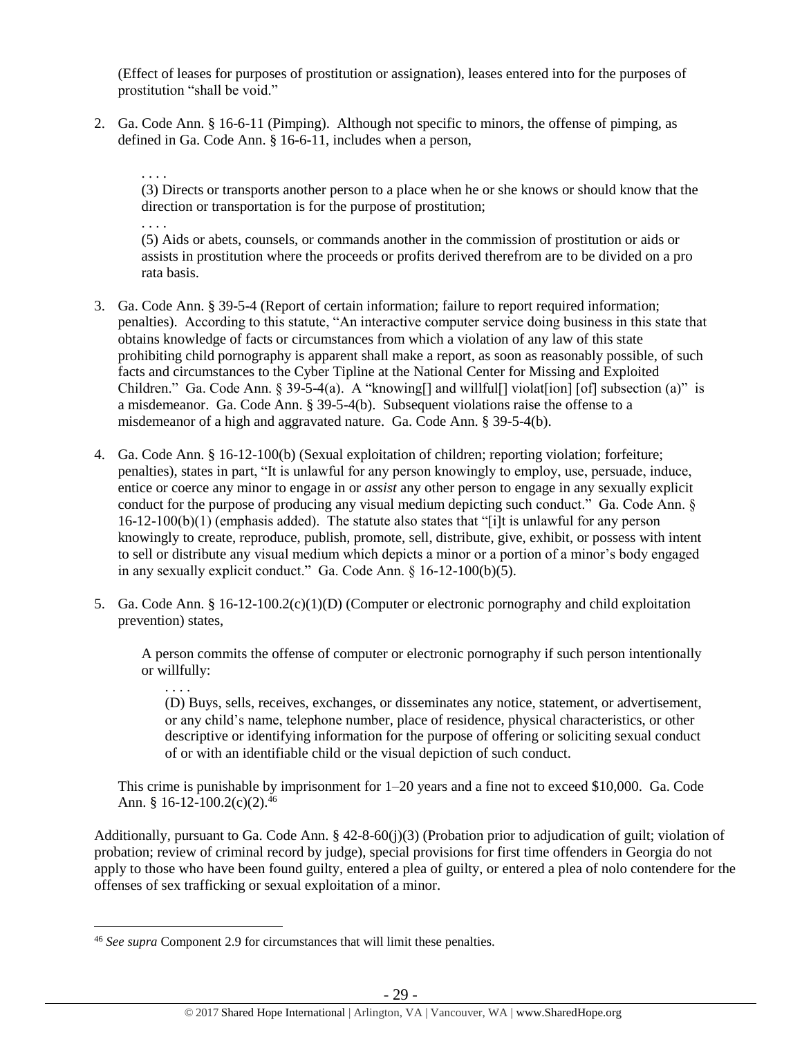(Effect of leases for purposes of prostitution or assignation), leases entered into for the purposes of prostitution "shall be void."

2. Ga. Code Ann. § 16-6-11 (Pimping). Although not specific to minors, the offense of pimping, as defined in Ga. Code Ann. § 16-6-11, includes when a person,

   . . . .
   (3) Directs or transports another person to a place when he or she knows or should know that the direction or transportation is for the purpose of prostitution;
   . . . .
   (5) Aids or abets, counsels, or commands another in the commission of prostitution or aids or assists in prostitution where the proceeds or profits derived therefrom are to be divided on a pro rata basis.

3. Ga. Code Ann. § 39-5-4 (Report of certain information; failure to report required information; penalties). According to this statute, "An interactive computer service doing business in this state that obtains knowledge of facts or circumstances from which a violation of any law of this state prohibiting child pornography is apparent shall make a report, as soon as reasonably possible, of such facts and circumstances to the Cyber Tipline at the National Center for Missing and Exploited Children." Ga. Code Ann. § 39-5-4(a). A "knowing[] and willful[] violat[ion] [of] subsection (a)" is a misdemeanor. Ga. Code Ann. § 39-5-4(b). Subsequent violations raise the offense to a misdemeanor of a high and aggravated nature. Ga. Code Ann. § 39-5-4(b).

4. Ga. Code Ann. § 16-12-100(b) (Sexual exploitation of children; reporting violation; forfeiture; penalties), states in part, "It is unlawful for any person knowingly to employ, use, persuade, induce, entice or coerce any minor to engage in or *assist* any other person to engage in any sexually explicit conduct for the purpose of producing any visual medium depicting such conduct." Ga. Code Ann. § 16-12-100(b)(1) (emphasis added). The statute also states that "[i]t is unlawful for any person knowingly to create, reproduce, publish, promote, sell, distribute, give, exhibit, or possess with intent to sell or distribute any visual medium which depicts a minor or a portion of a minor's body engaged in any sexually explicit conduct." Ga. Code Ann. § 16-12-100(b)(5).

5. Ga. Code Ann. § 16-12-100.2(c)(1)(D) (Computer or electronic pornography and child exploitation prevention) states,

   A person commits the offense of computer or electronic pornography if such person intentionally or willfully:

   . . . .
   (D) Buys, sells, receives, exchanges, or disseminates any notice, statement, or advertisement, or any child's name, telephone number, place of residence, physical characteristics, or other descriptive or identifying information for the purpose of offering or soliciting sexual conduct of or with an identifiable child or the visual depiction of such conduct.

   This crime is punishable by imprisonment for 1–20 years and a fine not to exceed $10,000. Ga. Code Ann. § 16-12-100.2(c)(2).[46]

Additionally, pursuant to Ga. Code Ann. § 42-8-60(j)(3) (Probation prior to adjudication of guilt; violation of probation; review of criminal record by judge), special provisions for first time offenders in Georgia do not apply to those who have been found guilty, entered a plea of guilty, or entered a plea of nolo contendere for the offenses of sex trafficking or sexual exploitation of a minor.

[46] *See supra* Component 2.9 for circumstances that will limit these penalties.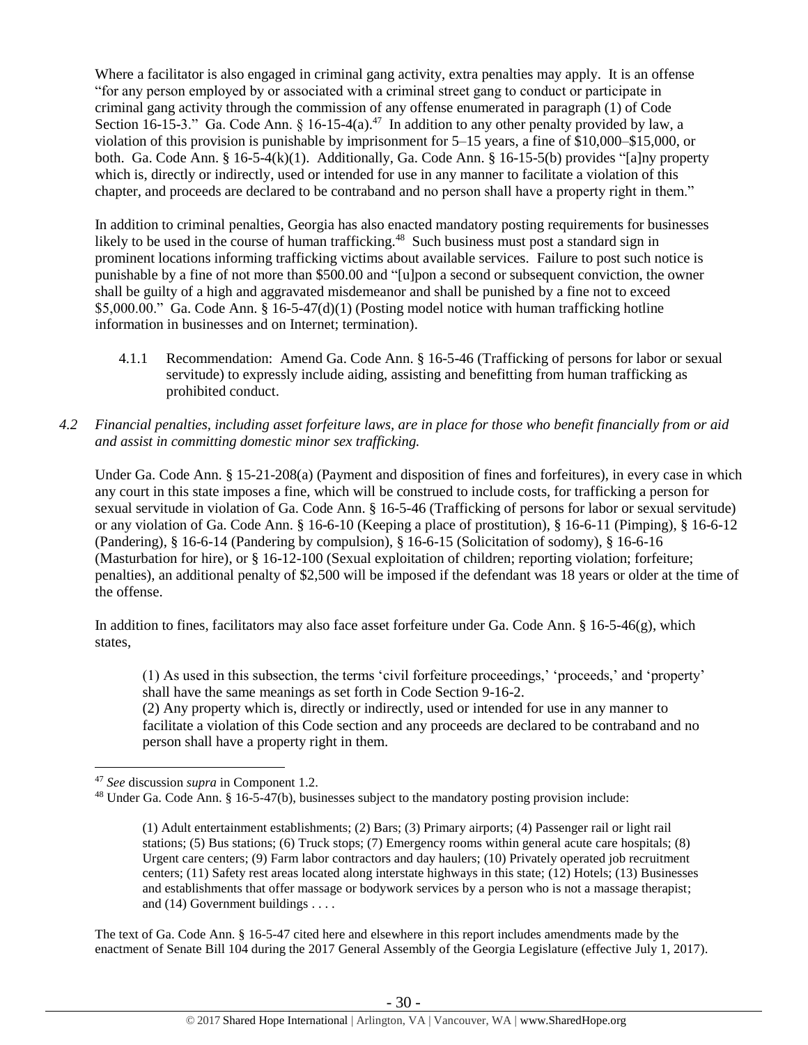Where a facilitator is also engaged in criminal gang activity, extra penalties may apply. It is an offense "for any person employed by or associated with a criminal street gang to conduct or participate in criminal gang activity through the commission of any offense enumerated in paragraph (1) of Code Section 16-15-3." Ga. Code Ann. § 16-15-4(a).[47] In addition to any other penalty provided by law, a violation of this provision is punishable by imprisonment for 5–15 years, a fine of $10,000–$15,000, or both. Ga. Code Ann. § 16-5-4(k)(1). Additionally, Ga. Code Ann. § 16-15-5(b) provides "[a]ny property which is, directly or indirectly, used or intended for use in any manner to facilitate a violation of this chapter, and proceeds are declared to be contraband and no person shall have a property right in them."

In addition to criminal penalties, Georgia has also enacted mandatory posting requirements for businesses likely to be used in the course of human trafficking.[48] Such business must post a standard sign in prominent locations informing trafficking victims about available services. Failure to post such notice is punishable by a fine of not more than $500.00 and "[u]pon a second or subsequent conviction, the owner shall be guilty of a high and aggravated misdemeanor and shall be punished by a fine not to exceed $5,000.00." Ga. Code Ann. § 16-5-47(d)(1) (Posting model notice with human trafficking hotline information in businesses and on Internet; termination).

4.1.1 Recommendation: Amend Ga. Code Ann. § 16-5-46 (Trafficking of persons for labor or sexual servitude) to expressly include aiding, assisting and benefitting from human trafficking as prohibited conduct.

*4.2 Financial penalties, including asset forfeiture laws, are in place for those who benefit financially from or aid and assist in committing domestic minor sex trafficking.*

Under Ga. Code Ann. § 15-21-208(a) (Payment and disposition of fines and forfeitures), in every case in which any court in this state imposes a fine, which will be construed to include costs, for trafficking a person for sexual servitude in violation of Ga. Code Ann. § 16-5-46 (Trafficking of persons for labor or sexual servitude) or any violation of Ga. Code Ann. § 16-6-10 (Keeping a place of prostitution), § 16-6-11 (Pimping), § 16-6-12 (Pandering), § 16-6-14 (Pandering by compulsion), § 16-6-15 (Solicitation of sodomy), § 16-6-16 (Masturbation for hire), or § 16-12-100 (Sexual exploitation of children; reporting violation; forfeiture; penalties), an additional penalty of $2,500 will be imposed if the defendant was 18 years or older at the time of the offense.

In addition to fines, facilitators may also face asset forfeiture under Ga. Code Ann. § 16-5-46(g), which states,

> (1) As used in this subsection, the terms 'civil forfeiture proceedings,' 'proceeds,' and 'property' shall have the same meanings as set forth in Code Section 9-16-2.
> (2) Any property which is, directly or indirectly, used or intended for use in any manner to facilitate a violation of this Code section and any proceeds are declared to be contraband and no person shall have a property right in them.

---

[47] *See* discussion *supra* in Component 1.2.

[48] Under Ga. Code Ann. § 16-5-47(b), businesses subject to the mandatory posting provision include:

> (1) Adult entertainment establishments; (2) Bars; (3) Primary airports; (4) Passenger rail or light rail stations; (5) Bus stations; (6) Truck stops; (7) Emergency rooms within general acute care hospitals; (8) Urgent care centers; (9) Farm labor contractors and day haulers; (10) Privately operated job recruitment centers; (11) Safety rest areas located along interstate highways in this state; (12) Hotels; (13) Businesses and establishments that offer massage or bodywork services by a person who is not a massage therapist; and (14) Government buildings . . . .

The text of Ga. Code Ann. § 16-5-47 cited here and elsewhere in this report includes amendments made by the enactment of Senate Bill 104 during the 2017 General Assembly of the Georgia Legislature (effective July 1, 2017).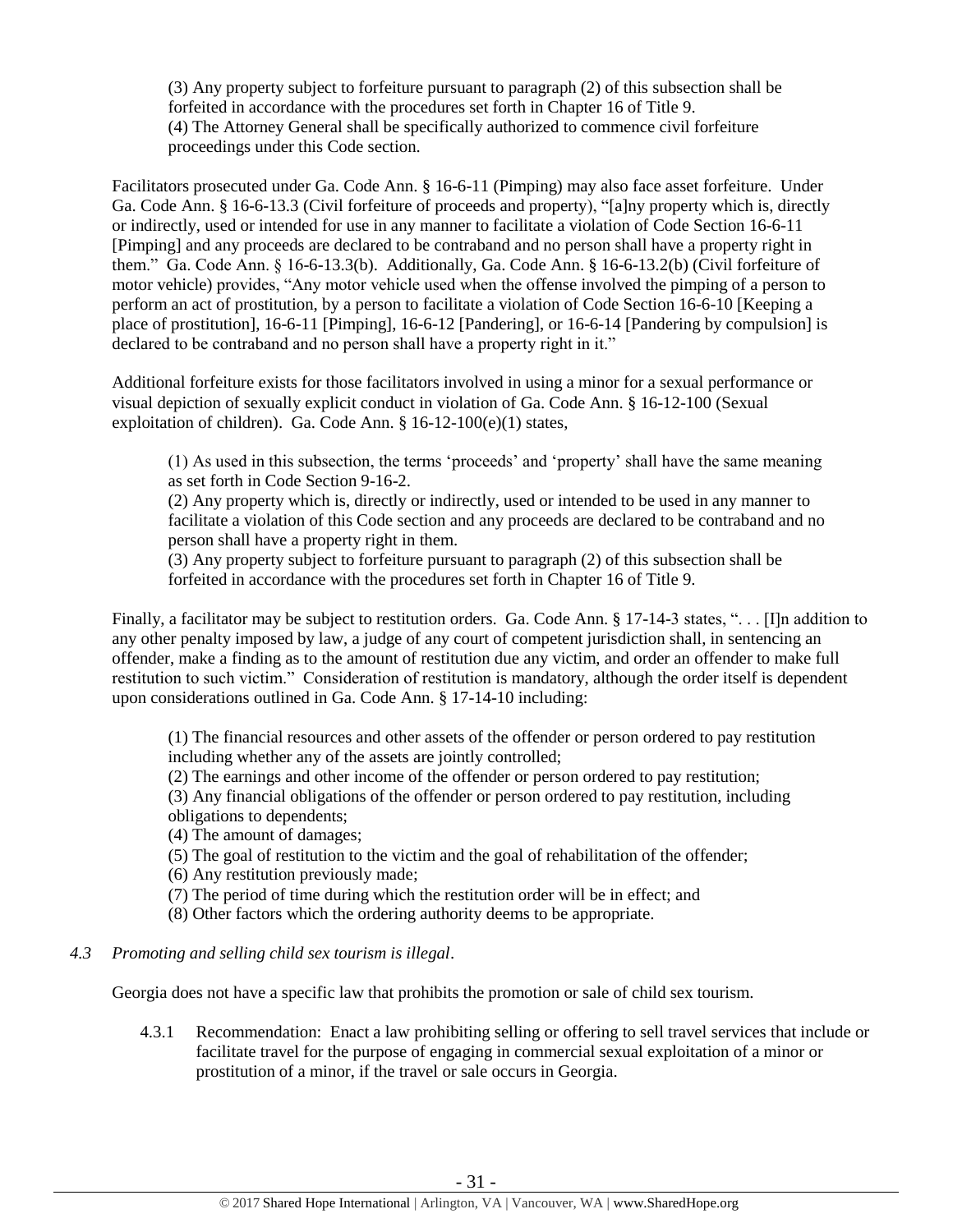(3) Any property subject to forfeiture pursuant to paragraph (2) of this subsection shall be forfeited in accordance with the procedures set forth in Chapter 16 of Title 9.
(4) The Attorney General shall be specifically authorized to commence civil forfeiture proceedings under this Code section.

Facilitators prosecuted under Ga. Code Ann. § 16-6-11 (Pimping) may also face asset forfeiture. Under Ga. Code Ann. § 16-6-13.3 (Civil forfeiture of proceeds and property), "[a]ny property which is, directly or indirectly, used or intended for use in any manner to facilitate a violation of Code Section 16-6-11 [Pimping] and any proceeds are declared to be contraband and no person shall have a property right in them." Ga. Code Ann. § 16-6-13.3(b). Additionally, Ga. Code Ann. § 16-6-13.2(b) (Civil forfeiture of motor vehicle) provides, "Any motor vehicle used when the offense involved the pimping of a person to perform an act of prostitution, by a person to facilitate a violation of Code Section 16-6-10 [Keeping a place of prostitution], 16-6-11 [Pimping], 16-6-12 [Pandering], or 16-6-14 [Pandering by compulsion] is declared to be contraband and no person shall have a property right in it."

Additional forfeiture exists for those facilitators involved in using a minor for a sexual performance or visual depiction of sexually explicit conduct in violation of Ga. Code Ann. § 16-12-100 (Sexual exploitation of children). Ga. Code Ann. § 16-12-100(e)(1) states,

(1) As used in this subsection, the terms 'proceeds' and 'property' shall have the same meaning as set forth in Code Section 9-16-2.
(2) Any property which is, directly or indirectly, used or intended to be used in any manner to facilitate a violation of this Code section and any proceeds are declared to be contraband and no person shall have a property right in them.
(3) Any property subject to forfeiture pursuant to paragraph (2) of this subsection shall be forfeited in accordance with the procedures set forth in Chapter 16 of Title 9.

Finally, a facilitator may be subject to restitution orders. Ga. Code Ann. § 17-14-3 states, ". . . [I]n addition to any other penalty imposed by law, a judge of any court of competent jurisdiction shall, in sentencing an offender, make a finding as to the amount of restitution due any victim, and order an offender to make full restitution to such victim." Consideration of restitution is mandatory, although the order itself is dependent upon considerations outlined in Ga. Code Ann. § 17-14-10 including:

(1) The financial resources and other assets of the offender or person ordered to pay restitution including whether any of the assets are jointly controlled;
(2) The earnings and other income of the offender or person ordered to pay restitution;
(3) Any financial obligations of the offender or person ordered to pay restitution, including obligations to dependents;
(4) The amount of damages;
(5) The goal of restitution to the victim and the goal of rehabilitation of the offender;
(6) Any restitution previously made;
(7) The period of time during which the restitution order will be in effect; and
(8) Other factors which the ordering authority deems to be appropriate.

*4.3 Promoting and selling child sex tourism is illegal*.

Georgia does not have a specific law that prohibits the promotion or sale of child sex tourism.

4.3.1 Recommendation: Enact a law prohibiting selling or offering to sell travel services that include or facilitate travel for the purpose of engaging in commercial sexual exploitation of a minor or prostitution of a minor, if the travel or sale occurs in Georgia.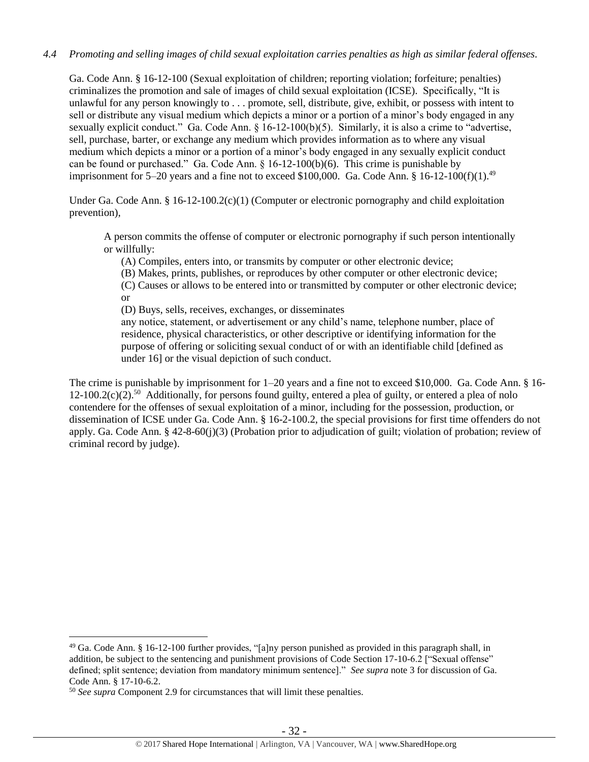*4.4 Promoting and selling images of child sexual exploitation carries penalties as high as similar federal offenses.*

Ga. Code Ann. § 16-12-100 (Sexual exploitation of children; reporting violation; forfeiture; penalties) criminalizes the promotion and sale of images of child sexual exploitation (ICSE). Specifically, "It is unlawful for any person knowingly to . . . promote, sell, distribute, give, exhibit, or possess with intent to sell or distribute any visual medium which depicts a minor or a portion of a minor's body engaged in any sexually explicit conduct." Ga. Code Ann. § 16-12-100(b)(5). Similarly, it is also a crime to "advertise, sell, purchase, barter, or exchange any medium which provides information as to where any visual medium which depicts a minor or a portion of a minor's body engaged in any sexually explicit conduct can be found or purchased." Ga. Code Ann. § 16-12-100(b)(6). This crime is punishable by imprisonment for 5–20 years and a fine not to exceed $100,000. Ga. Code Ann. § 16-12-100(f)(1).[49]

Under Ga. Code Ann. § 16-12-100.2(c)(1) (Computer or electronic pornography and child exploitation prevention),

> A person commits the offense of computer or electronic pornography if such person intentionally or willfully:
>
> (A) Compiles, enters into, or transmits by computer or other electronic device;
>
> (B) Makes, prints, publishes, or reproduces by other computer or other electronic device;
>
> (C) Causes or allows to be entered into or transmitted by computer or other electronic device; or
>
> (D) Buys, sells, receives, exchanges, or disseminates
>
> any notice, statement, or advertisement or any child's name, telephone number, place of residence, physical characteristics, or other descriptive or identifying information for the purpose of offering or soliciting sexual conduct of or with an identifiable child [defined as under 16] or the visual depiction of such conduct.

The crime is punishable by imprisonment for 1–20 years and a fine not to exceed $10,000. Ga. Code Ann. § 16-12-100.2(c)(2).[50] Additionally, for persons found guilty, entered a plea of guilty, or entered a plea of nolo contendere for the offenses of sexual exploitation of a minor, including for the possession, production, or dissemination of ICSE under Ga. Code Ann. § 16-2-100.2, the special provisions for first time offenders do not apply. Ga. Code Ann. § 42-8-60(j)(3) (Probation prior to adjudication of guilt; violation of probation; review of criminal record by judge).

---

[49] Ga. Code Ann. § 16-12-100 further provides, "[a]ny person punished as provided in this paragraph shall, in addition, be subject to the sentencing and punishment provisions of Code Section 17-10-6.2 ["Sexual offense" defined; split sentence; deviation from mandatory minimum sentence]." *See supra* note 3 for discussion of Ga. Code Ann. § 17-10-6.2.

[50] *See supra* Component 2.9 for circumstances that will limit these penalties.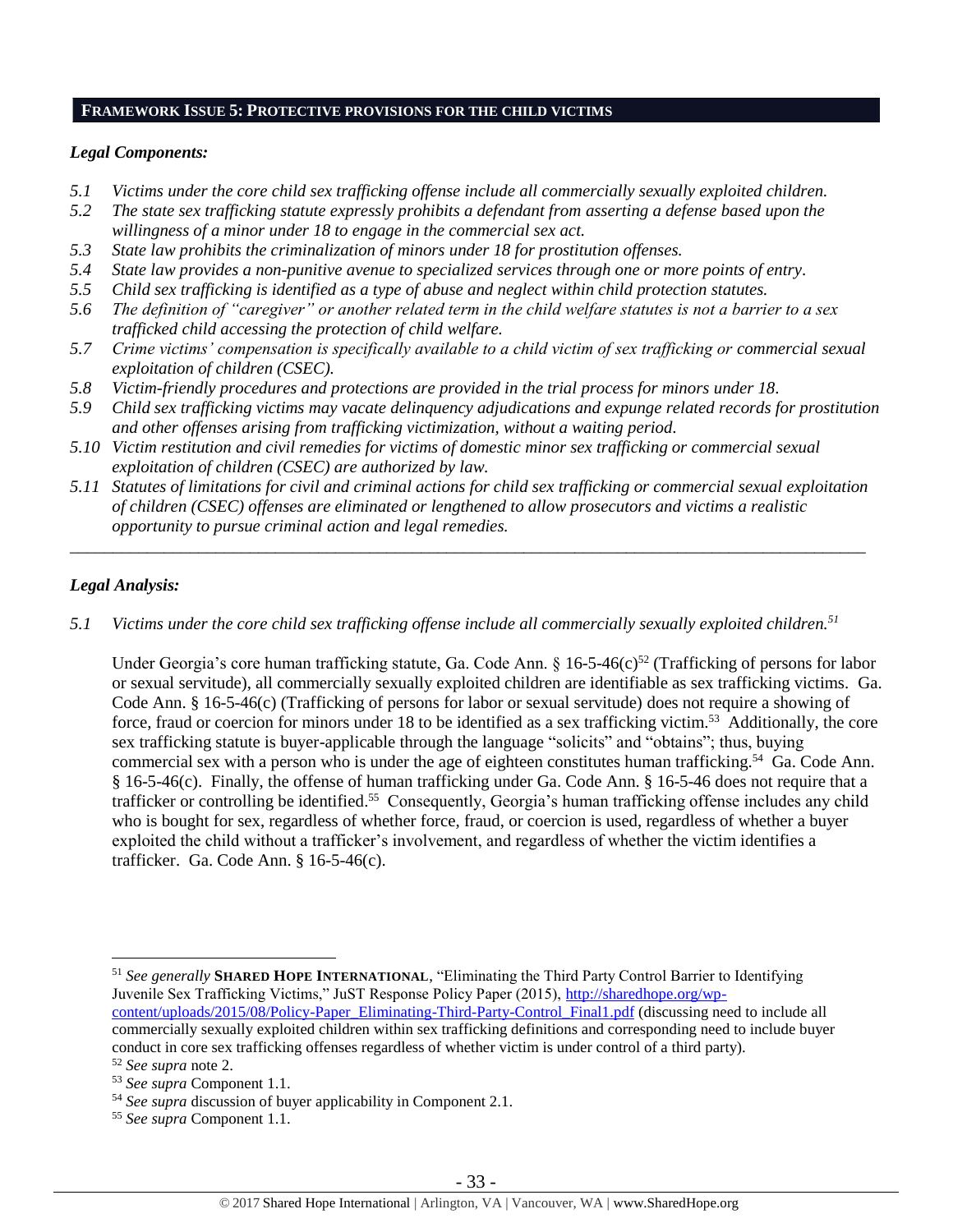## FRAMEWORK ISSUE 5: PROTECTIVE PROVISIONS FOR THE CHILD VICTIMS

### *Legal Components:*

*5.1 Victims under the core child sex trafficking offense include all commercially sexually exploited children.*
*5.2 The state sex trafficking statute expressly prohibits a defendant from asserting a defense based upon the willingness of a minor under 18 to engage in the commercial sex act.*
*5.3 State law prohibits the criminalization of minors under 18 for prostitution offenses.*
*5.4 State law provides a non-punitive avenue to specialized services through one or more points of entry.*
*5.5 Child sex trafficking is identified as a type of abuse and neglect within child protection statutes.*
*5.6 The definition of "caregiver" or another related term in the child welfare statutes is not a barrier to a sex trafficked child accessing the protection of child welfare.*
*5.7 Crime victims' compensation is specifically available to a child victim of sex trafficking or commercial sexual exploitation of children (CSEC).*
*5.8 Victim-friendly procedures and protections are provided in the trial process for minors under 18.*
*5.9 Child sex trafficking victims may vacate delinquency adjudications and expunge related records for prostitution and other offenses arising from trafficking victimization, without a waiting period.*
*5.10 Victim restitution and civil remedies for victims of domestic minor sex trafficking or commercial sexual exploitation of children (CSEC) are authorized by law.*
*5.11 Statutes of limitations for civil and criminal actions for child sex trafficking or commercial sexual exploitation of children (CSEC) offenses are eliminated or lengthened to allow prosecutors and victims a realistic opportunity to pursue criminal action and legal remedies.*

---

### *Legal Analysis:*

*5.1 Victims under the core child sex trafficking offense include all commercially sexually exploited children.*[51]

Under Georgia's core human trafficking statute, Ga. Code Ann. § 16-5-46(c)[52] (Trafficking of persons for labor or sexual servitude), all commercially sexually exploited children are identifiable as sex trafficking victims. Ga. Code Ann. § 16-5-46(c) (Trafficking of persons for labor or sexual servitude) does not require a showing of force, fraud or coercion for minors under 18 to be identified as a sex trafficking victim.[53] Additionally, the core sex trafficking statute is buyer-applicable through the language "solicits" and "obtains"; thus, buying commercial sex with a person who is under the age of eighteen constitutes human trafficking.[54] Ga. Code Ann. § 16-5-46(c). Finally, the offense of human trafficking under Ga. Code Ann. § 16-5-46 does not require that a trafficker or controlling be identified.[55] Consequently, Georgia's human trafficking offense includes any child who is bought for sex, regardless of whether force, fraud, or coercion is used, regardless of whether a buyer exploited the child without a trafficker's involvement, and regardless of whether the victim identifies a trafficker. Ga. Code Ann. § 16-5-46(c).

---

[51] *See generally* **SHARED HOPE INTERNATIONAL**, "Eliminating the Third Party Control Barrier to Identifying Juvenile Sex Trafficking Victims," JuST Response Policy Paper (2015), http://sharedhope.org/wp-content/uploads/2015/08/Policy-Paper_Eliminating-Third-Party-Control_Final1.pdf (discussing need to include all commercially sexually exploited children within sex trafficking definitions and corresponding need to include buyer conduct in core sex trafficking offenses regardless of whether victim is under control of a third party).
[52] *See supra* note 2.
[53] *See supra* Component 1.1.
[54] *See supra* discussion of buyer applicability in Component 2.1.
[55] *See supra* Component 1.1.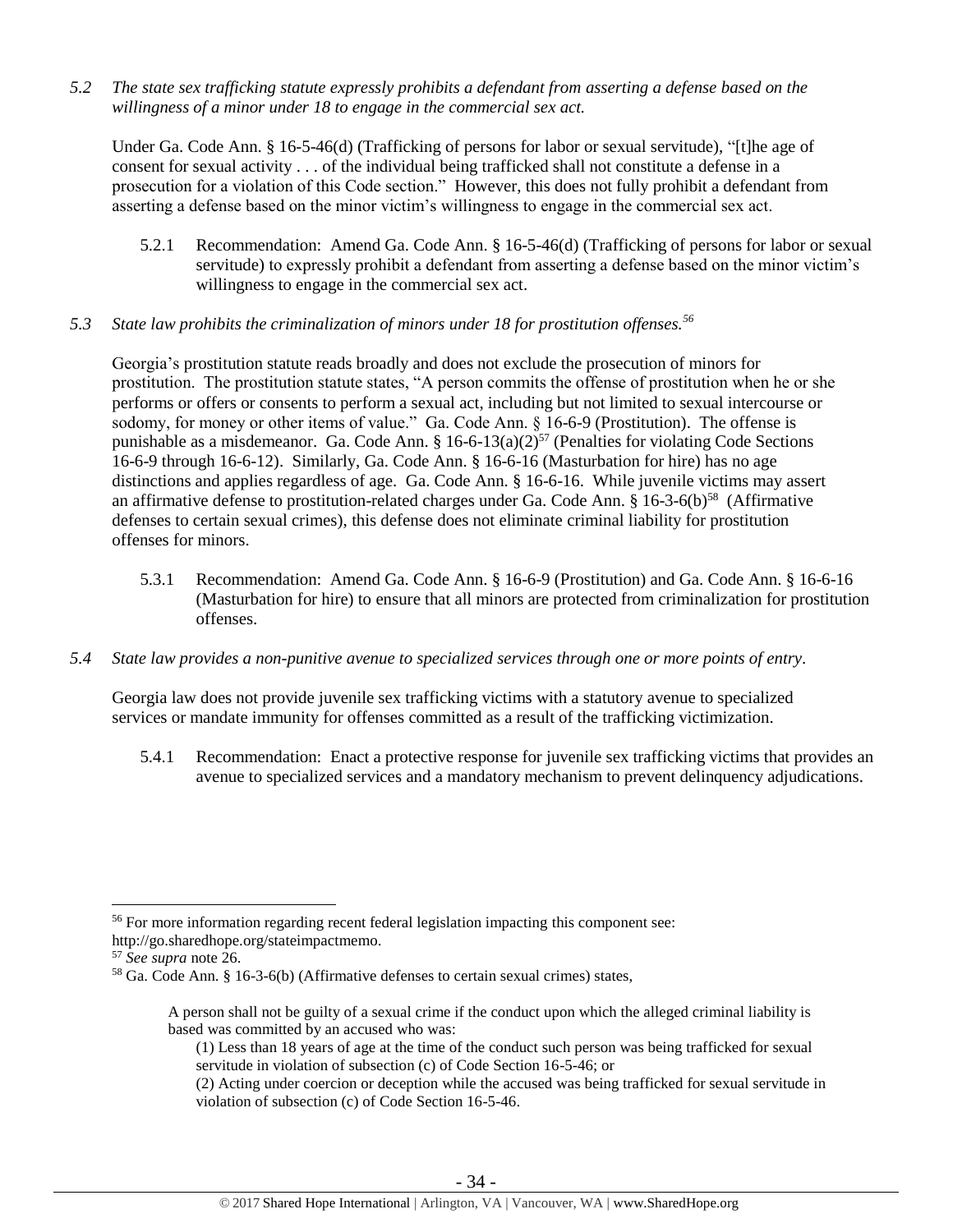*5.2 The state sex trafficking statute expressly prohibits a defendant from asserting a defense based on the willingness of a minor under 18 to engage in the commercial sex act.*

Under Ga. Code Ann. § 16-5-46(d) (Trafficking of persons for labor or sexual servitude), "[t]he age of consent for sexual activity . . . of the individual being trafficked shall not constitute a defense in a prosecution for a violation of this Code section." However, this does not fully prohibit a defendant from asserting a defense based on the minor victim's willingness to engage in the commercial sex act.

5.2.1 Recommendation: Amend Ga. Code Ann. § 16-5-46(d) (Trafficking of persons for labor or sexual servitude) to expressly prohibit a defendant from asserting a defense based on the minor victim's willingness to engage in the commercial sex act.

*5.3 State law prohibits the criminalization of minors under 18 for prostitution offenses.*[56]

Georgia's prostitution statute reads broadly and does not exclude the prosecution of minors for prostitution. The prostitution statute states, "A person commits the offense of prostitution when he or she performs or offers or consents to perform a sexual act, including but not limited to sexual intercourse or sodomy, for money or other items of value." Ga. Code Ann. § 16-6-9 (Prostitution). The offense is punishable as a misdemeanor. Ga. Code Ann. § 16-6-13(a)(2)[57] (Penalties for violating Code Sections 16-6-9 through 16-6-12). Similarly, Ga. Code Ann. § 16-6-16 (Masturbation for hire) has no age distinctions and applies regardless of age. Ga. Code Ann. § 16-6-16. While juvenile victims may assert an affirmative defense to prostitution-related charges under Ga. Code Ann. § 16-3-6(b)[58] (Affirmative defenses to certain sexual crimes), this defense does not eliminate criminal liability for prostitution offenses for minors.

5.3.1 Recommendation: Amend Ga. Code Ann. § 16-6-9 (Prostitution) and Ga. Code Ann. § 16-6-16 (Masturbation for hire) to ensure that all minors are protected from criminalization for prostitution offenses.

*5.4 State law provides a non-punitive avenue to specialized services through one or more points of entry.*

Georgia law does not provide juvenile sex trafficking victims with a statutory avenue to specialized services or mandate immunity for offenses committed as a result of the trafficking victimization.

5.4.1 Recommendation: Enact a protective response for juvenile sex trafficking victims that provides an avenue to specialized services and a mandatory mechanism to prevent delinquency adjudications.

---

[56] For more information regarding recent federal legislation impacting this component see: http://go.sharedhope.org/stateimpactmemo.

[57] *See supra* note 26.

[58] Ga. Code Ann. § 16-3-6(b) (Affirmative defenses to certain sexual crimes) states,

> A person shall not be guilty of a sexual crime if the conduct upon which the alleged criminal liability is based was committed by an accused who was:
>
> (1) Less than 18 years of age at the time of the conduct such person was being trafficked for sexual servitude in violation of subsection (c) of Code Section 16-5-46; or
>
> (2) Acting under coercion or deception while the accused was being trafficked for sexual servitude in violation of subsection (c) of Code Section 16-5-46.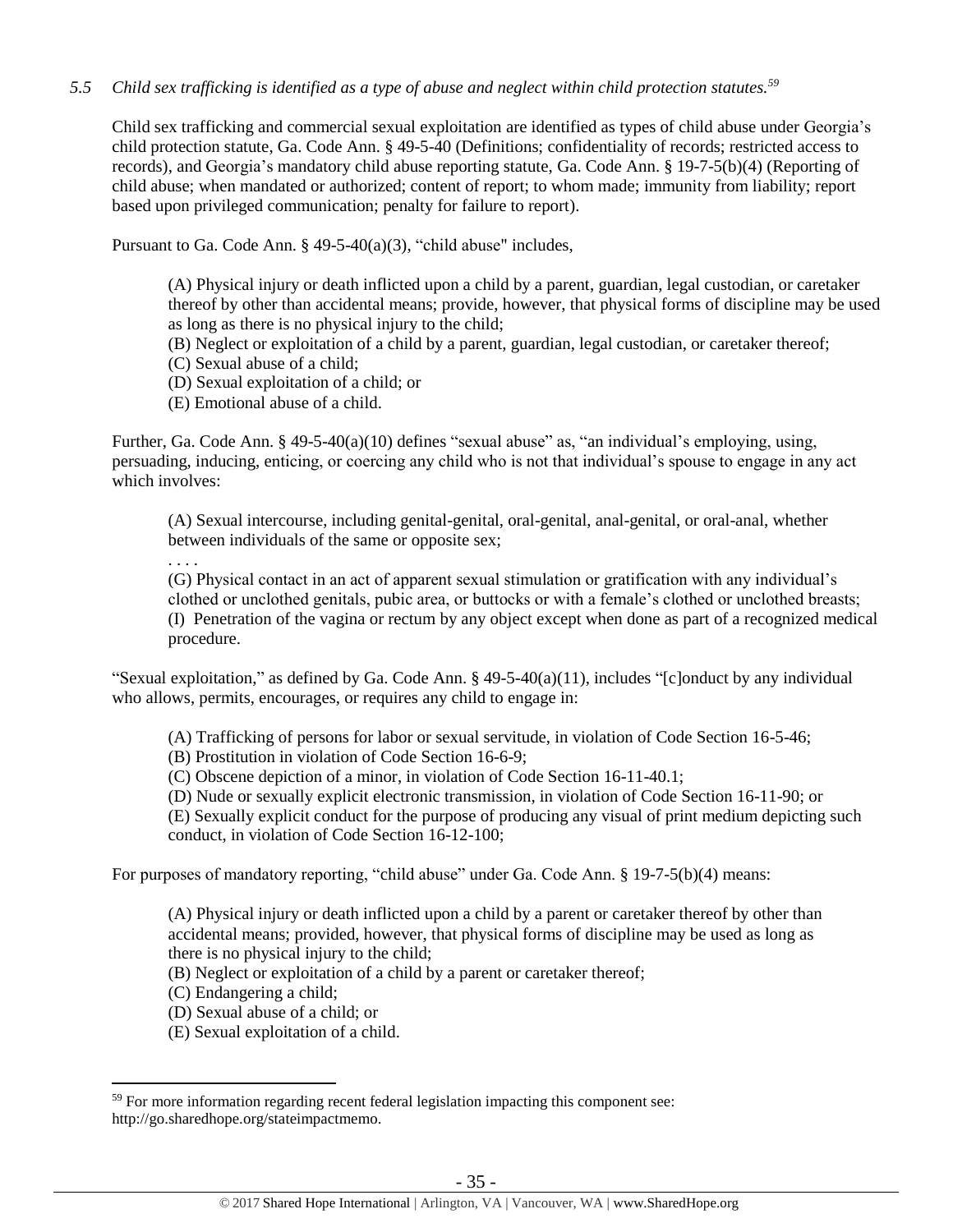*5.5 Child sex trafficking is identified as a type of abuse and neglect within child protection statutes.*[59]

Child sex trafficking and commercial sexual exploitation are identified as types of child abuse under Georgia's child protection statute, Ga. Code Ann. § 49-5-40 (Definitions; confidentiality of records; restricted access to records), and Georgia's mandatory child abuse reporting statute, Ga. Code Ann. § 19-7-5(b)(4) (Reporting of child abuse; when mandated or authorized; content of report; to whom made; immunity from liability; report based upon privileged communication; penalty for failure to report).

Pursuant to Ga. Code Ann. § 49-5-40(a)(3), "child abuse" includes,

> (A) Physical injury or death inflicted upon a child by a parent, guardian, legal custodian, or caretaker thereof by other than accidental means; provide, however, that physical forms of discipline may be used as long as there is no physical injury to the child;
> (B) Neglect or exploitation of a child by a parent, guardian, legal custodian, or caretaker thereof;
> (C) Sexual abuse of a child;
> (D) Sexual exploitation of a child; or
> (E) Emotional abuse of a child.

Further, Ga. Code Ann. § 49-5-40(a)(10) defines "sexual abuse" as, "an individual's employing, using, persuading, inducing, enticing, or coercing any child who is not that individual's spouse to engage in any act which involves:

> (A) Sexual intercourse, including genital-genital, oral-genital, anal-genital, or oral-anal, whether between individuals of the same or opposite sex;
> . . . .
> (G) Physical contact in an act of apparent sexual stimulation or gratification with any individual's clothed or unclothed genitals, pubic area, or buttocks or with a female's clothed or unclothed breasts;
> (I) Penetration of the vagina or rectum by any object except when done as part of a recognized medical procedure.

"Sexual exploitation," as defined by Ga. Code Ann. § 49-5-40(a)(11), includes "[c]onduct by any individual who allows, permits, encourages, or requires any child to engage in:

> (A) Trafficking of persons for labor or sexual servitude, in violation of Code Section 16-5-46;
> (B) Prostitution in violation of Code Section 16-6-9;
> (C) Obscene depiction of a minor, in violation of Code Section 16-11-40.1;
> (D) Nude or sexually explicit electronic transmission, in violation of Code Section 16-11-90; or
> (E) Sexually explicit conduct for the purpose of producing any visual of print medium depicting such conduct, in violation of Code Section 16-12-100;

For purposes of mandatory reporting, "child abuse" under Ga. Code Ann. § 19-7-5(b)(4) means:

> (A) Physical injury or death inflicted upon a child by a parent or caretaker thereof by other than accidental means; provided, however, that physical forms of discipline may be used as long as there is no physical injury to the child;
> (B) Neglect or exploitation of a child by a parent or caretaker thereof;
> (C) Endangering a child;
> (D) Sexual abuse of a child; or
> (E) Sexual exploitation of a child.

---

[59] For more information regarding recent federal legislation impacting this component see: http://go.sharedhope.org/stateimpactmemo.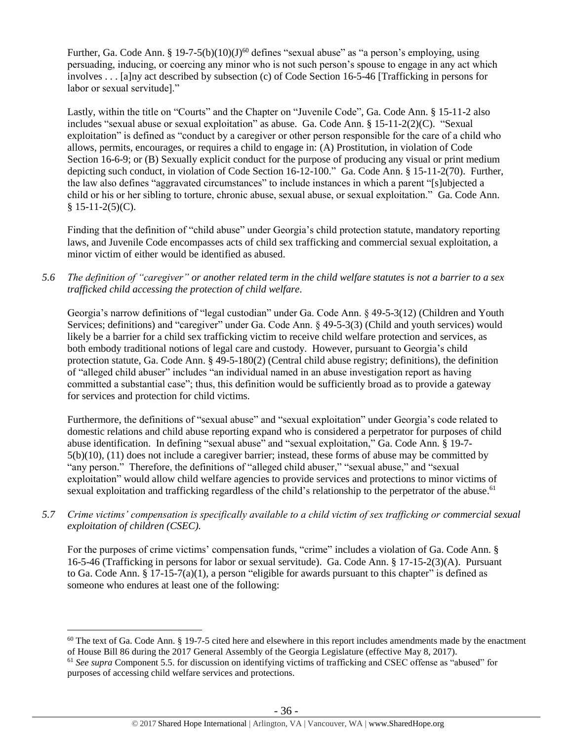Further, Ga. Code Ann. § 19-7-5(b)(10)(J)[60] defines "sexual abuse" as "a person's employing, using persuading, inducing, or coercing any minor who is not such person's spouse to engage in any act which involves . . . [a]ny act described by subsection (c) of Code Section 16-5-46 [Trafficking in persons for labor or sexual servitude]."

Lastly, within the title on "Courts" and the Chapter on "Juvenile Code", Ga. Code Ann. § 15-11-2 also includes "sexual abuse or sexual exploitation" as abuse. Ga. Code Ann. § 15-11-2(2)(C). "Sexual exploitation" is defined as "conduct by a caregiver or other person responsible for the care of a child who allows, permits, encourages, or requires a child to engage in: (A) Prostitution, in violation of Code Section 16-6-9; or (B) Sexually explicit conduct for the purpose of producing any visual or print medium depicting such conduct, in violation of Code Section 16-12-100." Ga. Code Ann. § 15-11-2(70). Further, the law also defines "aggravated circumstances" to include instances in which a parent "[s]ubjected a child or his or her sibling to torture, chronic abuse, sexual abuse, or sexual exploitation." Ga. Code Ann. § 15-11-2(5)(C).

Finding that the definition of "child abuse" under Georgia's child protection statute, mandatory reporting laws, and Juvenile Code encompasses acts of child sex trafficking and commercial sexual exploitation, a minor victim of either would be identified as abused.

*5.6 The definition of "caregiver" or another related term in the child welfare statutes is not a barrier to a sex trafficked child accessing the protection of child welfare.*

Georgia's narrow definitions of "legal custodian" under Ga. Code Ann. § 49-5-3(12) (Children and Youth Services; definitions) and "caregiver" under Ga. Code Ann. § 49-5-3(3) (Child and youth services) would likely be a barrier for a child sex trafficking victim to receive child welfare protection and services, as both embody traditional notions of legal care and custody. However, pursuant to Georgia's child protection statute, Ga. Code Ann. § 49-5-180(2) (Central child abuse registry; definitions), the definition of "alleged child abuser" includes "an individual named in an abuse investigation report as having committed a substantial case"; thus, this definition would be sufficiently broad as to provide a gateway for services and protection for child victims.

Furthermore, the definitions of "sexual abuse" and "sexual exploitation" under Georgia's code related to domestic relations and child abuse reporting expand who is considered a perpetrator for purposes of child abuse identification. In defining "sexual abuse" and "sexual exploitation," Ga. Code Ann. § 19-7-5(b)(10), (11) does not include a caregiver barrier; instead, these forms of abuse may be committed by "any person." Therefore, the definitions of "alleged child abuser," "sexual abuse," and "sexual exploitation" would allow child welfare agencies to provide services and protections to minor victims of sexual exploitation and trafficking regardless of the child's relationship to the perpetrator of the abuse.[61]

*5.7 Crime victims' compensation is specifically available to a child victim of sex trafficking or commercial sexual exploitation of children (CSEC).*

For the purposes of crime victims' compensation funds, "crime" includes a violation of Ga. Code Ann. § 16-5-46 (Trafficking in persons for labor or sexual servitude). Ga. Code Ann. § 17-15-2(3)(A). Pursuant to Ga. Code Ann. § 17-15-7(a)(1), a person "eligible for awards pursuant to this chapter" is defined as someone who endures at least one of the following:

[60] The text of Ga. Code Ann. § 19-7-5 cited here and elsewhere in this report includes amendments made by the enactment of House Bill 86 during the 2017 General Assembly of the Georgia Legislature (effective May 8, 2017).

[61] *See supra* Component 5.5. for discussion on identifying victims of trafficking and CSEC offense as "abused" for purposes of accessing child welfare services and protections.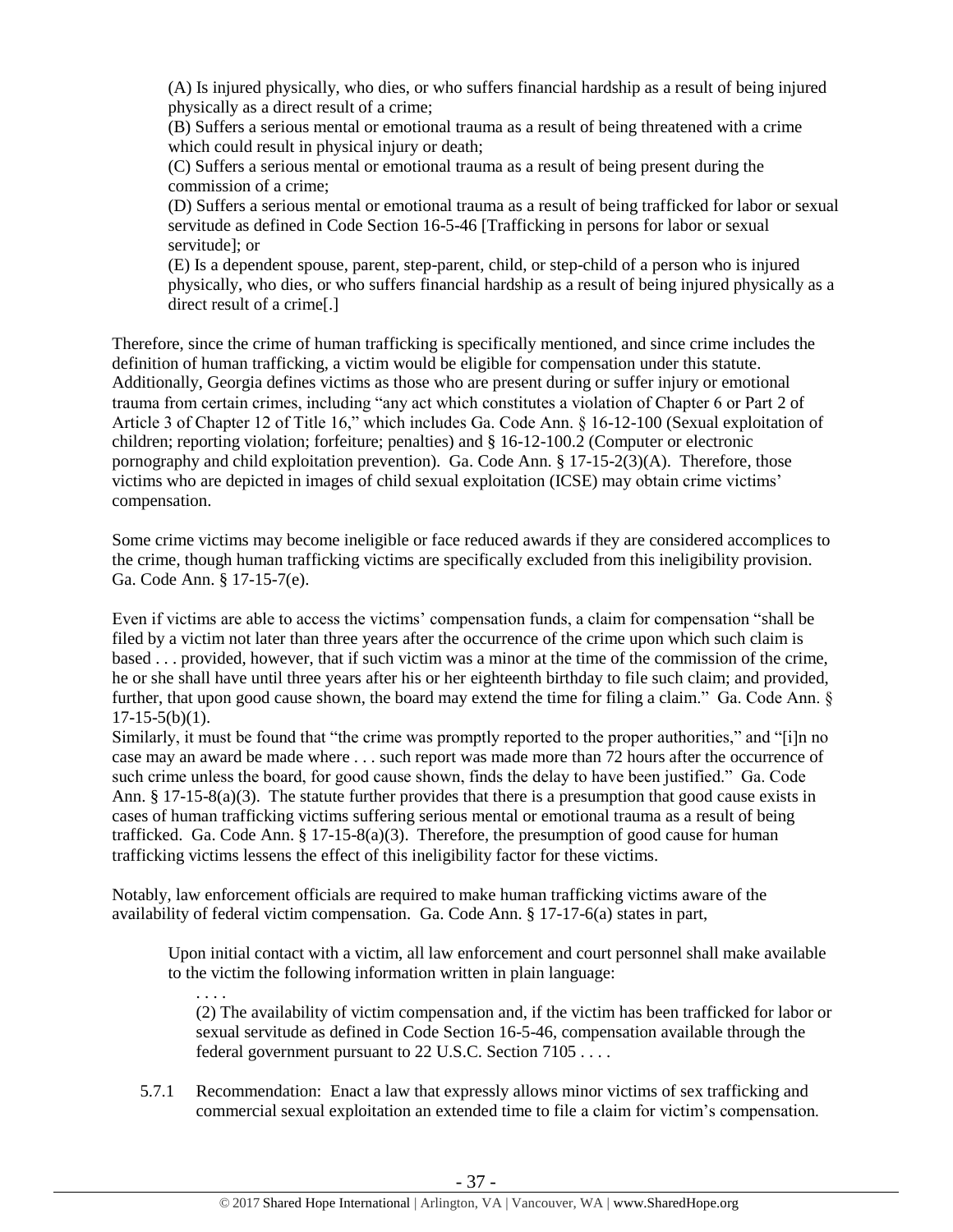> (A) Is injured physically, who dies, or who suffers financial hardship as a result of being injured physically as a direct result of a crime;
> (B) Suffers a serious mental or emotional trauma as a result of being threatened with a crime which could result in physical injury or death;
> (C) Suffers a serious mental or emotional trauma as a result of being present during the commission of a crime;
> (D) Suffers a serious mental or emotional trauma as a result of being trafficked for labor or sexual servitude as defined in Code Section 16-5-46 [Trafficking in persons for labor or sexual servitude]; or
> (E) Is a dependent spouse, parent, step-parent, child, or step-child of a person who is injured physically, who dies, or who suffers financial hardship as a result of being injured physically as a direct result of a crime[.]

Therefore, since the crime of human trafficking is specifically mentioned, and since crime includes the definition of human trafficking, a victim would be eligible for compensation under this statute. Additionally, Georgia defines victims as those who are present during or suffer injury or emotional trauma from certain crimes, including "any act which constitutes a violation of Chapter 6 or Part 2 of Article 3 of Chapter 12 of Title 16," which includes Ga. Code Ann. § 16-12-100 (Sexual exploitation of children; reporting violation; forfeiture; penalties) and § 16-12-100.2 (Computer or electronic pornography and child exploitation prevention). Ga. Code Ann. § 17-15-2(3)(A). Therefore, those victims who are depicted in images of child sexual exploitation (ICSE) may obtain crime victims' compensation.

Some crime victims may become ineligible or face reduced awards if they are considered accomplices to the crime, though human trafficking victims are specifically excluded from this ineligibility provision. Ga. Code Ann. § 17-15-7(e).

Even if victims are able to access the victims' compensation funds, a claim for compensation "shall be filed by a victim not later than three years after the occurrence of the crime upon which such claim is based . . . provided, however, that if such victim was a minor at the time of the commission of the crime, he or she shall have until three years after his or her eighteenth birthday to file such claim; and provided, further, that upon good cause shown, the board may extend the time for filing a claim." Ga. Code Ann. § 17-15-5(b)(1).

Similarly, it must be found that "the crime was promptly reported to the proper authorities," and "[i]n no case may an award be made where . . . such report was made more than 72 hours after the occurrence of such crime unless the board, for good cause shown, finds the delay to have been justified." Ga. Code Ann. § 17-15-8(a)(3). The statute further provides that there is a presumption that good cause exists in cases of human trafficking victims suffering serious mental or emotional trauma as a result of being trafficked. Ga. Code Ann. § 17-15-8(a)(3). Therefore, the presumption of good cause for human trafficking victims lessens the effect of this ineligibility factor for these victims.

Notably, law enforcement officials are required to make human trafficking victims aware of the availability of federal victim compensation. Ga. Code Ann. § 17-17-6(a) states in part,

> Upon initial contact with a victim, all law enforcement and court personnel shall make available to the victim the following information written in plain language:
>
> . . . .
>
> (2) The availability of victim compensation and, if the victim has been trafficked for labor or sexual servitude as defined in Code Section 16-5-46, compensation available through the federal government pursuant to 22 U.S.C. Section 7105 . . . .

5.7.1 Recommendation: Enact a law that expressly allows minor victims of sex trafficking and commercial sexual exploitation an extended time to file a claim for victim's compensation.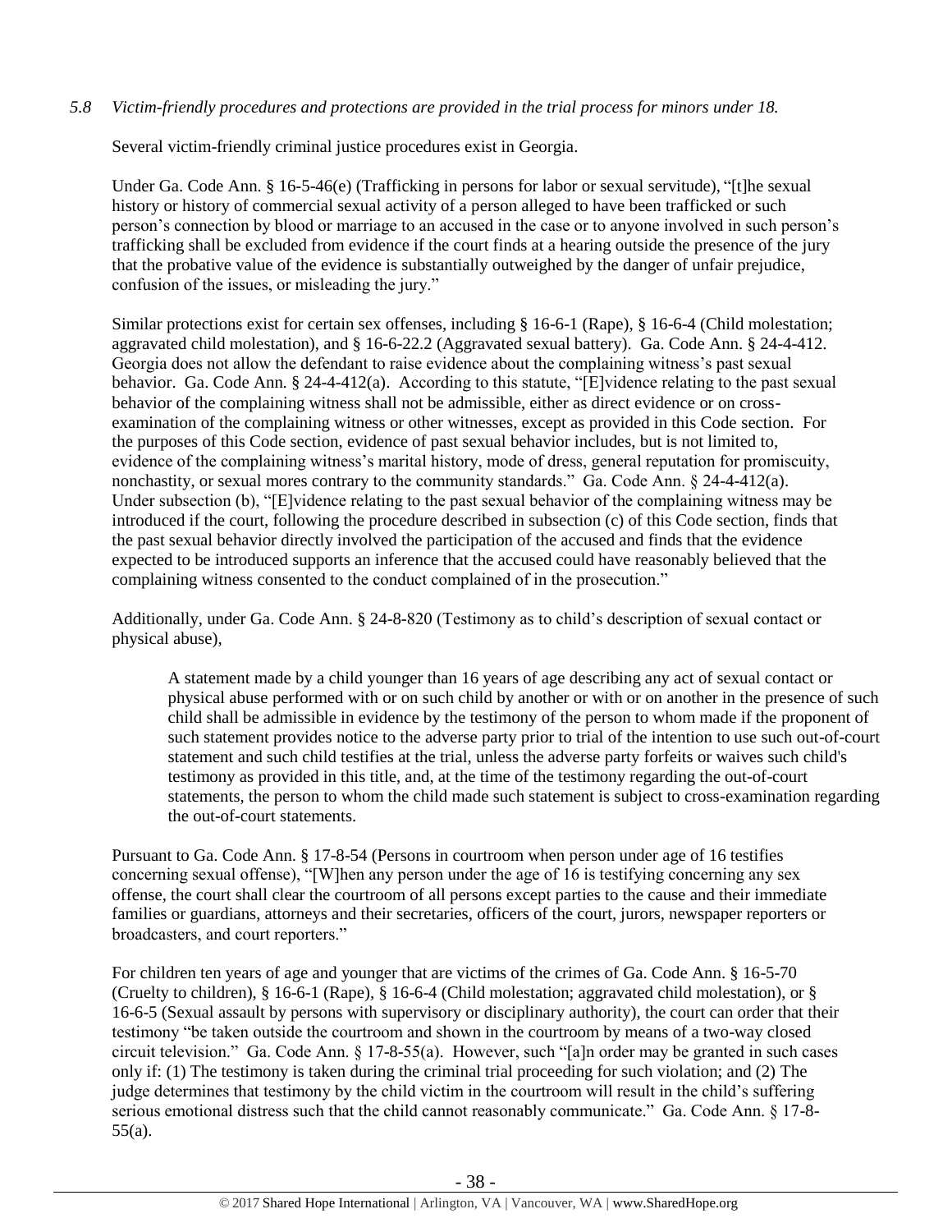*5.8 Victim-friendly procedures and protections are provided in the trial process for minors under 18.*

Several victim-friendly criminal justice procedures exist in Georgia.

Under Ga. Code Ann. § 16-5-46(e) (Trafficking in persons for labor or sexual servitude), "[t]he sexual history or history of commercial sexual activity of a person alleged to have been trafficked or such person's connection by blood or marriage to an accused in the case or to anyone involved in such person's trafficking shall be excluded from evidence if the court finds at a hearing outside the presence of the jury that the probative value of the evidence is substantially outweighed by the danger of unfair prejudice, confusion of the issues, or misleading the jury."

Similar protections exist for certain sex offenses, including § 16-6-1 (Rape), § 16-6-4 (Child molestation; aggravated child molestation), and § 16-6-22.2 (Aggravated sexual battery). Ga. Code Ann. § 24-4-412. Georgia does not allow the defendant to raise evidence about the complaining witness's past sexual behavior. Ga. Code Ann. § 24-4-412(a). According to this statute, "[E]vidence relating to the past sexual behavior of the complaining witness shall not be admissible, either as direct evidence or on cross-examination of the complaining witness or other witnesses, except as provided in this Code section. For the purposes of this Code section, evidence of past sexual behavior includes, but is not limited to, evidence of the complaining witness's marital history, mode of dress, general reputation for promiscuity, nonchastity, or sexual mores contrary to the community standards." Ga. Code Ann. § 24-4-412(a). Under subsection (b), "[E]vidence relating to the past sexual behavior of the complaining witness may be introduced if the court, following the procedure described in subsection (c) of this Code section, finds that the past sexual behavior directly involved the participation of the accused and finds that the evidence expected to be introduced supports an inference that the accused could have reasonably believed that the complaining witness consented to the conduct complained of in the prosecution."

Additionally, under Ga. Code Ann. § 24-8-820 (Testimony as to child's description of sexual contact or physical abuse),

> A statement made by a child younger than 16 years of age describing any act of sexual contact or physical abuse performed with or on such child by another or with or on another in the presence of such child shall be admissible in evidence by the testimony of the person to whom made if the proponent of such statement provides notice to the adverse party prior to trial of the intention to use such out-of-court statement and such child testifies at the trial, unless the adverse party forfeits or waives such child's testimony as provided in this title, and, at the time of the testimony regarding the out-of-court statements, the person to whom the child made such statement is subject to cross-examination regarding the out-of-court statements.

Pursuant to Ga. Code Ann. § 17-8-54 (Persons in courtroom when person under age of 16 testifies concerning sexual offense), "[W]hen any person under the age of 16 is testifying concerning any sex offense, the court shall clear the courtroom of all persons except parties to the cause and their immediate families or guardians, attorneys and their secretaries, officers of the court, jurors, newspaper reporters or broadcasters, and court reporters."

For children ten years of age and younger that are victims of the crimes of Ga. Code Ann. § 16-5-70 (Cruelty to children), § 16-6-1 (Rape), § 16-6-4 (Child molestation; aggravated child molestation), or § 16-6-5 (Sexual assault by persons with supervisory or disciplinary authority), the court can order that their testimony "be taken outside the courtroom and shown in the courtroom by means of a two-way closed circuit television." Ga. Code Ann. § 17-8-55(a). However, such "[a]n order may be granted in such cases only if: (1) The testimony is taken during the criminal trial proceeding for such violation; and (2) The judge determines that testimony by the child victim in the courtroom will result in the child's suffering serious emotional distress such that the child cannot reasonably communicate." Ga. Code Ann. § 17-8-55(a).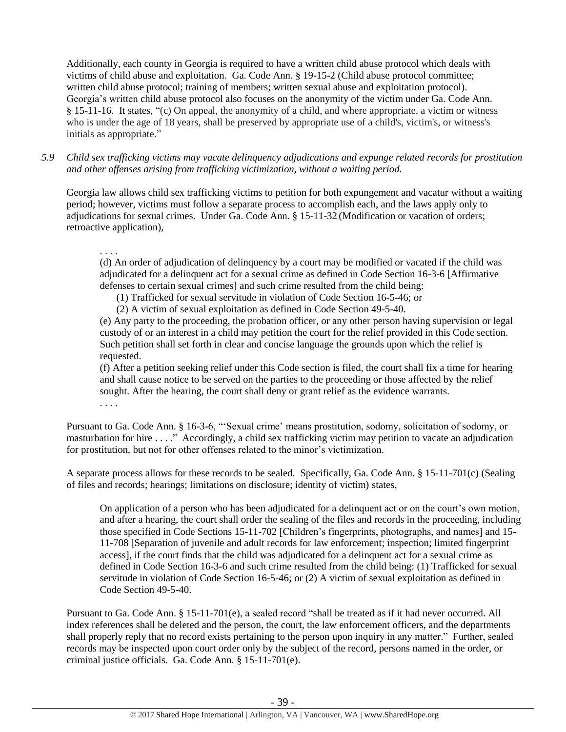Additionally, each county in Georgia is required to have a written child abuse protocol which deals with victims of child abuse and exploitation. Ga. Code Ann. § 19-15-2 (Child abuse protocol committee; written child abuse protocol; training of members; written sexual abuse and exploitation protocol). Georgia's written child abuse protocol also focuses on the anonymity of the victim under Ga. Code Ann. § 15-11-16. It states, "(c) On appeal, the anonymity of a child, and where appropriate, a victim or witness who is under the age of 18 years, shall be preserved by appropriate use of a child's, victim's, or witness's initials as appropriate."

*5.9 Child sex trafficking victims may vacate delinquency adjudications and expunge related records for prostitution and other offenses arising from trafficking victimization, without a waiting period.*

Georgia law allows child sex trafficking victims to petition for both expungement and vacatur without a waiting period; however, victims must follow a separate process to accomplish each, and the laws apply only to adjudications for sexual crimes. Under Ga. Code Ann. § 15-11-32 (Modification or vacation of orders; retroactive application),

> . . . .
>
> (d) An order of adjudication of delinquency by a court may be modified or vacated if the child was adjudicated for a delinquent act for a sexual crime as defined in Code Section 16-3-6 [Affirmative defenses to certain sexual crimes] and such crime resulted from the child being:
>
> (1) Trafficked for sexual servitude in violation of Code Section 16-5-46; or
>
> (2) A victim of sexual exploitation as defined in Code Section 49-5-40.
>
> (e) Any party to the proceeding, the probation officer, or any other person having supervision or legal custody of or an interest in a child may petition the court for the relief provided in this Code section. Such petition shall set forth in clear and concise language the grounds upon which the relief is requested.
>
> (f) After a petition seeking relief under this Code section is filed, the court shall fix a time for hearing and shall cause notice to be served on the parties to the proceeding or those affected by the relief sought. After the hearing, the court shall deny or grant relief as the evidence warrants.
>
> . . . .

Pursuant to Ga. Code Ann. § 16-3-6, "'Sexual crime' means prostitution, sodomy, solicitation of sodomy, or masturbation for hire . . . ." Accordingly, a child sex trafficking victim may petition to vacate an adjudication for prostitution, but not for other offenses related to the minor's victimization.

A separate process allows for these records to be sealed. Specifically, Ga. Code Ann. § 15-11-701(c) (Sealing of files and records; hearings; limitations on disclosure; identity of victim) states,

> On application of a person who has been adjudicated for a delinquent act or on the court's own motion, and after a hearing, the court shall order the sealing of the files and records in the proceeding, including those specified in Code Sections 15-11-702 [Children's fingerprints, photographs, and names] and 15-11-708 [Separation of juvenile and adult records for law enforcement; inspection; limited fingerprint access], if the court finds that the child was adjudicated for a delinquent act for a sexual crime as defined in Code Section 16-3-6 and such crime resulted from the child being: (1) Trafficked for sexual servitude in violation of Code Section 16-5-46; or (2) A victim of sexual exploitation as defined in Code Section 49-5-40.

Pursuant to Ga. Code Ann. § 15-11-701(e), a sealed record "shall be treated as if it had never occurred. All index references shall be deleted and the person, the court, the law enforcement officers, and the departments shall properly reply that no record exists pertaining to the person upon inquiry in any matter." Further, sealed records may be inspected upon court order only by the subject of the record, persons named in the order, or criminal justice officials. Ga. Code Ann. § 15-11-701(e).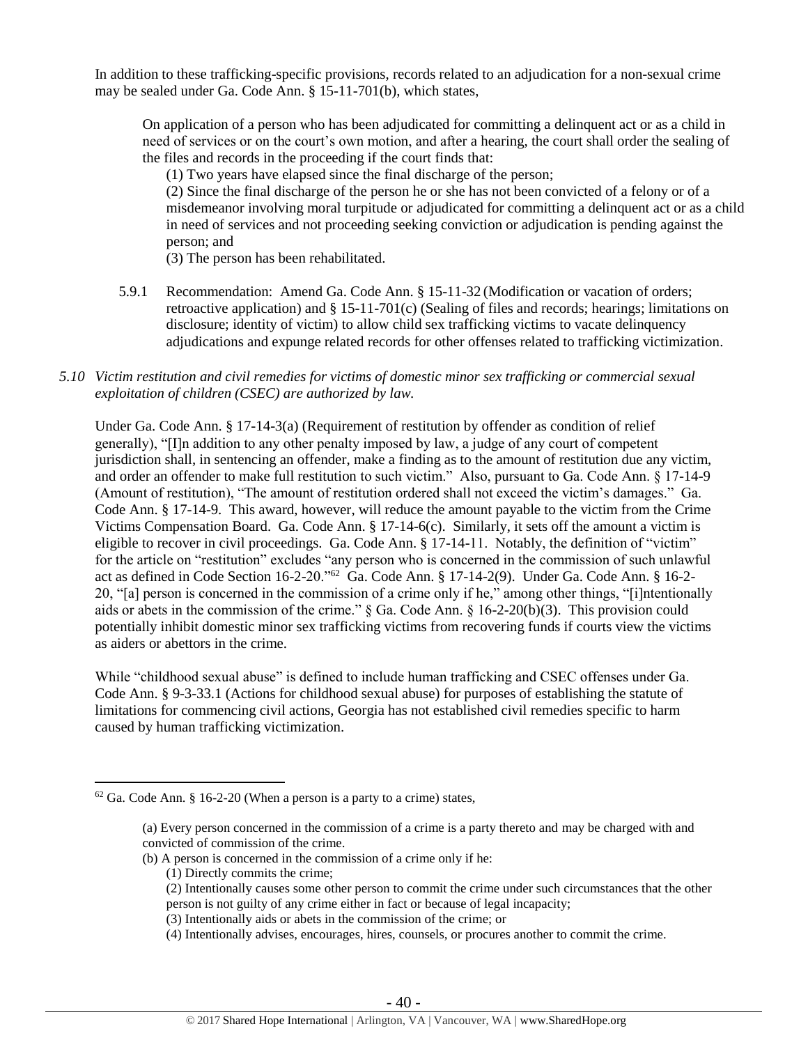In addition to these trafficking-specific provisions, records related to an adjudication for a non-sexual crime may be sealed under Ga. Code Ann. § 15-11-701(b), which states,

> On application of a person who has been adjudicated for committing a delinquent act or as a child in need of services or on the court's own motion, and after a hearing, the court shall order the sealing of the files and records in the proceeding if the court finds that:
>
> (1) Two years have elapsed since the final discharge of the person;
>
> (2) Since the final discharge of the person he or she has not been convicted of a felony or of a misdemeanor involving moral turpitude or adjudicated for committing a delinquent act or as a child in need of services and not proceeding seeking conviction or adjudication is pending against the person; and
>
> (3) The person has been rehabilitated.

5.9.1 Recommendation: Amend Ga. Code Ann. § 15-11-32 (Modification or vacation of orders; retroactive application) and § 15-11-701(c) (Sealing of files and records; hearings; limitations on disclosure; identity of victim) to allow child sex trafficking victims to vacate delinquency adjudications and expunge related records for other offenses related to trafficking victimization.

*5.10 Victim restitution and civil remedies for victims of domestic minor sex trafficking or commercial sexual exploitation of children (CSEC) are authorized by law.*

Under Ga. Code Ann. § 17-14-3(a) (Requirement of restitution by offender as condition of relief generally), "[I]n addition to any other penalty imposed by law, a judge of any court of competent jurisdiction shall, in sentencing an offender, make a finding as to the amount of restitution due any victim, and order an offender to make full restitution to such victim." Also, pursuant to Ga. Code Ann. § 17-14-9 (Amount of restitution), "The amount of restitution ordered shall not exceed the victim's damages." Ga. Code Ann. § 17-14-9. This award, however, will reduce the amount payable to the victim from the Crime Victims Compensation Board. Ga. Code Ann. § 17-14-6(c). Similarly, it sets off the amount a victim is eligible to recover in civil proceedings. Ga. Code Ann. § 17-14-11. Notably, the definition of "victim" for the article on "restitution" excludes "any person who is concerned in the commission of such unlawful act as defined in Code Section 16-2-20."[62] Ga. Code Ann. § 17-14-2(9). Under Ga. Code Ann. § 16-2-20, "[a] person is concerned in the commission of a crime only if he," among other things, "[i]ntentionally aids or abets in the commission of the crime." § Ga. Code Ann. § 16-2-20(b)(3). This provision could potentially inhibit domestic minor sex trafficking victims from recovering funds if courts view the victims as aiders or abettors in the crime.

While "childhood sexual abuse" is defined to include human trafficking and CSEC offenses under Ga. Code Ann. § 9-3-33.1 (Actions for childhood sexual abuse) for purposes of establishing the statute of limitations for commencing civil actions, Georgia has not established civil remedies specific to harm caused by human trafficking victimization.

---

[62] Ga. Code Ann. § 16-2-20 (When a person is a party to a crime) states,

> (a) Every person concerned in the commission of a crime is a party thereto and may be charged with and convicted of commission of the crime.
>
> (b) A person is concerned in the commission of a crime only if he:
>
> (1) Directly commits the crime;
>
> (2) Intentionally causes some other person to commit the crime under such circumstances that the other person is not guilty of any crime either in fact or because of legal incapacity;
>
> (3) Intentionally aids or abets in the commission of the crime; or
>
> (4) Intentionally advises, encourages, hires, counsels, or procures another to commit the crime.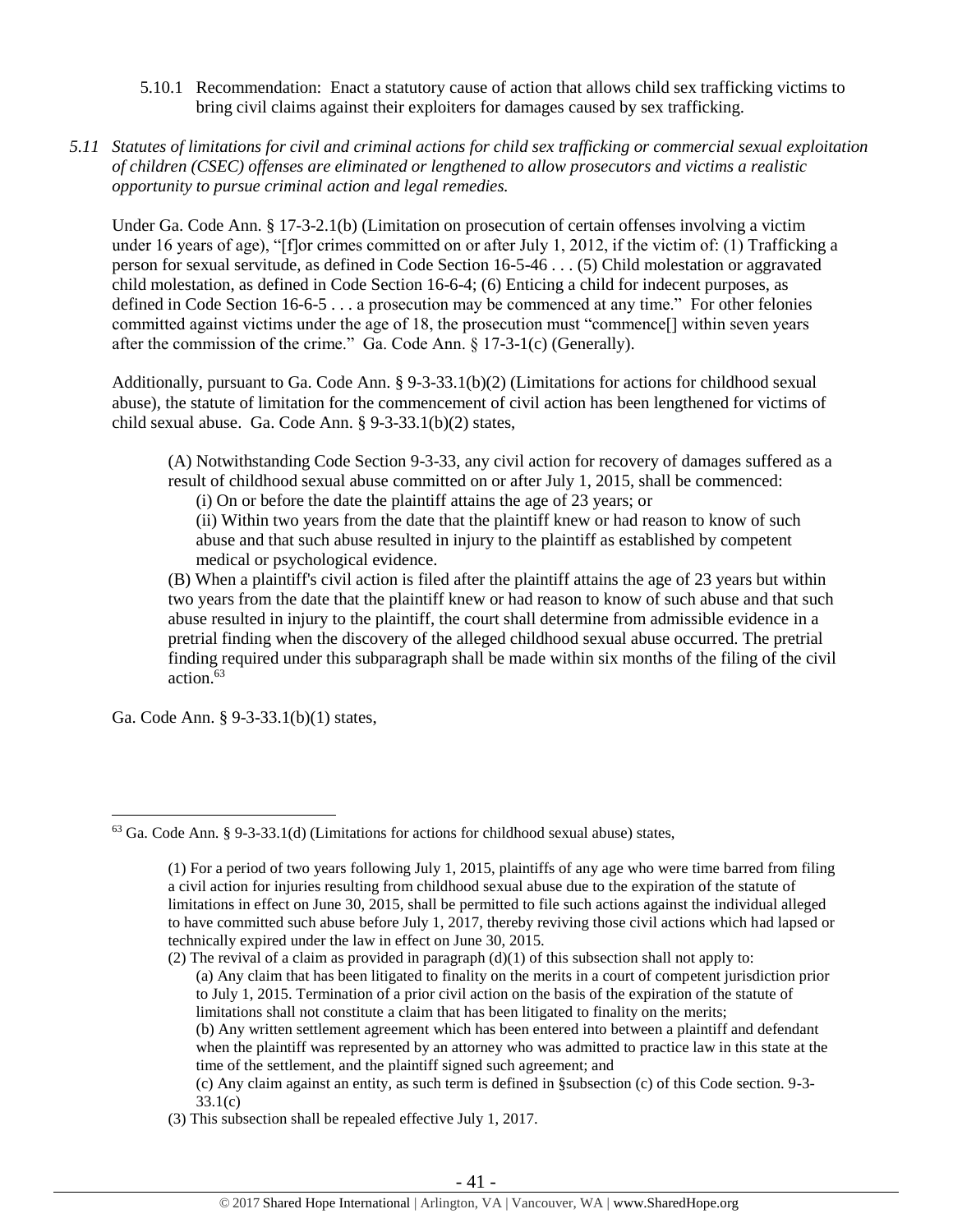5.10.1 Recommendation: Enact a statutory cause of action that allows child sex trafficking victims to bring civil claims against their exploiters for damages caused by sex trafficking.

*5.11 Statutes of limitations for civil and criminal actions for child sex trafficking or commercial sexual exploitation of children (CSEC) offenses are eliminated or lengthened to allow prosecutors and victims a realistic opportunity to pursue criminal action and legal remedies.*

Under Ga. Code Ann. § 17-3-2.1(b) (Limitation on prosecution of certain offenses involving a victim under 16 years of age), "[f]or crimes committed on or after July 1, 2012, if the victim of: (1) Trafficking a person for sexual servitude, as defined in Code Section 16-5-46 . . . (5) Child molestation or aggravated child molestation, as defined in Code Section 16-6-4; (6) Enticing a child for indecent purposes, as defined in Code Section 16-6-5 . . . a prosecution may be commenced at any time." For other felonies committed against victims under the age of 18, the prosecution must "commence[] within seven years after the commission of the crime." Ga. Code Ann. § 17-3-1(c) (Generally).

Additionally, pursuant to Ga. Code Ann. § 9-3-33.1(b)(2) (Limitations for actions for childhood sexual abuse), the statute of limitation for the commencement of civil action has been lengthened for victims of child sexual abuse. Ga. Code Ann. § 9-3-33.1(b)(2) states,

> (A) Notwithstanding Code Section 9-3-33, any civil action for recovery of damages suffered as a result of childhood sexual abuse committed on or after July 1, 2015, shall be commenced:
>
> (i) On or before the date the plaintiff attains the age of 23 years; or
>
> (ii) Within two years from the date that the plaintiff knew or had reason to know of such abuse and that such abuse resulted in injury to the plaintiff as established by competent medical or psychological evidence.
>
> (B) When a plaintiff's civil action is filed after the plaintiff attains the age of 23 years but within two years from the date that the plaintiff knew or had reason to know of such abuse and that such abuse resulted in injury to the plaintiff, the court shall determine from admissible evidence in a pretrial finding when the discovery of the alleged childhood sexual abuse occurred. The pretrial finding required under this subparagraph shall be made within six months of the filing of the civil action.[63]

Ga. Code Ann. § 9-3-33.1(b)(1) states,

---

[63] Ga. Code Ann. § 9-3-33.1(d) (Limitations for actions for childhood sexual abuse) states,

> (1) For a period of two years following July 1, 2015, plaintiffs of any age who were time barred from filing a civil action for injuries resulting from childhood sexual abuse due to the expiration of the statute of limitations in effect on June 30, 2015, shall be permitted to file such actions against the individual alleged to have committed such abuse before July 1, 2017, thereby reviving those civil actions which had lapsed or technically expired under the law in effect on June 30, 2015.
>
> (2) The revival of a claim as provided in paragraph (d)(1) of this subsection shall not apply to:
>
> (a) Any claim that has been litigated to finality on the merits in a court of competent jurisdiction prior to July 1, 2015. Termination of a prior civil action on the basis of the expiration of the statute of limitations shall not constitute a claim that has been litigated to finality on the merits;
>
> (b) Any written settlement agreement which has been entered into between a plaintiff and defendant when the plaintiff was represented by an attorney who was admitted to practice law in this state at the time of the settlement, and the plaintiff signed such agreement; and
>
> (c) Any claim against an entity, as such term is defined in §subsection (c) of this Code section. 9-3-33.1(c)
>
> (3) This subsection shall be repealed effective July 1, 2017.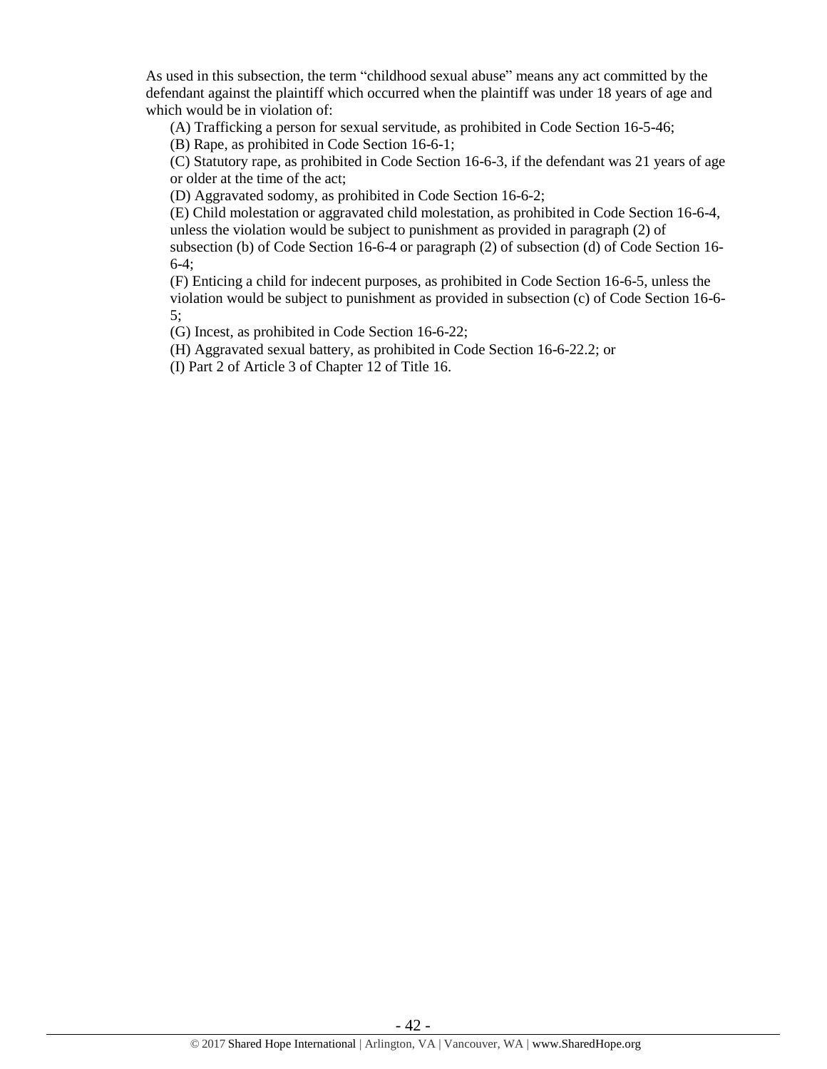As used in this subsection, the term "childhood sexual abuse" means any act committed by the defendant against the plaintiff which occurred when the plaintiff was under 18 years of age and which would be in violation of:

(A) Trafficking a person for sexual servitude, as prohibited in Code Section 16-5-46;

(B) Rape, as prohibited in Code Section 16-6-1;

(C) Statutory rape, as prohibited in Code Section 16-6-3, if the defendant was 21 years of age or older at the time of the act;

(D) Aggravated sodomy, as prohibited in Code Section 16-6-2;

(E) Child molestation or aggravated child molestation, as prohibited in Code Section 16-6-4, unless the violation would be subject to punishment as provided in paragraph (2) of subsection (b) of Code Section 16-6-4 or paragraph (2) of subsection (d) of Code Section 16-6-4;

(F) Enticing a child for indecent purposes, as prohibited in Code Section 16-6-5, unless the violation would be subject to punishment as provided in subsection (c) of Code Section 16-6-5;

(G) Incest, as prohibited in Code Section 16-6-22;

(H) Aggravated sexual battery, as prohibited in Code Section 16-6-22.2; or

(I) Part 2 of Article 3 of Chapter 12 of Title 16.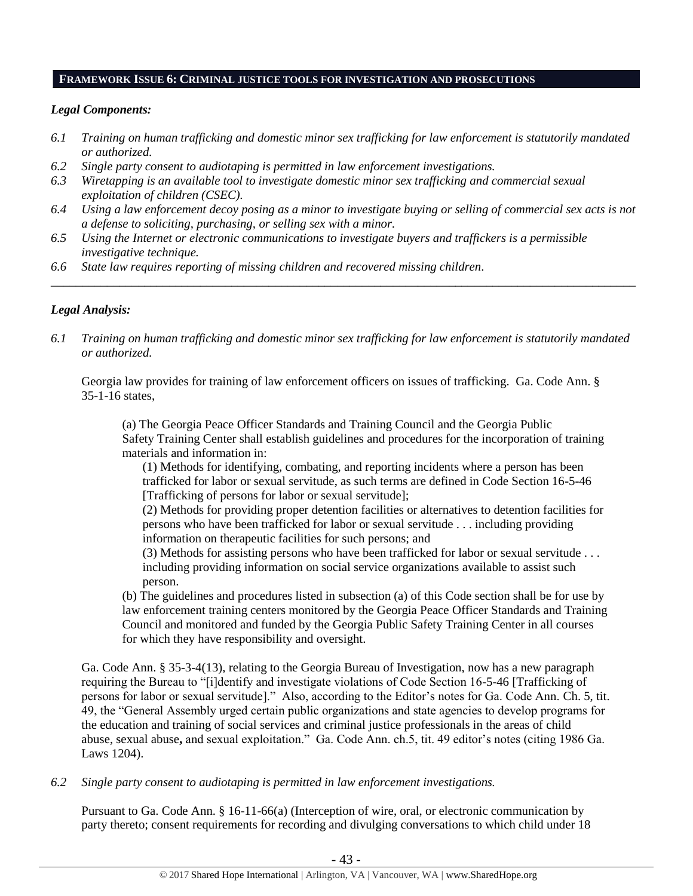## **FRAMEWORK ISSUE 6: CRIMINAL JUSTICE TOOLS FOR INVESTIGATION AND PROSECUTIONS**

### *Legal Components:*

*6.1 Training on human trafficking and domestic minor sex trafficking for law enforcement is statutorily mandated or authorized.*
*6.2 Single party consent to audiotaping is permitted in law enforcement investigations.*
*6.3 Wiretapping is an available tool to investigate domestic minor sex trafficking and commercial sexual exploitation of children (CSEC).*
*6.4 Using a law enforcement decoy posing as a minor to investigate buying or selling of commercial sex acts is not a defense to soliciting, purchasing, or selling sex with a minor.*
*6.5 Using the Internet or electronic communications to investigate buyers and traffickers is a permissible investigative technique.*
*6.6 State law requires reporting of missing children and recovered missing children.*

---

### *Legal Analysis:*

*6.1 Training on human trafficking and domestic minor sex trafficking for law enforcement is statutorily mandated or authorized.*

Georgia law provides for training of law enforcement officers on issues of trafficking. Ga. Code Ann. § 35-1-16 states,

> (a) The Georgia Peace Officer Standards and Training Council and the Georgia Public Safety Training Center shall establish guidelines and procedures for the incorporation of training materials and information in:
>
> (1) Methods for identifying, combating, and reporting incidents where a person has been trafficked for labor or sexual servitude, as such terms are defined in Code Section 16-5-46 [Trafficking of persons for labor or sexual servitude];
>
> (2) Methods for providing proper detention facilities or alternatives to detention facilities for persons who have been trafficked for labor or sexual servitude . . . including providing information on therapeutic facilities for such persons; and
>
> (3) Methods for assisting persons who have been trafficked for labor or sexual servitude . . . including providing information on social service organizations available to assist such person.
>
> (b) The guidelines and procedures listed in subsection (a) of this Code section shall be for use by law enforcement training centers monitored by the Georgia Peace Officer Standards and Training Council and monitored and funded by the Georgia Public Safety Training Center in all courses for which they have responsibility and oversight.

Ga. Code Ann. § 35-3-4(13), relating to the Georgia Bureau of Investigation, now has a new paragraph requiring the Bureau to "[i]dentify and investigate violations of Code Section 16-5-46 [Trafficking of persons for labor or sexual servitude]." Also, according to the Editor's notes for Ga. Code Ann. Ch. 5, tit. 49, the "General Assembly urged certain public organizations and state agencies to develop programs for the education and training of social services and criminal justice professionals in the areas of child abuse, sexual abuse**,** and sexual exploitation." Ga. Code Ann. ch.5, tit. 49 editor's notes (citing 1986 Ga. Laws 1204).

*6.2 Single party consent to audiotaping is permitted in law enforcement investigations.*

Pursuant to Ga. Code Ann. § 16-11-66(a) (Interception of wire, oral, or electronic communication by party thereto; consent requirements for recording and divulging conversations to which child under 18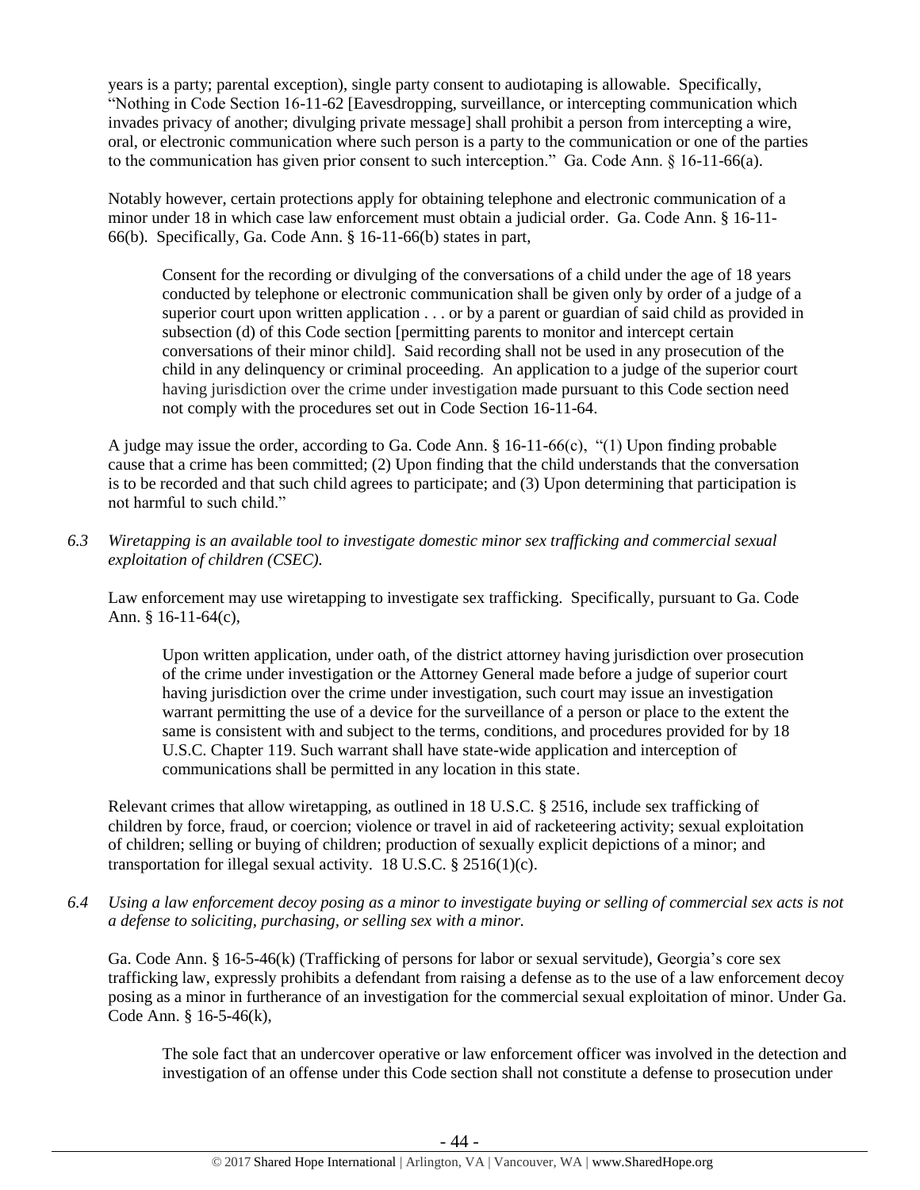years is a party; parental exception), single party consent to audiotaping is allowable. Specifically, "Nothing in Code Section 16-11-62 [Eavesdropping, surveillance, or intercepting communication which invades privacy of another; divulging private message] shall prohibit a person from intercepting a wire, oral, or electronic communication where such person is a party to the communication or one of the parties to the communication has given prior consent to such interception." Ga. Code Ann. § 16-11-66(a).

Notably however, certain protections apply for obtaining telephone and electronic communication of a minor under 18 in which case law enforcement must obtain a judicial order. Ga. Code Ann. § 16-11-66(b). Specifically, Ga. Code Ann. § 16-11-66(b) states in part,

> Consent for the recording or divulging of the conversations of a child under the age of 18 years conducted by telephone or electronic communication shall be given only by order of a judge of a superior court upon written application . . . or by a parent or guardian of said child as provided in subsection (d) of this Code section [permitting parents to monitor and intercept certain conversations of their minor child]. Said recording shall not be used in any prosecution of the child in any delinquency or criminal proceeding. An application to a judge of the superior court having jurisdiction over the crime under investigation made pursuant to this Code section need not comply with the procedures set out in Code Section 16-11-64.

A judge may issue the order, according to Ga. Code Ann. § 16-11-66(c), "(1) Upon finding probable cause that a crime has been committed; (2) Upon finding that the child understands that the conversation is to be recorded and that such child agrees to participate; and (3) Upon determining that participation is not harmful to such child."

*6.3 Wiretapping is an available tool to investigate domestic minor sex trafficking and commercial sexual exploitation of children (CSEC).*

Law enforcement may use wiretapping to investigate sex trafficking. Specifically, pursuant to Ga. Code Ann. § 16-11-64(c),

> Upon written application, under oath, of the district attorney having jurisdiction over prosecution of the crime under investigation or the Attorney General made before a judge of superior court having jurisdiction over the crime under investigation, such court may issue an investigation warrant permitting the use of a device for the surveillance of a person or place to the extent the same is consistent with and subject to the terms, conditions, and procedures provided for by 18 U.S.C. Chapter 119. Such warrant shall have state-wide application and interception of communications shall be permitted in any location in this state.

Relevant crimes that allow wiretapping, as outlined in 18 U.S.C. § 2516, include sex trafficking of children by force, fraud, or coercion; violence or travel in aid of racketeering activity; sexual exploitation of children; selling or buying of children; production of sexually explicit depictions of a minor; and transportation for illegal sexual activity. 18 U.S.C. § 2516(1)(c).

*6.4 Using a law enforcement decoy posing as a minor to investigate buying or selling of commercial sex acts is not a defense to soliciting, purchasing, or selling sex with a minor.*

Ga. Code Ann. § 16-5-46(k) (Trafficking of persons for labor or sexual servitude), Georgia's core sex trafficking law, expressly prohibits a defendant from raising a defense as to the use of a law enforcement decoy posing as a minor in furtherance of an investigation for the commercial sexual exploitation of minor. Under Ga. Code Ann. § 16-5-46(k),

> The sole fact that an undercover operative or law enforcement officer was involved in the detection and investigation of an offense under this Code section shall not constitute a defense to prosecution under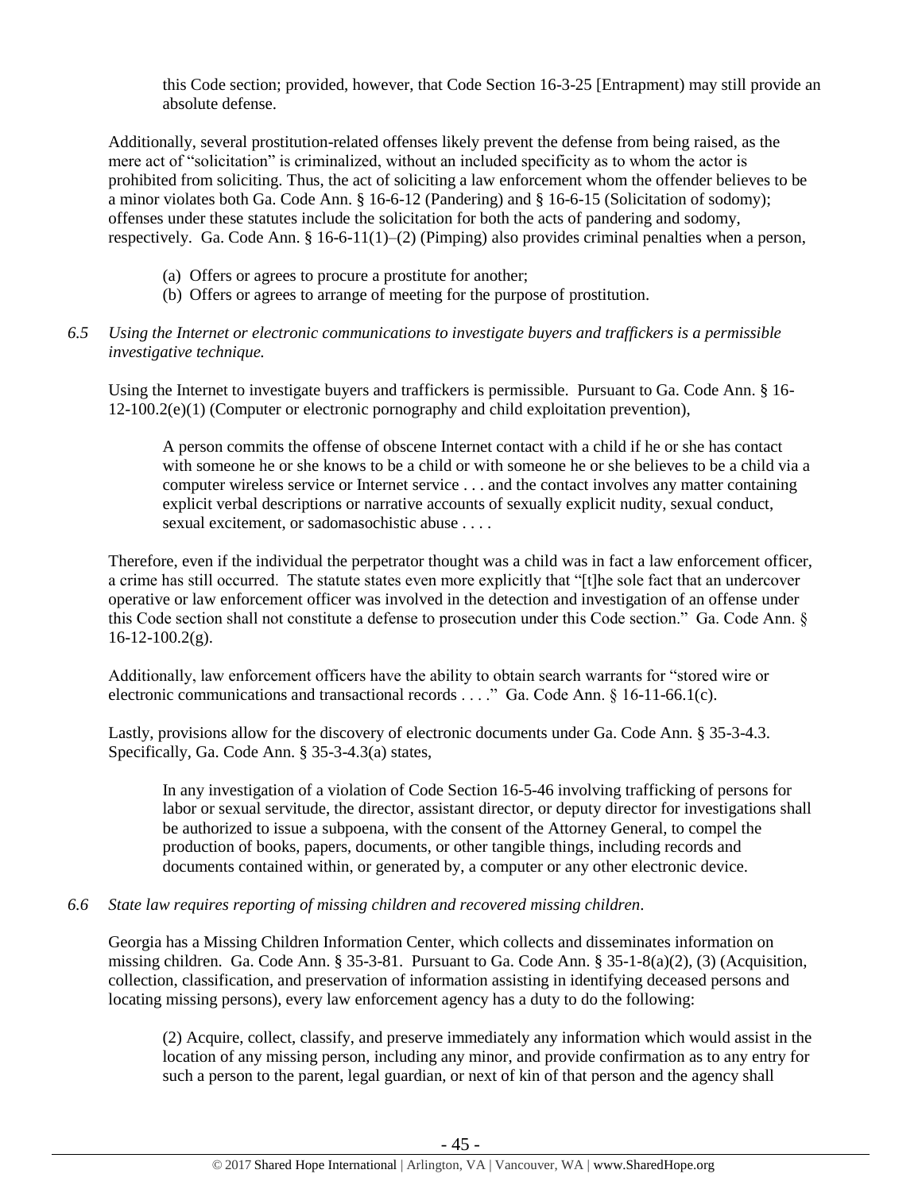this Code section; provided, however, that Code Section 16-3-25 [Entrapment) may still provide an absolute defense.

Additionally, several prostitution-related offenses likely prevent the defense from being raised, as the mere act of "solicitation" is criminalized, without an included specificity as to whom the actor is prohibited from soliciting. Thus, the act of soliciting a law enforcement whom the offender believes to be a minor violates both Ga. Code Ann. § 16-6-12 (Pandering) and § 16-6-15 (Solicitation of sodomy); offenses under these statutes include the solicitation for both the acts of pandering and sodomy, respectively. Ga. Code Ann. § 16-6-11(1)–(2) (Pimping) also provides criminal penalties when a person,

> (a) Offers or agrees to procure a prostitute for another;
> (b) Offers or agrees to arrange of meeting for the purpose of prostitution.

*6.5 Using the Internet or electronic communications to investigate buyers and traffickers is a permissible investigative technique.*

Using the Internet to investigate buyers and traffickers is permissible. Pursuant to Ga. Code Ann. § 16-12-100.2(e)(1) (Computer or electronic pornography and child exploitation prevention),

> A person commits the offense of obscene Internet contact with a child if he or she has contact with someone he or she knows to be a child or with someone he or she believes to be a child via a computer wireless service or Internet service . . . and the contact involves any matter containing explicit verbal descriptions or narrative accounts of sexually explicit nudity, sexual conduct, sexual excitement, or sadomasochistic abuse . . . .

Therefore, even if the individual the perpetrator thought was a child was in fact a law enforcement officer, a crime has still occurred. The statute states even more explicitly that "[t]he sole fact that an undercover operative or law enforcement officer was involved in the detection and investigation of an offense under this Code section shall not constitute a defense to prosecution under this Code section." Ga. Code Ann. § 16-12-100.2(g).

Additionally, law enforcement officers have the ability to obtain search warrants for "stored wire or electronic communications and transactional records . . . ." Ga. Code Ann. § 16-11-66.1(c).

Lastly, provisions allow for the discovery of electronic documents under Ga. Code Ann. § 35-3-4.3. Specifically, Ga. Code Ann. § 35-3-4.3(a) states,

> In any investigation of a violation of Code Section 16-5-46 involving trafficking of persons for labor or sexual servitude, the director, assistant director, or deputy director for investigations shall be authorized to issue a subpoena, with the consent of the Attorney General, to compel the production of books, papers, documents, or other tangible things, including records and documents contained within, or generated by, a computer or any other electronic device.

*6.6 State law requires reporting of missing children and recovered missing children.*

Georgia has a Missing Children Information Center, which collects and disseminates information on missing children. Ga. Code Ann. § 35-3-81. Pursuant to Ga. Code Ann. § 35-1-8(a)(2), (3) (Acquisition, collection, classification, and preservation of information assisting in identifying deceased persons and locating missing persons), every law enforcement agency has a duty to do the following:

> (2) Acquire, collect, classify, and preserve immediately any information which would assist in the location of any missing person, including any minor, and provide confirmation as to any entry for such a person to the parent, legal guardian, or next of kin of that person and the agency shall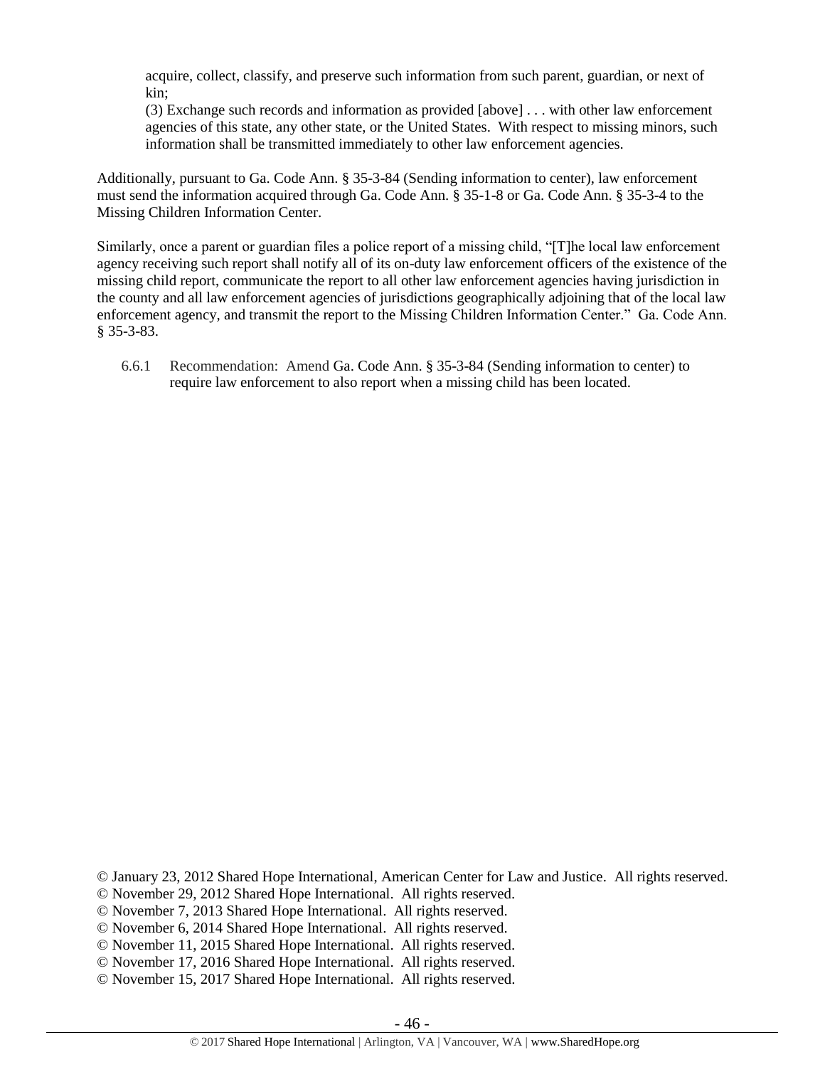acquire, collect, classify, and preserve such information from such parent, guardian, or next of kin;

(3) Exchange such records and information as provided [above] . . . with other law enforcement agencies of this state, any other state, or the United States. With respect to missing minors, such information shall be transmitted immediately to other law enforcement agencies.

Additionally, pursuant to Ga. Code Ann. § 35-3-84 (Sending information to center), law enforcement must send the information acquired through Ga. Code Ann. § 35-1-8 or Ga. Code Ann. § 35-3-4 to the Missing Children Information Center.

Similarly, once a parent or guardian files a police report of a missing child, "[T]he local law enforcement agency receiving such report shall notify all of its on-duty law enforcement officers of the existence of the missing child report, communicate the report to all other law enforcement agencies having jurisdiction in the county and all law enforcement agencies of jurisdictions geographically adjoining that of the local law enforcement agency, and transmit the report to the Missing Children Information Center." Ga. Code Ann. § 35-3-83.

6.6.1 Recommendation: Amend Ga. Code Ann. § 35-3-84 (Sending information to center) to require law enforcement to also report when a missing child has been located.

© January 23, 2012 Shared Hope International, American Center for Law and Justice. All rights reserved.
© November 29, 2012 Shared Hope International. All rights reserved.
© November 7, 2013 Shared Hope International. All rights reserved.
© November 6, 2014 Shared Hope International. All rights reserved.
© November 11, 2015 Shared Hope International. All rights reserved.
© November 17, 2016 Shared Hope International. All rights reserved.
© November 15, 2017 Shared Hope International. All rights reserved.